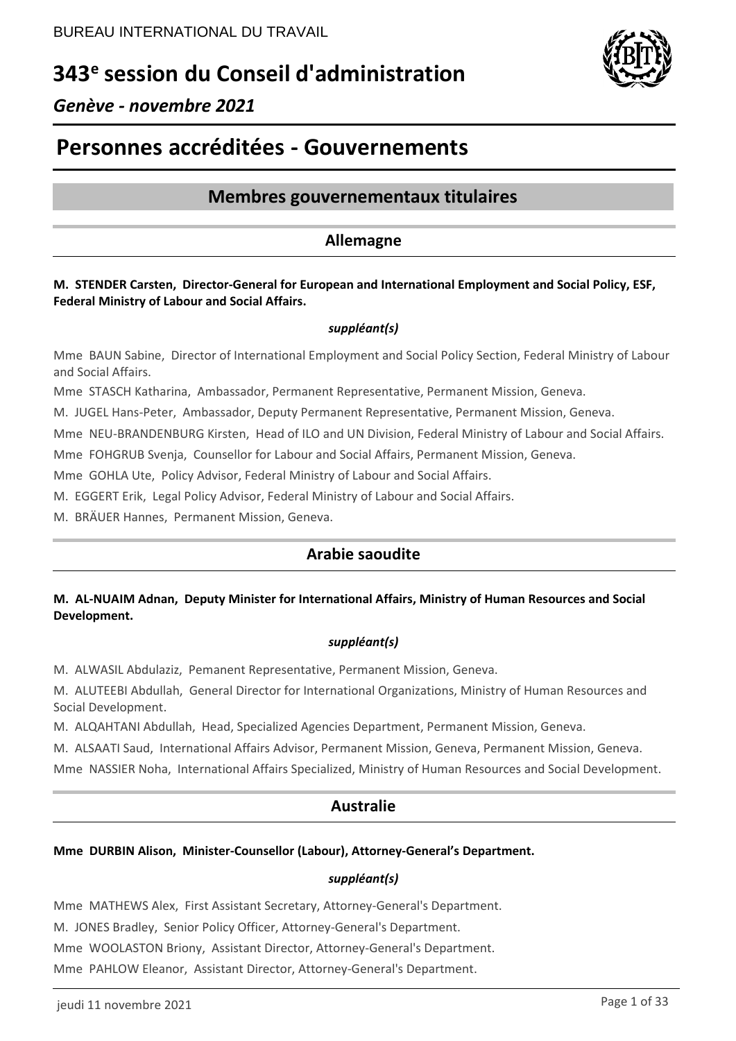BUREAU INTERNATIONAL DU TRAVAIL

# 343e session du Conseil d'administration

*Genève - novembre 2021*

# Personnes accréditées - Gouvernements

## Membres gouvernementaux titulaires

### Allemagne

**M. STENDER Carsten, Director-General for European and International Employment and Social Policy, ESF, Federal Ministry of Labour and Social Affairs.**

***suppléant(s)***

Mme BAUN Sabine, Director of International Employment and Social Policy Section, Federal Ministry of Labour and Social Affairs.

Mme STASCH Katharina, Ambassador, Permanent Representative, Permanent Mission, Geneva.

M. JUGEL Hans-Peter, Ambassador, Deputy Permanent Representative, Permanent Mission, Geneva.

Mme NEU-BRANDENBURG Kirsten, Head of ILO and UN Division, Federal Ministry of Labour and Social Affairs.

Mme FOHGRUB Svenja, Counsellor for Labour and Social Affairs, Permanent Mission, Geneva.

Mme GOHLA Ute, Policy Advisor, Federal Ministry of Labour and Social Affairs.

M. EGGERT Erik, Legal Policy Advisor, Federal Ministry of Labour and Social Affairs.

M. BRÄUER Hannes, Permanent Mission, Geneva.

### Arabie saoudite

**M. AL-NUAIM Adnan, Deputy Minister for International Affairs, Ministry of Human Resources and Social Development.**

***suppléant(s)***

M. ALWASIL Abdulaziz, Pemanent Representative, Permanent Mission, Geneva.

M. ALUTEEBI Abdullah, General Director for International Organizations, Ministry of Human Resources and Social Development.

M. ALQAHTANI Abdullah, Head, Specialized Agencies Department, Permanent Mission, Geneva.

M. ALSAATI Saud, International Affairs Advisor, Permanent Mission, Geneva, Permanent Mission, Geneva.

Mme NASSIER Noha, International Affairs Specialized, Ministry of Human Resources and Social Development.

### Australie

**Mme DURBIN Alison, Minister-Counsellor (Labour), Attorney-General's Department.**

***suppléant(s)***

Mme MATHEWS Alex, First Assistant Secretary, Attorney-General's Department.

M. JONES Bradley, Senior Policy Officer, Attorney-General's Department.

Mme WOOLASTON Briony, Assistant Director, Attorney-General's Department.

Mme PAHLOW Eleanor, Assistant Director, Attorney-General's Department.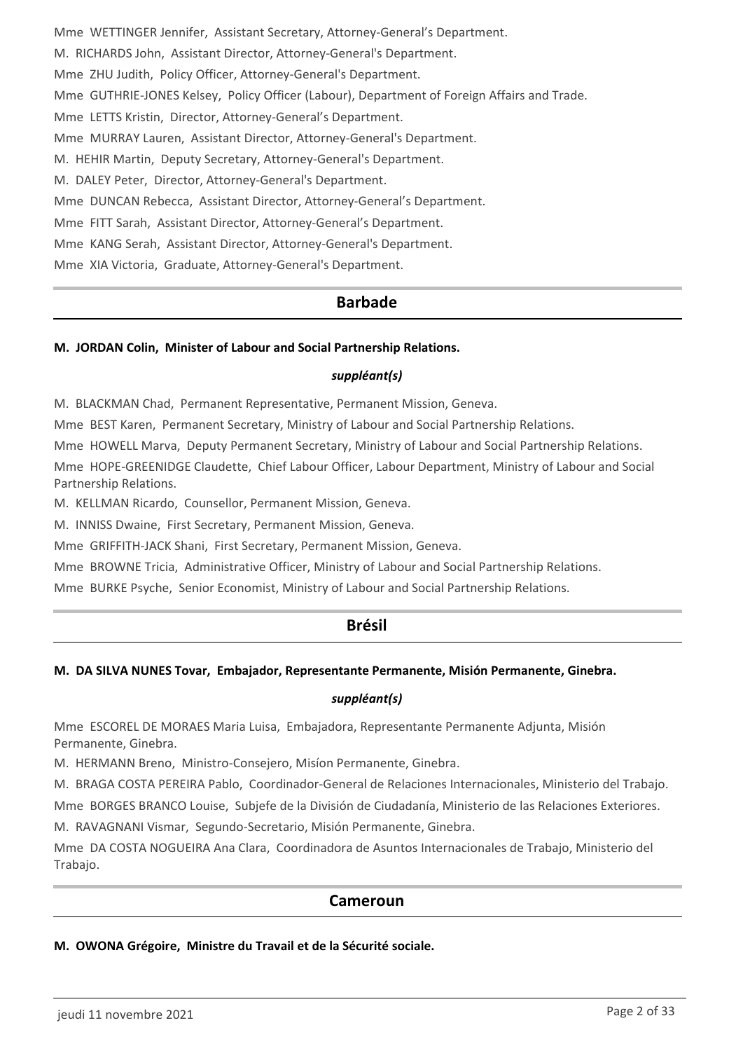Mme WETTINGER Jennifer, Assistant Secretary, Attorney-General's Department.

M. RICHARDS John, Assistant Director, Attorney-General's Department.

Mme ZHU Judith, Policy Officer, Attorney-General's Department.

Mme GUTHRIE-JONES Kelsey, Policy Officer (Labour), Department of Foreign Affairs and Trade.

Mme LETTS Kristin, Director, Attorney-General's Department.

Mme MURRAY Lauren, Assistant Director, Attorney-General's Department.

M. HEHIR Martin, Deputy Secretary, Attorney-General's Department.

M. DALEY Peter, Director, Attorney-General's Department.

Mme DUNCAN Rebecca, Assistant Director, Attorney-General's Department.

Mme FITT Sarah, Assistant Director, Attorney-General's Department.

Mme KANG Serah, Assistant Director, Attorney-General's Department.

Mme XIA Victoria, Graduate, Attorney-General's Department.

## Barbade

**M. JORDAN Colin, Minister of Labour and Social Partnership Relations.**

***suppléant(s)***

M. BLACKMAN Chad, Permanent Representative, Permanent Mission, Geneva.

Mme BEST Karen, Permanent Secretary, Ministry of Labour and Social Partnership Relations.

Mme HOWELL Marva, Deputy Permanent Secretary, Ministry of Labour and Social Partnership Relations.

Mme HOPE-GREENIDGE Claudette, Chief Labour Officer, Labour Department, Ministry of Labour and Social Partnership Relations.

M. KELLMAN Ricardo, Counsellor, Permanent Mission, Geneva.

M. INNISS Dwaine, First Secretary, Permanent Mission, Geneva.

Mme GRIFFITH-JACK Shani, First Secretary, Permanent Mission, Geneva.

Mme BROWNE Tricia, Administrative Officer, Ministry of Labour and Social Partnership Relations.

Mme BURKE Psyche, Senior Economist, Ministry of Labour and Social Partnership Relations.

## Brésil

**M. DA SILVA NUNES Tovar, Embajador, Representante Permanente, Misión Permanente, Ginebra.**

***suppléant(s)***

Mme ESCOREL DE MORAES Maria Luisa, Embajadora, Representante Permanente Adjunta, Misión Permanente, Ginebra.

M. HERMANN Breno, Ministro-Consejero, Misíon Permanente, Ginebra.

M. BRAGA COSTA PEREIRA Pablo, Coordinador-General de Relaciones Internacionales, Ministerio del Trabajo.

Mme BORGES BRANCO Louise, Subjefe de la División de Ciudadanía, Ministerio de las Relaciones Exteriores.

M. RAVAGNANI Vismar, Segundo-Secretario, Misión Permanente, Ginebra.

Mme DA COSTA NOGUEIRA Ana Clara, Coordinadora de Asuntos Internacionales de Trabajo, Ministerio del Trabajo.

## Cameroun

**M. OWONA Grégoire, Ministre du Travail et de la Sécurité sociale.**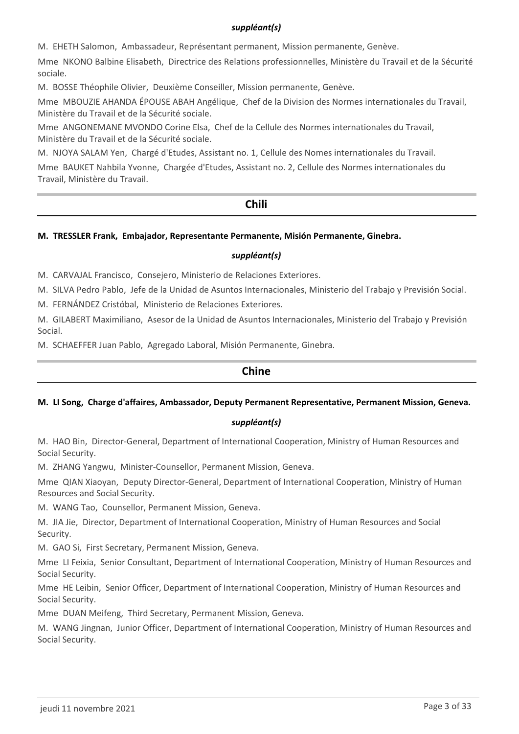*suppléant(s)*

M. EHETH Salomon, Ambassadeur, Représentant permanent, Mission permanente, Genève.

Mme NKONO Balbine Elisabeth, Directrice des Relations professionnelles, Ministère du Travail et de la Sécurité sociale.

M. BOSSE Théophile Olivier, Deuxième Conseiller, Mission permanente, Genève.

Mme MBOUZIE AHANDA ÉPOUSE ABAH Angélique, Chef de la Division des Normes internationales du Travail, Ministère du Travail et de la Sécurité sociale.

Mme ANGONEMANE MVONDO Corine Elsa, Chef de la Cellule des Normes internationales du Travail, Ministère du Travail et de la Sécurité sociale.

M. NJOYA SALAM Yen, Chargé d'Etudes, Assistant no. 1, Cellule des Nomes internationales du Travail.

Mme BAUKET Nahbila Yvonne, Chargée d'Etudes, Assistant no. 2, Cellule des Normes internationales du Travail, Ministère du Travail.

## Chili

**M. TRESSLER Frank, Embajador, Representante Permanente, Misión Permanente, Ginebra.**

*suppléant(s)*

M. CARVAJAL Francisco, Consejero, Ministerio de Relaciones Exteriores.

M. SILVA Pedro Pablo, Jefe de la Unidad de Asuntos Internacionales, Ministerio del Trabajo y Previsión Social.

M. FERNÁNDEZ Cristóbal, Ministerio de Relaciones Exteriores.

M. GILABERT Maximiliano, Asesor de la Unidad de Asuntos Internacionales, Ministerio del Trabajo y Previsión Social.

M. SCHAEFFER Juan Pablo, Agregado Laboral, Misión Permanente, Ginebra.

## Chine

**M. LI Song, Charge d'affaires, Ambassador, Deputy Permanent Representative, Permanent Mission, Geneva.**

*suppléant(s)*

M. HAO Bin, Director-General, Department of International Cooperation, Ministry of Human Resources and Social Security.

M. ZHANG Yangwu, Minister-Counsellor, Permanent Mission, Geneva.

Mme QIAN Xiaoyan, Deputy Director-General, Department of International Cooperation, Ministry of Human Resources and Social Security.

M. WANG Tao, Counsellor, Permanent Mission, Geneva.

M. JIA Jie, Director, Department of International Cooperation, Ministry of Human Resources and Social Security.

M. GAO Si, First Secretary, Permanent Mission, Geneva.

Mme LI Feixia, Senior Consultant, Department of International Cooperation, Ministry of Human Resources and Social Security.

Mme HE Leibin, Senior Officer, Department of International Cooperation, Ministry of Human Resources and Social Security.

Mme DUAN Meifeng, Third Secretary, Permanent Mission, Geneva.

M. WANG Jingnan, Junior Officer, Department of International Cooperation, Ministry of Human Resources and Social Security.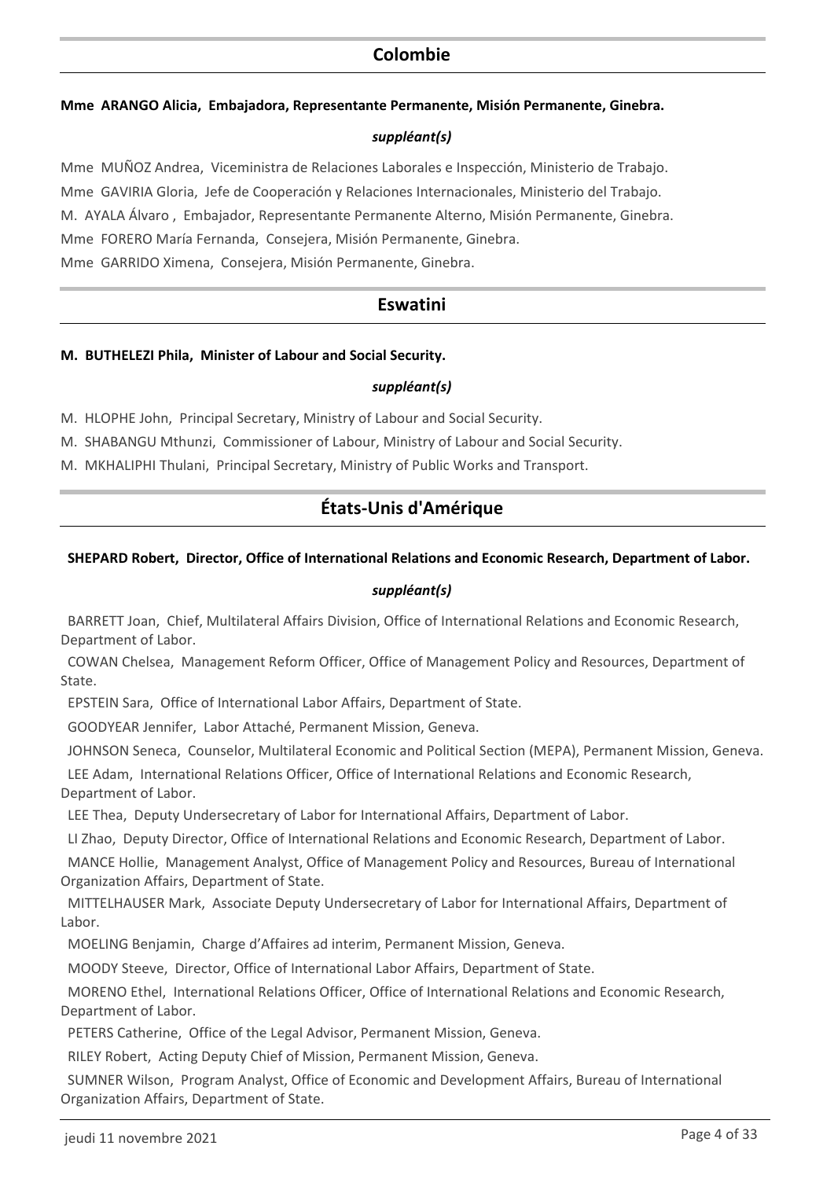## Colombie

**Mme ARANGO Alicia, Embajadora, Representante Permanente, Misión Permanente, Ginebra.**

***suppléant(s)***

Mme MUÑOZ Andrea, Viceministra de Relaciones Laborales e Inspección, Ministerio de Trabajo.

Mme GAVIRIA Gloria, Jefe de Cooperación y Relaciones Internacionales, Ministerio del Trabajo.

M. AYALA Álvaro , Embajador, Representante Permanente Alterno, Misión Permanente, Ginebra.

Mme FORERO María Fernanda, Consejera, Misión Permanente, Ginebra.

Mme GARRIDO Ximena, Consejera, Misión Permanente, Ginebra.

## Eswatini

**M. BUTHELEZI Phila, Minister of Labour and Social Security.**

***suppléant(s)***

M. HLOPHE John, Principal Secretary, Ministry of Labour and Social Security.

M. SHABANGU Mthunzi, Commissioner of Labour, Ministry of Labour and Social Security.

M. MKHALIPHI Thulani, Principal Secretary, Ministry of Public Works and Transport.

## États-Unis d'Amérique

**SHEPARD Robert, Director, Office of International Relations and Economic Research, Department of Labor.**

***suppléant(s)***

BARRETT Joan, Chief, Multilateral Affairs Division, Office of International Relations and Economic Research, Department of Labor.

COWAN Chelsea, Management Reform Officer, Office of Management Policy and Resources, Department of State.

EPSTEIN Sara, Office of International Labor Affairs, Department of State.

GOODYEAR Jennifer, Labor Attaché, Permanent Mission, Geneva.

JOHNSON Seneca, Counselor, Multilateral Economic and Political Section (MEPA), Permanent Mission, Geneva.

LEE Adam, International Relations Officer, Office of International Relations and Economic Research, Department of Labor.

LEE Thea, Deputy Undersecretary of Labor for International Affairs, Department of Labor.

LI Zhao, Deputy Director, Office of International Relations and Economic Research, Department of Labor.

MANCE Hollie, Management Analyst, Office of Management Policy and Resources, Bureau of International Organization Affairs, Department of State.

MITTELHAUSER Mark, Associate Deputy Undersecretary of Labor for International Affairs, Department of Labor.

MOELING Benjamin, Charge d'Affaires ad interim, Permanent Mission, Geneva.

MOODY Steeve, Director, Office of International Labor Affairs, Department of State.

MORENO Ethel, International Relations Officer, Office of International Relations and Economic Research, Department of Labor.

PETERS Catherine, Office of the Legal Advisor, Permanent Mission, Geneva.

RILEY Robert, Acting Deputy Chief of Mission, Permanent Mission, Geneva.

SUMNER Wilson, Program Analyst, Office of Economic and Development Affairs, Bureau of International Organization Affairs, Department of State.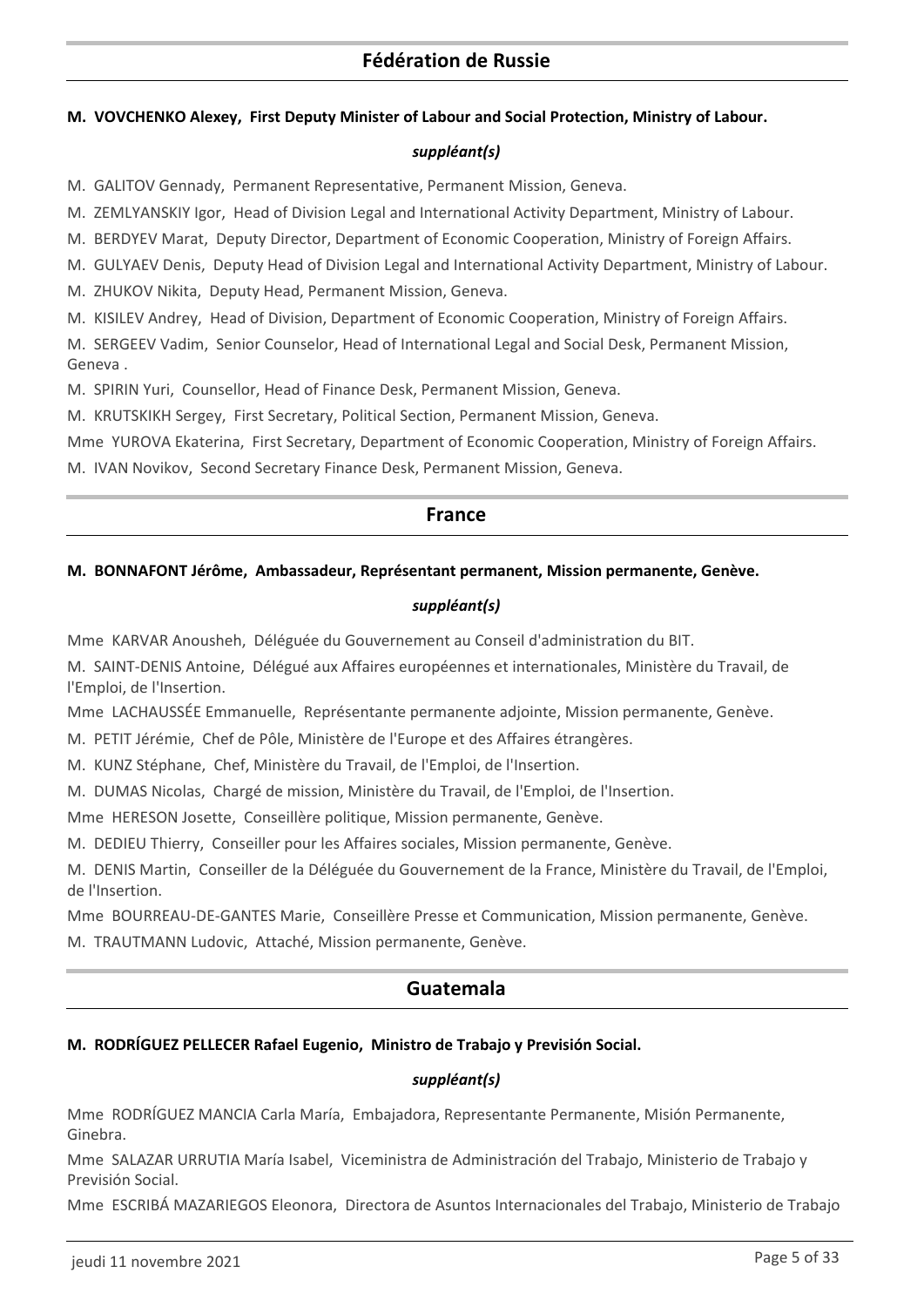## Fédération de Russie

**M. VOVCHENKO Alexey, First Deputy Minister of Labour and Social Protection, Ministry of Labour.**

*suppléant(s)*

M. GALITOV Gennady, Permanent Representative, Permanent Mission, Geneva.

M. ZEMLYANSKIY Igor, Head of Division Legal and International Activity Department, Ministry of Labour.

M. BERDYEV Marat, Deputy Director, Department of Economic Cooperation, Ministry of Foreign Affairs.

M. GULYAEV Denis, Deputy Head of Division Legal and International Activity Department, Ministry of Labour.

M. ZHUKOV Nikita, Deputy Head, Permanent Mission, Geneva.

M. KISILEV Andrey, Head of Division, Department of Economic Cooperation, Ministry of Foreign Affairs.

M. SERGEEV Vadim, Senior Counselor, Head of International Legal and Social Desk, Permanent Mission, Geneva .

M. SPIRIN Yuri, Counsellor, Head of Finance Desk, Permanent Mission, Geneva.

M. KRUTSKIKH Sergey, First Secretary, Political Section, Permanent Mission, Geneva.

Mme YUROVA Ekaterina, First Secretary, Department of Economic Cooperation, Ministry of Foreign Affairs.

M. IVAN Novikov, Second Secretary Finance Desk, Permanent Mission, Geneva.

## France

**M. BONNAFONT Jérôme, Ambassadeur, Représentant permanent, Mission permanente, Genève.**

*suppléant(s)*

Mme KARVAR Anousheh, Déléguée du Gouvernement au Conseil d'administration du BIT.

M. SAINT-DENIS Antoine, Délégué aux Affaires européennes et internationales, Ministère du Travail, de l'Emploi, de l'Insertion.

Mme LACHAUSSÉE Emmanuelle, Représentante permanente adjointe, Mission permanente, Genève.

M. PETIT Jérémie, Chef de Pôle, Ministère de l'Europe et des Affaires étrangères.

M. KUNZ Stéphane, Chef, Ministère du Travail, de l'Emploi, de l'Insertion.

M. DUMAS Nicolas, Chargé de mission, Ministère du Travail, de l'Emploi, de l'Insertion.

Mme HERESON Josette, Conseillère politique, Mission permanente, Genève.

M. DEDIEU Thierry, Conseiller pour les Affaires sociales, Mission permanente, Genève.

M. DENIS Martin, Conseiller de la Déléguée du Gouvernement de la France, Ministère du Travail, de l'Emploi, de l'Insertion.

Mme BOURREAU-DE-GANTES Marie, Conseillère Presse et Communication, Mission permanente, Genève.

M. TRAUTMANN Ludovic, Attaché, Mission permanente, Genève.

## Guatemala

**M. RODRÍGUEZ PELLECER Rafael Eugenio, Ministro de Trabajo y Previsión Social.**

*suppléant(s)*

Mme RODRÍGUEZ MANCIA Carla María, Embajadora, Representante Permanente, Misión Permanente, Ginebra.

Mme SALAZAR URRUTIA María Isabel, Viceministra de Administración del Trabajo, Ministerio de Trabajo y Previsión Social.

Mme ESCRIBÁ MAZARIEGOS Eleonora, Directora de Asuntos Internacionales del Trabajo, Ministerio de Trabajo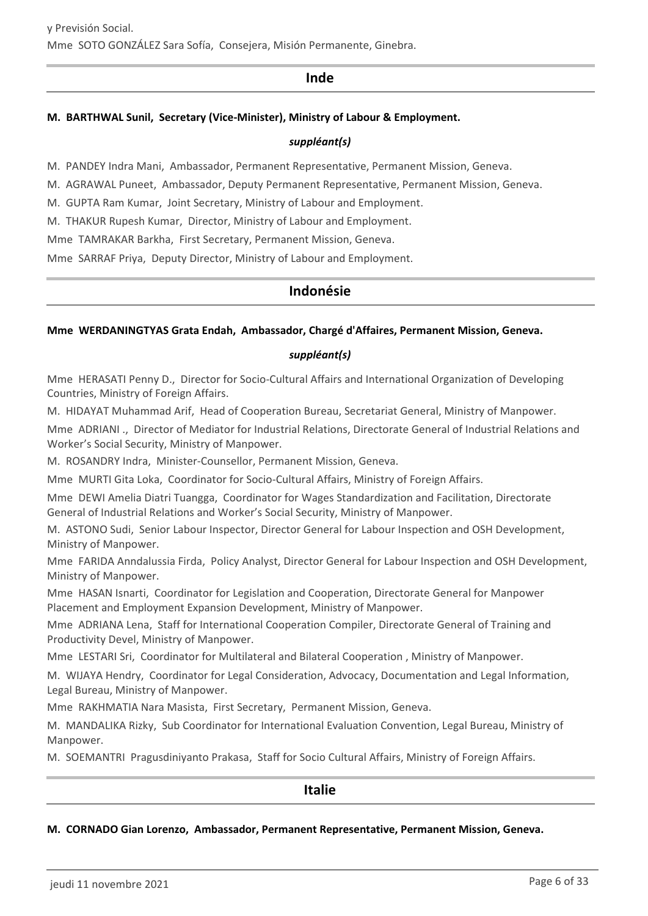y Previsión Social.

Mme SOTO GONZÁLEZ Sara Sofía, Consejera, Misión Permanente, Ginebra.

## Inde

**M. BARTHWAL Sunil, Secretary (Vice-Minister), Ministry of Labour & Employment.**

***suppléant(s)***

M. PANDEY Indra Mani, Ambassador, Permanent Representative, Permanent Mission, Geneva.

M. AGRAWAL Puneet, Ambassador, Deputy Permanent Representative, Permanent Mission, Geneva.

M. GUPTA Ram Kumar, Joint Secretary, Ministry of Labour and Employment.

M. THAKUR Rupesh Kumar, Director, Ministry of Labour and Employment.

Mme TAMRAKAR Barkha, First Secretary, Permanent Mission, Geneva.

Mme SARRAF Priya, Deputy Director, Ministry of Labour and Employment.

## Indonésie

**Mme WERDANINGTYAS Grata Endah, Ambassador, Chargé d'Affaires, Permanent Mission, Geneva.**

***suppléant(s)***

Mme HERASATI Penny D., Director for Socio-Cultural Affairs and International Organization of Developing Countries, Ministry of Foreign Affairs.

M. HIDAYAT Muhammad Arif, Head of Cooperation Bureau, Secretariat General, Ministry of Manpower.

Mme ADRIANI ., Director of Mediator for Industrial Relations, Directorate General of Industrial Relations and Worker's Social Security, Ministry of Manpower.

M. ROSANDRY Indra, Minister-Counsellor, Permanent Mission, Geneva.

Mme MURTI Gita Loka, Coordinator for Socio-Cultural Affairs, Ministry of Foreign Affairs.

Mme DEWI Amelia Diatri Tuangga, Coordinator for Wages Standardization and Facilitation, Directorate General of Industrial Relations and Worker's Social Security, Ministry of Manpower.

M. ASTONO Sudi, Senior Labour Inspector, Director General for Labour Inspection and OSH Development, Ministry of Manpower.

Mme FARIDA Anndalussia Firda, Policy Analyst, Director General for Labour Inspection and OSH Development, Ministry of Manpower.

Mme HASAN Isnarti, Coordinator for Legislation and Cooperation, Directorate General for Manpower Placement and Employment Expansion Development, Ministry of Manpower.

Mme ADRIANA Lena, Staff for International Cooperation Compiler, Directorate General of Training and Productivity Devel, Ministry of Manpower.

Mme LESTARI Sri, Coordinator for Multilateral and Bilateral Cooperation , Ministry of Manpower.

M. WIJAYA Hendry, Coordinator for Legal Consideration, Advocacy, Documentation and Legal Information, Legal Bureau, Ministry of Manpower.

Mme RAKHMATIA Nara Masista, First Secretary, Permanent Mission, Geneva.

M. MANDALIKA Rizky, Sub Coordinator for International Evaluation Convention, Legal Bureau, Ministry of Manpower.

M. SOEMANTRI Pragusdiniyanto Prakasa, Staff for Socio Cultural Affairs, Ministry of Foreign Affairs.

## Italie

**M. CORNADO Gian Lorenzo, Ambassador, Permanent Representative, Permanent Mission, Geneva.**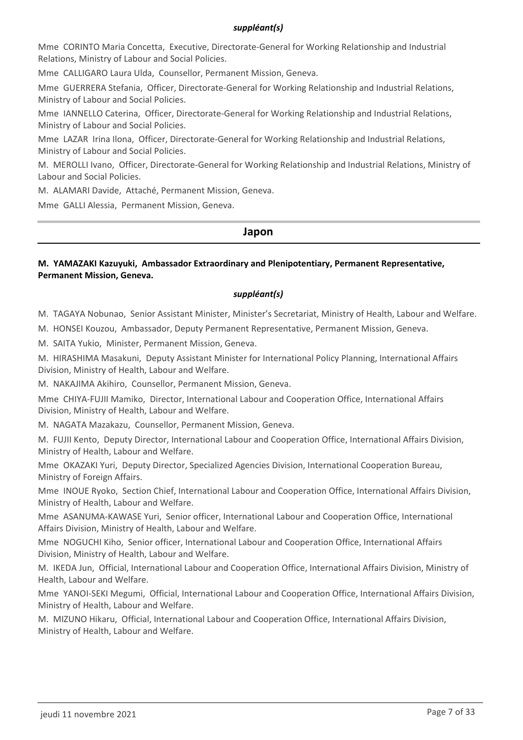*suppléant(s)*

Mme CORINTO Maria Concetta, Executive, Directorate-General for Working Relationship and Industrial Relations, Ministry of Labour and Social Policies.

Mme CALLIGARO Laura Ulda, Counsellor, Permanent Mission, Geneva.

Mme GUERRERA Stefania, Officer, Directorate-General for Working Relationship and Industrial Relations, Ministry of Labour and Social Policies.

Mme IANNELLO Caterina, Officer, Directorate-General for Working Relationship and Industrial Relations, Ministry of Labour and Social Policies.

Mme LAZAR Irina Ilona, Officer, Directorate-General for Working Relationship and Industrial Relations, Ministry of Labour and Social Policies.

M. MEROLLI Ivano, Officer, Directorate-General for Working Relationship and Industrial Relations, Ministry of Labour and Social Policies.

M. ALAMARI Davide, Attaché, Permanent Mission, Geneva.

Mme GALLI Alessia, Permanent Mission, Geneva.

## Japon

**M. YAMAZAKI Kazuyuki, Ambassador Extraordinary and Plenipotentiary, Permanent Representative, Permanent Mission, Geneva.**

*suppléant(s)*

M. TAGAYA Nobunao, Senior Assistant Minister, Minister's Secretariat, Ministry of Health, Labour and Welfare.

M. HONSEI Kouzou, Ambassador, Deputy Permanent Representative, Permanent Mission, Geneva.

M. SAITA Yukio, Minister, Permanent Mission, Geneva.

M. HIRASHIMA Masakuni, Deputy Assistant Minister for International Policy Planning, International Affairs Division, Ministry of Health, Labour and Welfare.

M. NAKAJIMA Akihiro, Counsellor, Permanent Mission, Geneva.

Mme CHIYA-FUJII Mamiko, Director, International Labour and Cooperation Office, International Affairs Division, Ministry of Health, Labour and Welfare.

M. NAGATA Mazakazu, Counsellor, Permanent Mission, Geneva.

M. FUJII Kento, Deputy Director, International Labour and Cooperation Office, International Affairs Division, Ministry of Health, Labour and Welfare.

Mme OKAZAKI Yuri, Deputy Director, Specialized Agencies Division, International Cooperation Bureau, Ministry of Foreign Affairs.

Mme INOUE Ryoko, Section Chief, International Labour and Cooperation Office, International Affairs Division, Ministry of Health, Labour and Welfare.

Mme ASANUMA-KAWASE Yuri, Senior officer, International Labour and Cooperation Office, International Affairs Division, Ministry of Health, Labour and Welfare.

Mme NOGUCHI Kiho, Senior officer, International Labour and Cooperation Office, International Affairs Division, Ministry of Health, Labour and Welfare.

M. IKEDA Jun, Official, International Labour and Cooperation Office, International Affairs Division, Ministry of Health, Labour and Welfare.

Mme YANOI-SEKI Megumi, Official, International Labour and Cooperation Office, International Affairs Division, Ministry of Health, Labour and Welfare.

M. MIZUNO Hikaru, Official, International Labour and Cooperation Office, International Affairs Division, Ministry of Health, Labour and Welfare.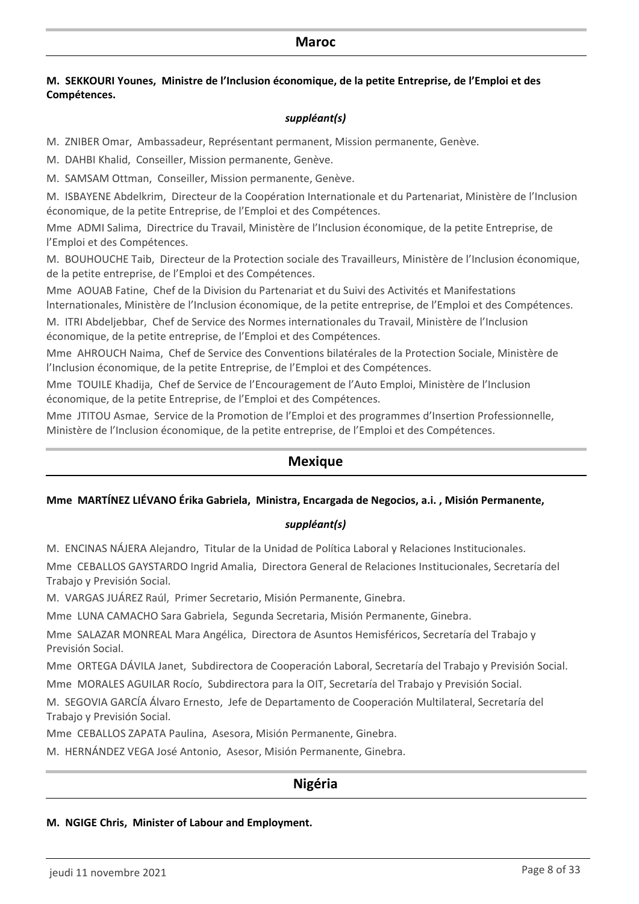## Maroc

**M. SEKKOURI Younes, Ministre de l'Inclusion économique, de la petite Entreprise, de l'Emploi et des Compétences.**

***suppléant(s)***

M. ZNIBER Omar, Ambassadeur, Représentant permanent, Mission permanente, Genève.

M. DAHBI Khalid, Conseiller, Mission permanente, Genève.

M. SAMSAM Ottman, Conseiller, Mission permanente, Genève.

M. ISBAYENE Abdelkrim, Directeur de la Coopération Internationale et du Partenariat, Ministère de l'Inclusion économique, de la petite Entreprise, de l'Emploi et des Compétences.

Mme ADMI Salima, Directrice du Travail, Ministère de l'Inclusion économique, de la petite Entreprise, de l'Emploi et des Compétences.

M. BOUHOUCHE Taib, Directeur de la Protection sociale des Travailleurs, Ministère de l'Inclusion économique, de la petite entreprise, de l'Emploi et des Compétences.

Mme AOUAB Fatine, Chef de la Division du Partenariat et du Suivi des Activités et Manifestations Internationales, Ministère de l'Inclusion économique, de la petite entreprise, de l'Emploi et des Compétences.

M. ITRI Abdeljebbar, Chef de Service des Normes internationales du Travail, Ministère de l'Inclusion économique, de la petite Entreprise, de l'Emploi et des Compétences.

Mme AHROUCH Naima, Chef de Service des Conventions bilatérales de la Protection Sociale, Ministère de l'Inclusion économique, de la petite Entreprise, de l'Emploi et des Compétences.

Mme TOUILE Khadija, Chef de Service de l'Encouragement de l'Auto Emploi, Ministère de l'Inclusion économique, de la petite Entreprise, de l'Emploi et des Compétences.

Mme JTITOU Asmae, Service de la Promotion de l'Emploi et des programmes d'Insertion Professionnelle, Ministère de l'Inclusion économique, de la petite entreprise, de l'Emploi et des Compétences.

## Mexique

**Mme MARTÍNEZ LIÉVANO Érika Gabriela, Ministra, Encargada de Negocios, a.i. , Misión Permanente,**

***suppléant(s)***

M. ENCINAS NÁJERA Alejandro, Titular de la Unidad de Política Laboral y Relaciones Institucionales.

Mme CEBALLOS GAYSTARDO Ingrid Amalia, Directora General de Relaciones Institucionales, Secretaría del Trabajo y Previsión Social.

M. VARGAS JUÁREZ Raúl, Primer Secretario, Misión Permanente, Ginebra.

Mme LUNA CAMACHO Sara Gabriela, Segunda Secretaria, Misión Permanente, Ginebra.

Mme SALAZAR MONREAL Mara Angélica, Directora de Asuntos Hemisféricos, Secretaría del Trabajo y Previsión Social.

Mme ORTEGA DÁVILA Janet, Subdirectora de Cooperación Laboral, Secretaría del Trabajo y Previsión Social.

Mme MORALES AGUILAR Rocío, Subdirectora para la OIT, Secretaría del Trabajo y Previsión Social.

M. SEGOVIA GARCÍA Álvaro Ernesto, Jefe de Departamento de Cooperación Multilateral, Secretaría del Trabajo y Previsión Social.

Mme CEBALLOS ZAPATA Paulina, Asesora, Misión Permanente, Ginebra.

M. HERNÁNDEZ VEGA José Antonio, Asesor, Misión Permanente, Ginebra.

## Nigéria

**M. NGIGE Chris, Minister of Labour and Employment.**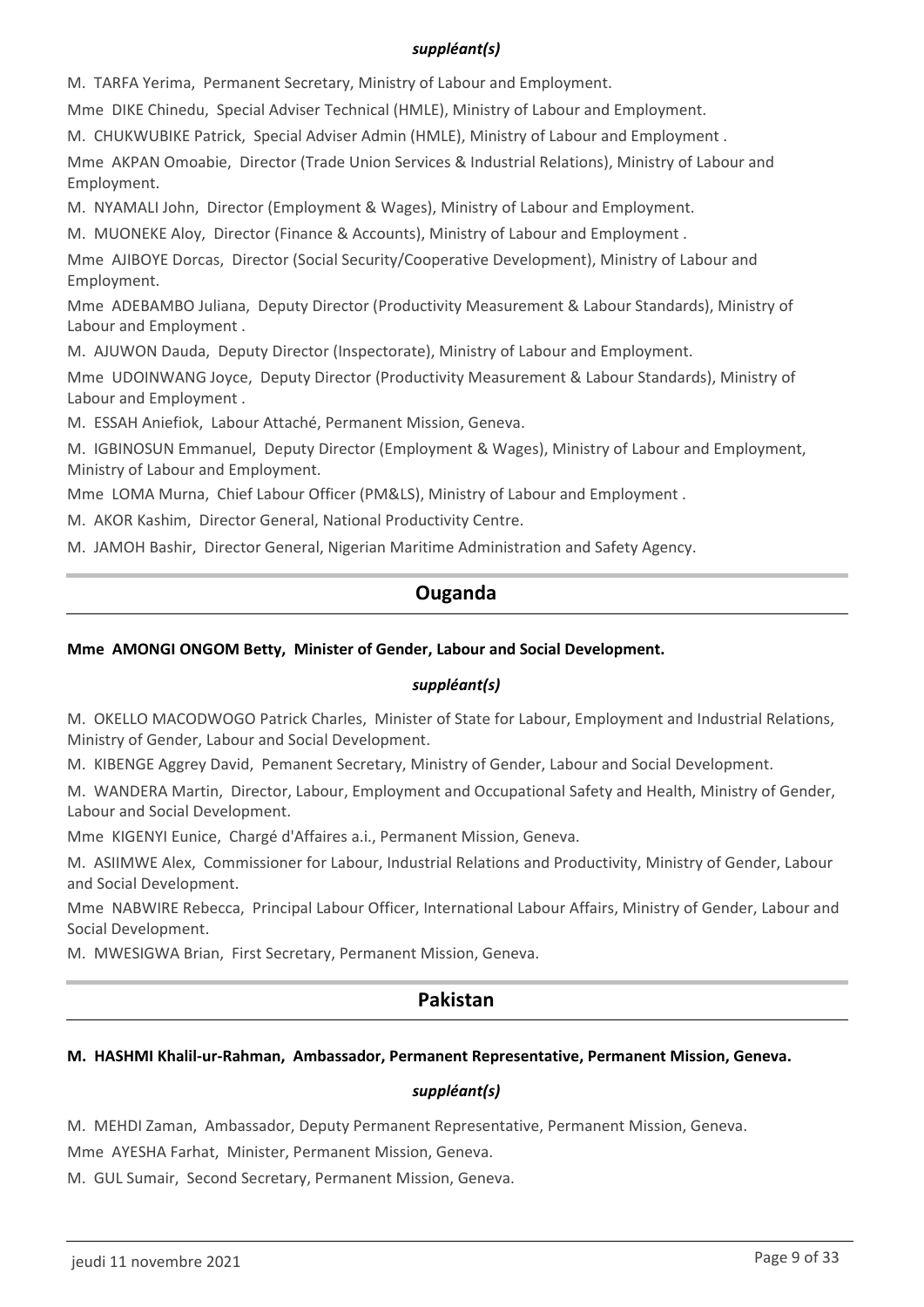***suppléant(s)***

M. TARFA Yerima, Permanent Secretary, Ministry of Labour and Employment.

Mme DIKE Chinedu, Special Adviser Technical (HMLE), Ministry of Labour and Employment.

M. CHUKWUBIKE Patrick, Special Adviser Admin (HMLE), Ministry of Labour and Employment .

Mme AKPAN Omoabie, Director (Trade Union Services & Industrial Relations), Ministry of Labour and Employment.

M. NYAMALI John, Director (Employment & Wages), Ministry of Labour and Employment.

M. MUONEKE Aloy, Director (Finance & Accounts), Ministry of Labour and Employment .

Mme AJIBOYE Dorcas, Director (Social Security/Cooperative Development), Ministry of Labour and Employment.

Mme ADEBAMBO Juliana, Deputy Director (Productivity Measurement & Labour Standards), Ministry of Labour and Employment .

M. AJUWON Dauda, Deputy Director (Inspectorate), Ministry of Labour and Employment.

Mme UDOINWANG Joyce, Deputy Director (Productivity Measurement & Labour Standards), Ministry of Labour and Employment .

M. ESSAH Aniefiok, Labour Attaché, Permanent Mission, Geneva.

M. IGBINOSUN Emmanuel, Deputy Director (Employment & Wages), Ministry of Labour and Employment, Ministry of Labour and Employment.

Mme LOMA Murna, Chief Labour Officer (PM&LS), Ministry of Labour and Employment .

M. AKOR Kashim, Director General, National Productivity Centre.

M. JAMOH Bashir, Director General, Nigerian Maritime Administration and Safety Agency.

## Ouganda

**Mme AMONGI ONGOM Betty, Minister of Gender, Labour and Social Development.**

***suppléant(s)***

M. OKELLO MACODWOGO Patrick Charles, Minister of State for Labour, Employment and Industrial Relations, Ministry of Gender, Labour and Social Development.

M. KIBENGE Aggrey David, Pemanent Secretary, Ministry of Gender, Labour and Social Development.

M. WANDERA Martin, Director, Labour, Employment and Occupational Safety and Health, Ministry of Gender, Labour and Social Development.

Mme KIGENYI Eunice, Chargé d'Affaires a.i., Permanent Mission, Geneva.

M. ASIIMWE Alex, Commissioner for Labour, Industrial Relations and Productivity, Ministry of Gender, Labour and Social Development.

Mme NABWIRE Rebecca, Principal Labour Officer, International Labour Affairs, Ministry of Gender, Labour and Social Development.

M. MWESIGWA Brian, First Secretary, Permanent Mission, Geneva.

## Pakistan

**M. HASHMI Khalil-ur-Rahman, Ambassador, Permanent Representative, Permanent Mission, Geneva.**

***suppléant(s)***

M. MEHDI Zaman, Ambassador, Deputy Permanent Representative, Permanent Mission, Geneva.

Mme AYESHA Farhat, Minister, Permanent Mission, Geneva.

M. GUL Sumair, Second Secretary, Permanent Mission, Geneva.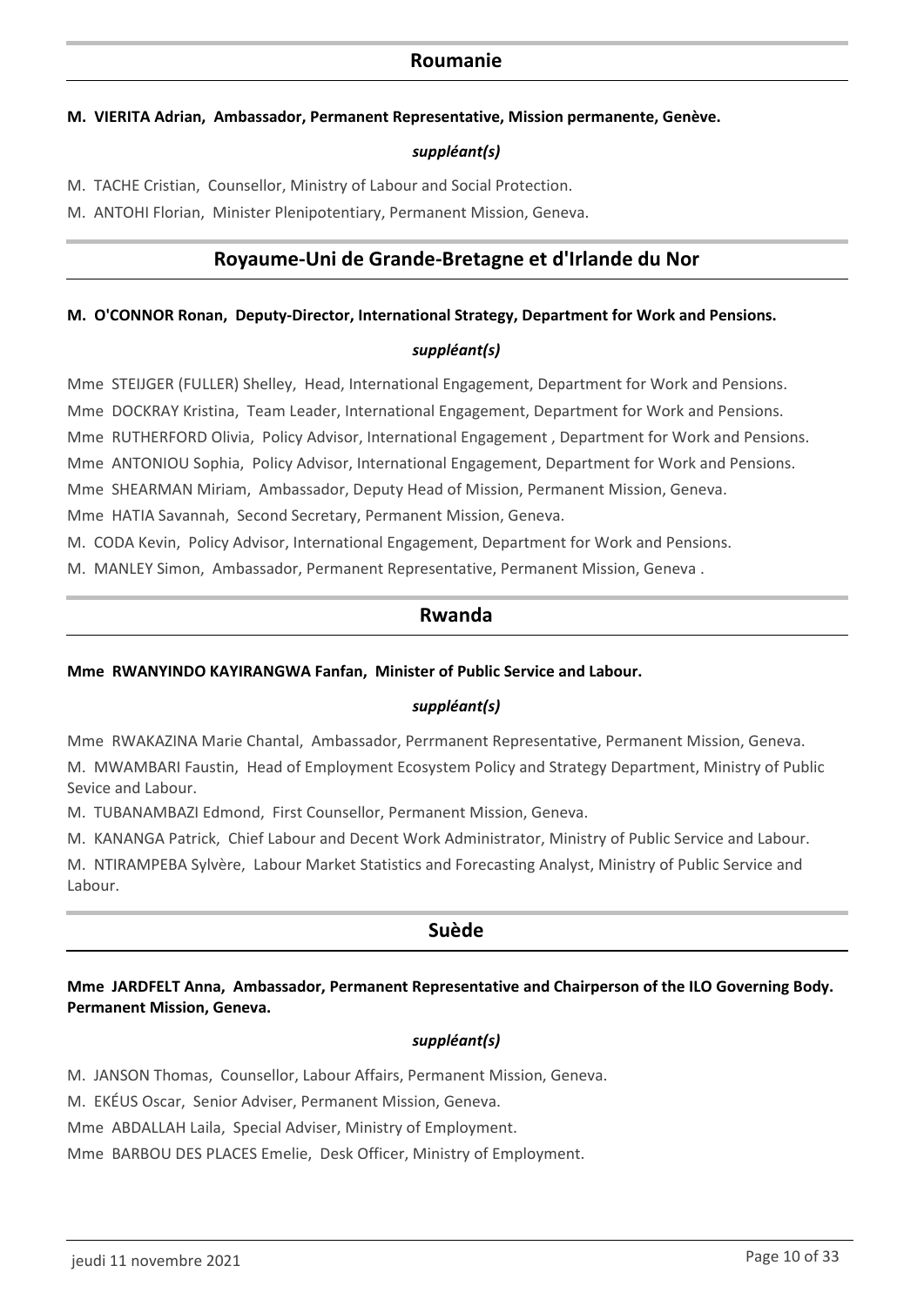## Roumanie

**M. VIERITA Adrian, Ambassador, Permanent Representative, Mission permanente, Genève.**

***suppléant(s)***

M. TACHE Cristian, Counsellor, Ministry of Labour and Social Protection.

M. ANTOHI Florian, Minister Plenipotentiary, Permanent Mission, Geneva.

## Royaume-Uni de Grande-Bretagne et d'Irlande du Nor

**M. O'CONNOR Ronan, Deputy-Director, International Strategy, Department for Work and Pensions.**

***suppléant(s)***

Mme STEIJGER (FULLER) Shelley, Head, International Engagement, Department for Work and Pensions.

Mme DOCKRAY Kristina, Team Leader, International Engagement, Department for Work and Pensions.

Mme RUTHERFORD Olivia, Policy Advisor, International Engagement , Department for Work and Pensions.

Mme ANTONIOU Sophia, Policy Advisor, International Engagement, Department for Work and Pensions.

Mme SHEARMAN Miriam, Ambassador, Deputy Head of Mission, Permanent Mission, Geneva.

Mme HATIA Savannah, Second Secretary, Permanent Mission, Geneva.

M. CODA Kevin, Policy Advisor, International Engagement, Department for Work and Pensions.

M. MANLEY Simon, Ambassador, Permanent Representative, Permanent Mission, Geneva .

## Rwanda

**Mme RWANYINDO KAYIRANGWA Fanfan, Minister of Public Service and Labour.**

***suppléant(s)***

Mme RWAKAZINA Marie Chantal, Ambassador, Perrmanent Representative, Permanent Mission, Geneva.

M. MWAMBARI Faustin, Head of Employment Ecosystem Policy and Strategy Department, Ministry of Public Sevice and Labour.

M. TUBANAMBAZI Edmond, First Counsellor, Permanent Mission, Geneva.

M. KANANGA Patrick, Chief Labour and Decent Work Administrator, Ministry of Public Service and Labour.

M. NTIRAMPEBA Sylvère, Labour Market Statistics and Forecasting Analyst, Ministry of Public Service and Labour.

## Suède

**Mme JARDFELT Anna, Ambassador, Permanent Representative and Chairperson of the ILO Governing Body. Permanent Mission, Geneva.**

***suppléant(s)***

M. JANSON Thomas, Counsellor, Labour Affairs, Permanent Mission, Geneva.

M. EKÉUS Oscar, Senior Adviser, Permanent Mission, Geneva.

Mme ABDALLAH Laila, Special Adviser, Ministry of Employment.

Mme BARBOU DES PLACES Emelie, Desk Officer, Ministry of Employment.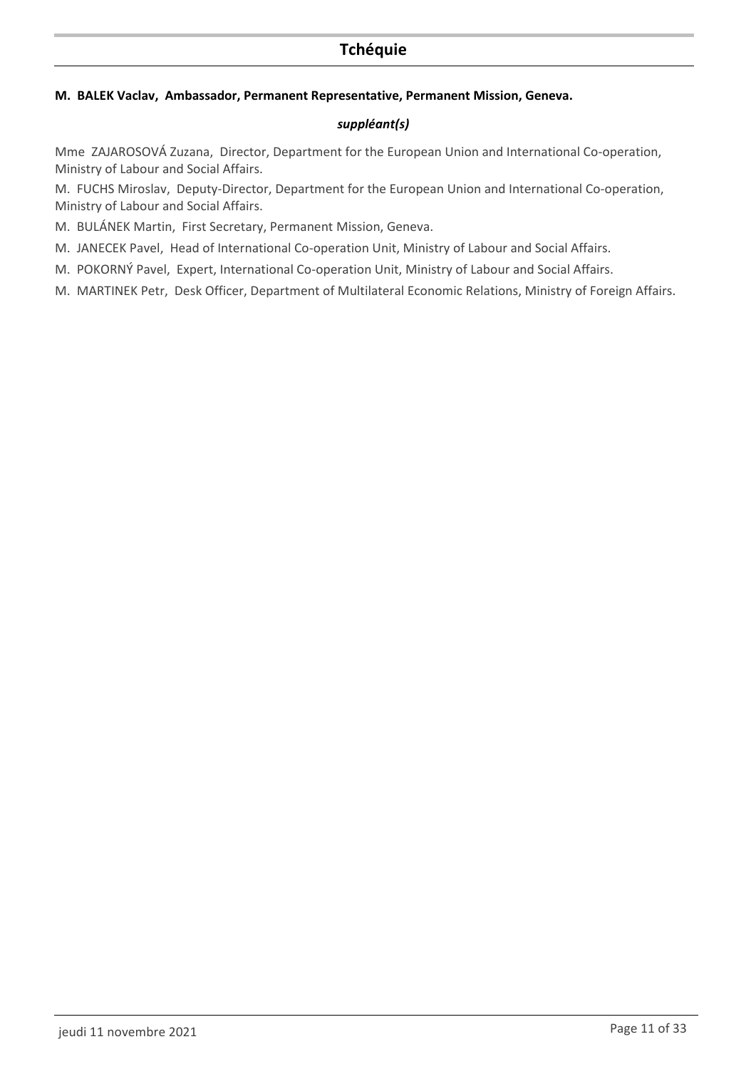## Tchéquie

**M. BALEK Vaclav, Ambassador, Permanent Representative, Permanent Mission, Geneva.**

***suppléant(s)***

Mme ZAJAROSOVÁ Zuzana, Director, Department for the European Union and International Co-operation, Ministry of Labour and Social Affairs.

M. FUCHS Miroslav, Deputy-Director, Department for the European Union and International Co-operation, Ministry of Labour and Social Affairs.

M. BULÁNEK Martin, First Secretary, Permanent Mission, Geneva.

M. JANECEK Pavel, Head of International Co-operation Unit, Ministry of Labour and Social Affairs.

M. POKORNÝ Pavel, Expert, International Co-operation Unit, Ministry of Labour and Social Affairs.

M. MARTINEK Petr, Desk Officer, Department of Multilateral Economic Relations, Ministry of Foreign Affairs.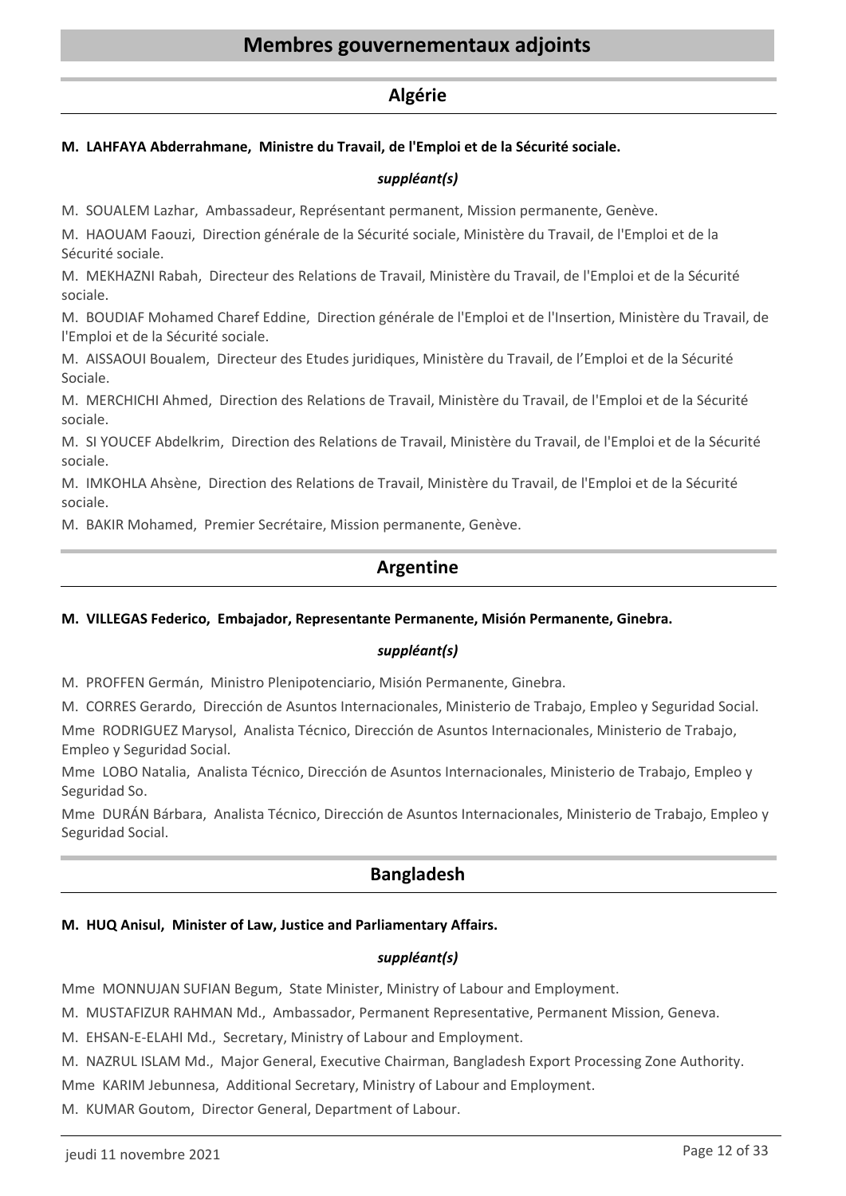# Membres gouvernementaux adjoints

## Algérie

**M. LAHFAYA Abderrahmane, Ministre du Travail, de l'Emploi et de la Sécurité sociale.**

***suppléant(s)***

M. SOUALEM Lazhar, Ambassadeur, Représentant permanent, Mission permanente, Genève.

M. HAOUAM Faouzi, Direction générale de la Sécurité sociale, Ministère du Travail, de l'Emploi et de la Sécurité sociale.

M. MEKHAZNI Rabah, Directeur des Relations de Travail, Ministère du Travail, de l'Emploi et de la Sécurité sociale.

M. BOUDIAF Mohamed Charef Eddine, Direction générale de l'Emploi et de l'Insertion, Ministère du Travail, de l'Emploi et de la Sécurité sociale.

M. AISSAOUI Boualem, Directeur des Etudes juridiques, Ministère du Travail, de l'Emploi et de la Sécurité Sociale.

M. MERCHICHI Ahmed, Direction des Relations de Travail, Ministère du Travail, de l'Emploi et de la Sécurité sociale.

M. SI YOUCEF Abdelkrim, Direction des Relations de Travail, Ministère du Travail, de l'Emploi et de la Sécurité sociale.

M. IMKOHLA Ahsène, Direction des Relations de Travail, Ministère du Travail, de l'Emploi et de la Sécurité sociale.

M. BAKIR Mohamed, Premier Secrétaire, Mission permanente, Genève.

## Argentine

**M. VILLEGAS Federico, Embajador, Representante Permanente, Misión Permanente, Ginebra.**

***suppléant(s)***

M. PROFFEN Germán, Ministro Plenipotenciario, Misión Permanente, Ginebra.

M. CORRES Gerardo, Dirección de Asuntos Internacionales, Ministerio de Trabajo, Empleo y Seguridad Social.

Mme RODRIGUEZ Marysol, Analista Técnico, Dirección de Asuntos Internacionales, Ministerio de Trabajo, Empleo y Seguridad Social.

Mme LOBO Natalia, Analista Técnico, Dirección de Asuntos Internacionales, Ministerio de Trabajo, Empleo y Seguridad So.

Mme DURÁN Bárbara, Analista Técnico, Dirección de Asuntos Internacionales, Ministerio de Trabajo, Empleo y Seguridad Social.

## Bangladesh

**M. HUQ Anisul, Minister of Law, Justice and Parliamentary Affairs.**

***suppléant(s)***

Mme MONNUJAN SUFIAN Begum, State Minister, Ministry of Labour and Employment.

M. MUSTAFIZUR RAHMAN Md., Ambassador, Permanent Representative, Permanent Mission, Geneva.

M. EHSAN-E-ELAHI Md., Secretary, Ministry of Labour and Employment.

M. NAZRUL ISLAM Md., Major General, Executive Chairman, Bangladesh Export Processing Zone Authority.

Mme KARIM Jebunnesa, Additional Secretary, Ministry of Labour and Employment.

M. KUMAR Goutom, Director General, Department of Labour.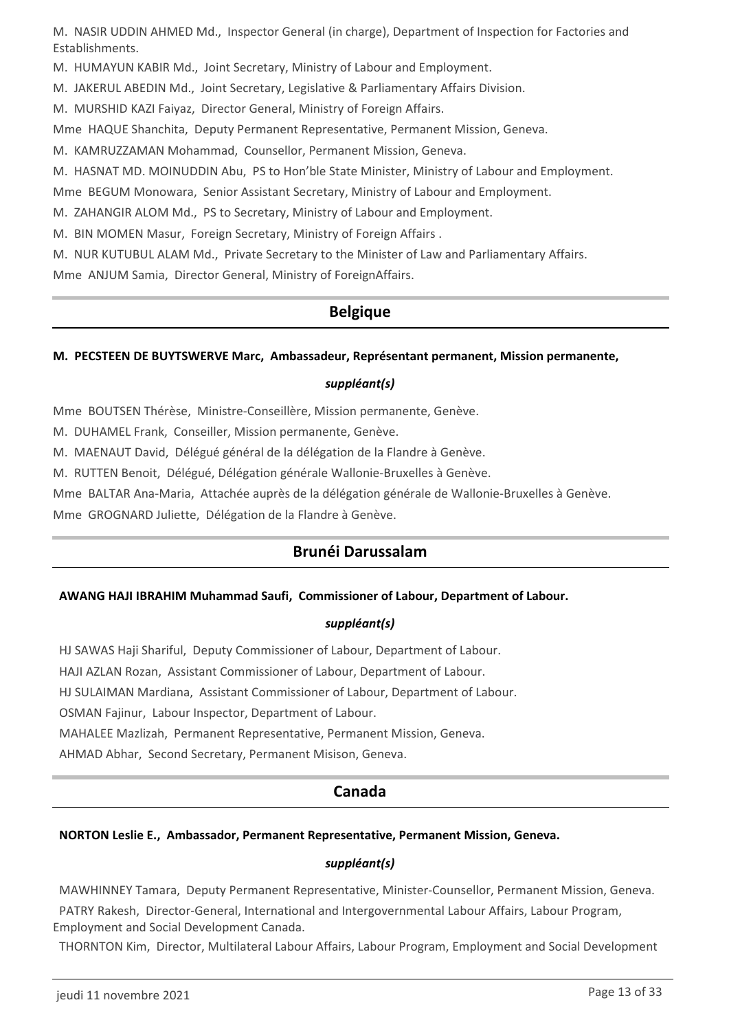M. NASIR UDDIN AHMED Md., Inspector General (in charge), Department of Inspection for Factories and Establishments.

M. HUMAYUN KABIR Md., Joint Secretary, Ministry of Labour and Employment.

M. JAKERUL ABEDIN Md., Joint Secretary, Legislative & Parliamentary Affairs Division.

M. MURSHID KAZI Faiyaz, Director General, Ministry of Foreign Affairs.

Mme HAQUE Shanchita, Deputy Permanent Representative, Permanent Mission, Geneva.

M. KAMRUZZAMAN Mohammad, Counsellor, Permanent Mission, Geneva.

M. HASNAT MD. MOINUDDIN Abu, PS to Hon'ble State Minister, Ministry of Labour and Employment.

Mme BEGUM Monowara, Senior Assistant Secretary, Ministry of Labour and Employment.

M. ZAHANGIR ALOM Md., PS to Secretary, Ministry of Labour and Employment.

M. BIN MOMEN Masur, Foreign Secretary, Ministry of Foreign Affairs .

M. NUR KUTUBUL ALAM Md., Private Secretary to the Minister of Law and Parliamentary Affairs.

Mme ANJUM Samia, Director General, Ministry of ForeignAffairs.

## Belgique

**M. PECSTEEN DE BUYTSWERVE Marc, Ambassadeur, Représentant permanent, Mission permanente,**

***suppléant(s)***

Mme BOUTSEN Thérèse, Ministre-Conseillère, Mission permanente, Genève.

M. DUHAMEL Frank, Conseiller, Mission permanente, Genève.

M. MAENAUT David, Délégué général de la délégation de la Flandre à Genève.

M. RUTTEN Benoit, Délégué, Délégation générale Wallonie-Bruxelles à Genève.

Mme BALTAR Ana-Maria, Attachée auprès de la délégation générale de Wallonie-Bruxelles à Genève.

Mme GROGNARD Juliette, Délégation de la Flandre à Genève.

## Brunéi Darussalam

**AWANG HAJI IBRAHIM Muhammad Saufi, Commissioner of Labour, Department of Labour.**

***suppléant(s)***

HJ SAWAS Haji Shariful, Deputy Commissioner of Labour, Department of Labour.

HAJI AZLAN Rozan, Assistant Commissioner of Labour, Department of Labour.

HJ SULAIMAN Mardiana, Assistant Commissioner of Labour, Department of Labour.

OSMAN Fajinur, Labour Inspector, Department of Labour.

MAHALEE Mazlizah, Permanent Representative, Permanent Mission, Geneva.

AHMAD Abhar, Second Secretary, Permanent Misison, Geneva.

## Canada

**NORTON Leslie E., Ambassador, Permanent Representative, Permanent Mission, Geneva.**

***suppléant(s)***

MAWHINNEY Tamara, Deputy Permanent Representative, Minister-Counsellor, Permanent Mission, Geneva.

PATRY Rakesh, Director-General, International and Intergovernmental Labour Affairs, Labour Program, Employment and Social Development Canada.

THORNTON Kim, Director, Multilateral Labour Affairs, Labour Program, Employment and Social Development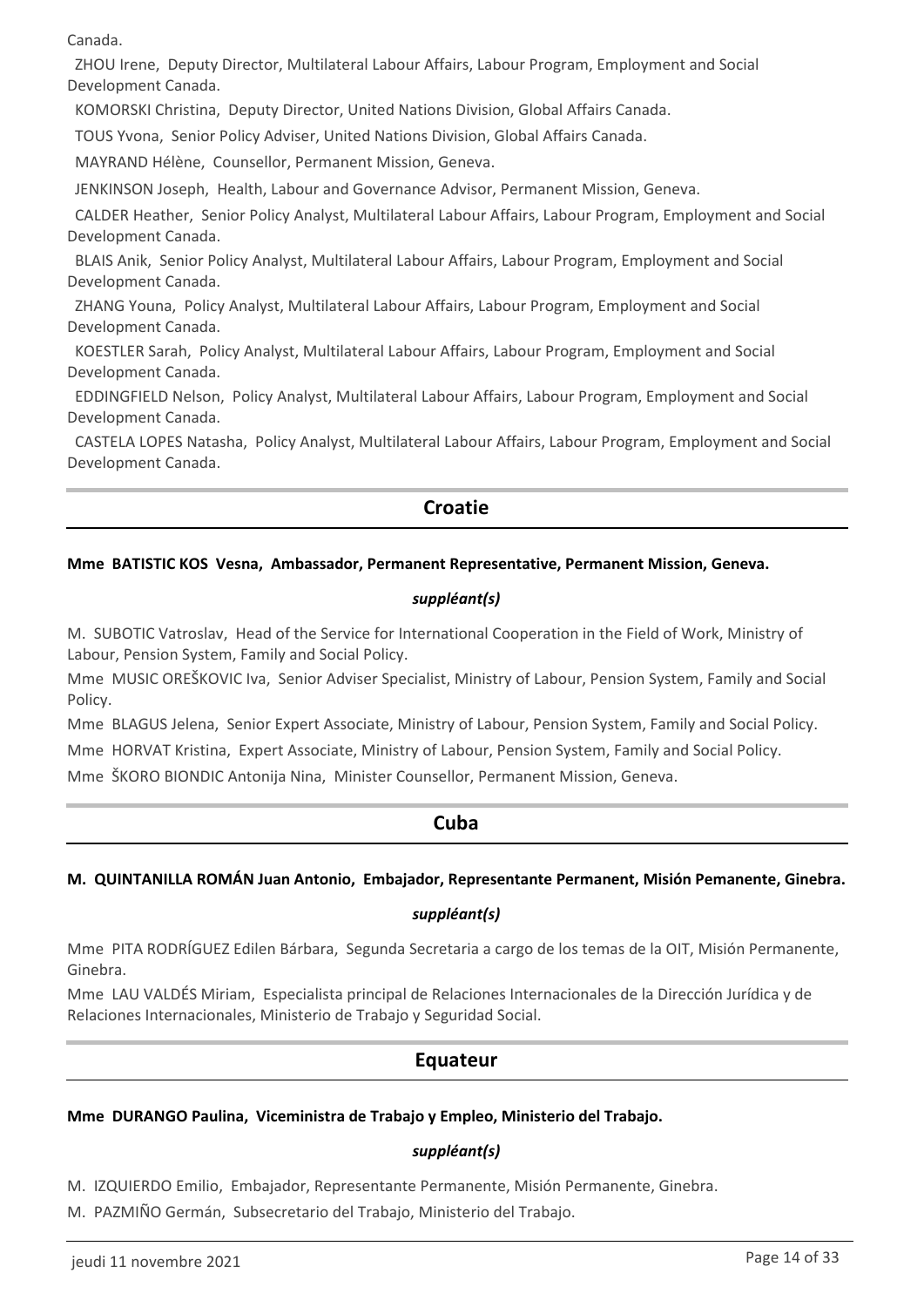Canada.

ZHOU Irene, Deputy Director, Multilateral Labour Affairs, Labour Program, Employment and Social Development Canada.

KOMORSKI Christina, Deputy Director, United Nations Division, Global Affairs Canada.

TOUS Yvona, Senior Policy Adviser, United Nations Division, Global Affairs Canada.

MAYRAND Hélène, Counsellor, Permanent Mission, Geneva.

JENKINSON Joseph, Health, Labour and Governance Advisor, Permanent Mission, Geneva.

CALDER Heather, Senior Policy Analyst, Multilateral Labour Affairs, Labour Program, Employment and Social Development Canada.

BLAIS Anik, Senior Policy Analyst, Multilateral Labour Affairs, Labour Program, Employment and Social Development Canada.

ZHANG Youna, Policy Analyst, Multilateral Labour Affairs, Labour Program, Employment and Social Development Canada.

KOESTLER Sarah, Policy Analyst, Multilateral Labour Affairs, Labour Program, Employment and Social Development Canada.

EDDINGFIELD Nelson, Policy Analyst, Multilateral Labour Affairs, Labour Program, Employment and Social Development Canada.

CASTELA LOPES Natasha, Policy Analyst, Multilateral Labour Affairs, Labour Program, Employment and Social Development Canada.

## Croatie

**Mme BATISTIC KOS Vesna, Ambassador, Permanent Representative, Permanent Mission, Geneva.**

***suppléant(s)***

M. SUBOTIC Vatroslav, Head of the Service for International Cooperation in the Field of Work, Ministry of Labour, Pension System, Family and Social Policy.

Mme MUSIC OREŠKOVIC Iva, Senior Adviser Specialist, Ministry of Labour, Pension System, Family and Social Policy.

Mme BLAGUS Jelena, Senior Expert Associate, Ministry of Labour, Pension System, Family and Social Policy.

Mme HORVAT Kristina, Expert Associate, Ministry of Labour, Pension System, Family and Social Policy.

Mme ŠKORO BIONDIC Antonija Nina, Minister Counsellor, Permanent Mission, Geneva.

## Cuba

**M. QUINTANILLA ROMÁN Juan Antonio, Embajador, Representante Permanent, Misión Pemanente, Ginebra.**

***suppléant(s)***

Mme PITA RODRÍGUEZ Edilen Bárbara, Segunda Secretaria a cargo de los temas de la OIT, Misión Permanente, Ginebra.

Mme LAU VALDÉS Miriam, Especialista principal de Relaciones Internacionales de la Dirección Jurídica y de Relaciones Internacionales, Ministerio de Trabajo y Seguridad Social.

## Equateur

**Mme DURANGO Paulina, Viceministra de Trabajo y Empleo, Ministerio del Trabajo.**

***suppléant(s)***

M. IZQUIERDO Emilio, Embajador, Representante Permanente, Misión Permanente, Ginebra.

M. PAZMIÑO Germán, Subsecretario del Trabajo, Ministerio del Trabajo.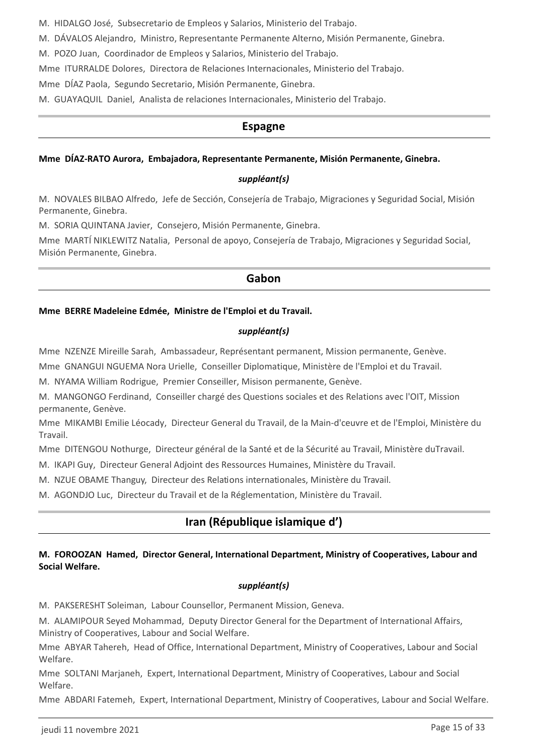M. HIDALGO José, Subsecretario de Empleos y Salarios, Ministerio del Trabajo.

M. DÁVALOS Alejandro, Ministro, Representante Permanente Alterno, Misión Permanente, Ginebra.

M. POZO Juan, Coordinador de Empleos y Salarios, Ministerio del Trabajo.

Mme ITURRALDE Dolores, Directora de Relaciones Internacionales, Ministerio del Trabajo.

Mme DÍAZ Paola, Segundo Secretario, Misión Permanente, Ginebra.

M. GUAYAQUIL Daniel, Analista de relaciones Internacionales, Ministerio del Trabajo.

## Espagne

**Mme DÍAZ-RATO Aurora, Embajadora, Representante Permanente, Misión Permanente, Ginebra.**

***suppléant(s)***

M. NOVALES BILBAO Alfredo, Jefe de Sección, Consejería de Trabajo, Migraciones y Seguridad Social, Misión Permanente, Ginebra.

M. SORIA QUINTANA Javier, Consejero, Misión Permanente, Ginebra.

Mme MARTÍ NIKLEWITZ Natalia, Personal de apoyo, Consejería de Trabajo, Migraciones y Seguridad Social, Misión Permanente, Ginebra.

## Gabon

**Mme BERRE Madeleine Edmée, Ministre de l'Emploi et du Travail.**

***suppléant(s)***

Mme NZENZE Mireille Sarah, Ambassadeur, Représentant permanent, Mission permanente, Genève.

Mme GNANGUI NGUEMA Nora Urielle, Conseiller Diplomatique, Ministère de l'Emploi et du Travail.

M. NYAMA William Rodrigue, Premier Conseiller, Misison permanente, Genève.

M. MANGONGO Ferdinand, Conseiller chargé des Questions sociales et des Relations avec l'OIT, Mission permanente, Genève.

Mme MIKAMBI Emilie Léocady, Directeur General du Travail, de la Main-d'ceuvre et de l'Emploi, Ministère du Travail.

Mme DITENGOU Nothurge, Directeur général de la Santé et de la Sécurité au Travail, Ministère duTravail.

M. IKAPI Guy, Directeur General Adjoint des Ressources Humaines, Ministère du Travail.

M. NZUE OBAME Thanguy, Directeur des Relations internationales, Ministère du Travail.

M. AGONDJO Luc, Directeur du Travail et de la Réglementation, Ministère du Travail.

## Iran (République islamique d')

**M. FOROOZAN Hamed, Director General, International Department, Ministry of Cooperatives, Labour and Social Welfare.**

***suppléant(s)***

M. PAKSERESHT Soleiman, Labour Counsellor, Permanent Mission, Geneva.

M. ALAMIPOUR Seyed Mohammad, Deputy Director General for the Department of International Affairs, Ministry of Cooperatives, Labour and Social Welfare.

Mme ABYAR Tahereh, Head of Office, International Department, Ministry of Cooperatives, Labour and Social Welfare.

Mme SOLTANI Marjaneh, Expert, International Department, Ministry of Cooperatives, Labour and Social Welfare.

Mme ABDARI Fatemeh, Expert, International Department, Ministry of Cooperatives, Labour and Social Welfare.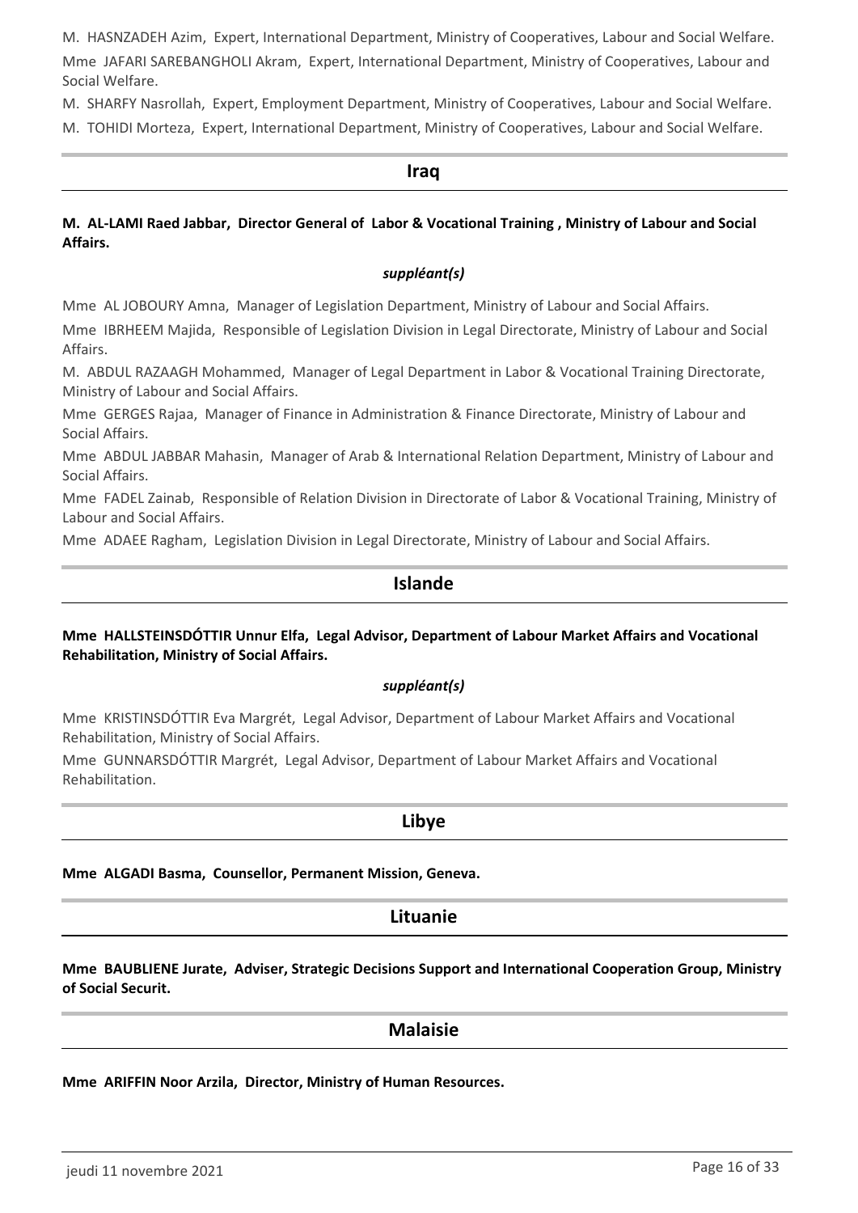M. HASNZADEH Azim, Expert, International Department, Ministry of Cooperatives, Labour and Social Welfare.

Mme JAFARI SAREBANGHOLI Akram, Expert, International Department, Ministry of Cooperatives, Labour and Social Welfare.

M. SHARFY Nasrollah, Expert, Employment Department, Ministry of Cooperatives, Labour and Social Welfare.

M. TOHIDI Morteza, Expert, International Department, Ministry of Cooperatives, Labour and Social Welfare.

## Iraq

**M. AL-LAMI Raed Jabbar, Director General of Labor & Vocational Training , Ministry of Labour and Social Affairs.**

***suppléant(s)***

Mme AL JOBOURY Amna, Manager of Legislation Department, Ministry of Labour and Social Affairs.

Mme IBRHEEM Majida, Responsible of Legislation Division in Legal Directorate, Ministry of Labour and Social Affairs.

M. ABDUL RAZAAGH Mohammed, Manager of Legal Department in Labor & Vocational Training Directorate, Ministry of Labour and Social Affairs.

Mme GERGES Rajaa, Manager of Finance in Administration & Finance Directorate, Ministry of Labour and Social Affairs.

Mme ABDUL JABBAR Mahasin, Manager of Arab & International Relation Department, Ministry of Labour and Social Affairs.

Mme FADEL Zainab, Responsible of Relation Division in Directorate of Labor & Vocational Training, Ministry of Labour and Social Affairs.

Mme ADAEE Ragham, Legislation Division in Legal Directorate, Ministry of Labour and Social Affairs.

## Islande

**Mme HALLSTEINSDÓTTIR Unnur Elfa, Legal Advisor, Department of Labour Market Affairs and Vocational Rehabilitation, Ministry of Social Affairs.**

***suppléant(s)***

Mme KRISTINSDÓTTIR Eva Margrét, Legal Advisor, Department of Labour Market Affairs and Vocational Rehabilitation, Ministry of Social Affairs.

Mme GUNNARSDÓTTIR Margrét, Legal Advisor, Department of Labour Market Affairs and Vocational Rehabilitation.

## Libye

**Mme ALGADI Basma, Counsellor, Permanent Mission, Geneva.**

## Lituanie

**Mme BAUBLIENE Jurate, Adviser, Strategic Decisions Support and International Cooperation Group, Ministry of Social Securit.**

## Malaisie

**Mme ARIFFIN Noor Arzila, Director, Ministry of Human Resources.**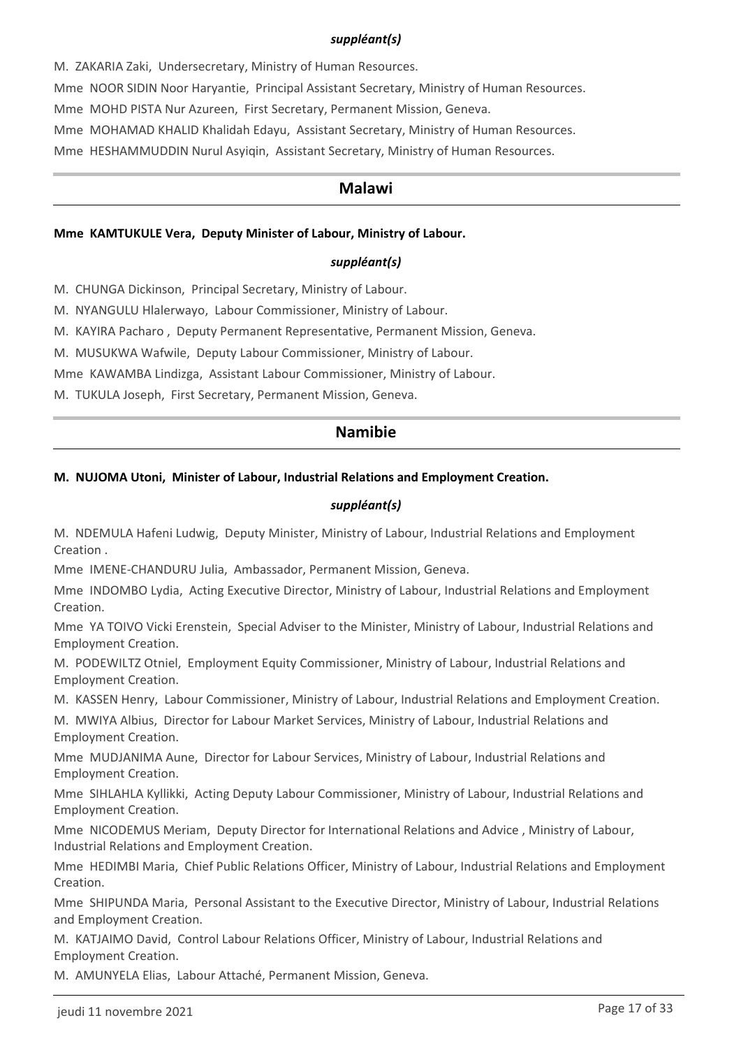*suppléant(s)*

M. ZAKARIA Zaki, Undersecretary, Ministry of Human Resources.

Mme NOOR SIDIN Noor Haryantie, Principal Assistant Secretary, Ministry of Human Resources.

Mme MOHD PISTA Nur Azureen, First Secretary, Permanent Mission, Geneva.

Mme MOHAMAD KHALID Khalidah Edayu, Assistant Secretary, Ministry of Human Resources.

Mme HESHAMMUDDIN Nurul Asyiqin, Assistant Secretary, Ministry of Human Resources.

## Malawi

**Mme KAMTUKULE Vera, Deputy Minister of Labour, Ministry of Labour.**

*suppléant(s)*

M. CHUNGA Dickinson, Principal Secretary, Ministry of Labour.

M. NYANGULU Hlalerwayo, Labour Commissioner, Ministry of Labour.

M. KAYIRA Pacharo , Deputy Permanent Representative, Permanent Mission, Geneva.

M. MUSUKWA Wafwile, Deputy Labour Commissioner, Ministry of Labour.

Mme KAWAMBA Lindizga, Assistant Labour Commissioner, Ministry of Labour.

M. TUKULA Joseph, First Secretary, Permanent Mission, Geneva.

## Namibie

**M. NUJOMA Utoni, Minister of Labour, Industrial Relations and Employment Creation.**

*suppléant(s)*

M. NDEMULA Hafeni Ludwig, Deputy Minister, Ministry of Labour, Industrial Relations and Employment Creation .

Mme IMENE-CHANDURU Julia, Ambassador, Permanent Mission, Geneva.

Mme INDOMBO Lydia, Acting Executive Director, Ministry of Labour, Industrial Relations and Employment Creation.

Mme YA TOIVO Vicki Erenstein, Special Adviser to the Minister, Ministry of Labour, Industrial Relations and Employment Creation.

M. PODEWILTZ Otniel, Employment Equity Commissioner, Ministry of Labour, Industrial Relations and Employment Creation.

M. KASSEN Henry, Labour Commissioner, Ministry of Labour, Industrial Relations and Employment Creation.

M. MWIYA Albius, Director for Labour Market Services, Ministry of Labour, Industrial Relations and Employment Creation.

Mme MUDJANIMA Aune, Director for Labour Services, Ministry of Labour, Industrial Relations and Employment Creation.

Mme SIHLAHLA Kyllikki, Acting Deputy Labour Commissioner, Ministry of Labour, Industrial Relations and Employment Creation.

Mme NICODEMUS Meriam, Deputy Director for International Relations and Advice , Ministry of Labour, Industrial Relations and Employment Creation.

Mme HEDIMBI Maria, Chief Public Relations Officer, Ministry of Labour, Industrial Relations and Employment Creation.

Mme SHIPUNDA Maria, Personal Assistant to the Executive Director, Ministry of Labour, Industrial Relations and Employment Creation.

M. KATJAIMO David, Control Labour Relations Officer, Ministry of Labour, Industrial Relations and Employment Creation.

M. AMUNYELA Elias, Labour Attaché, Permanent Mission, Geneva.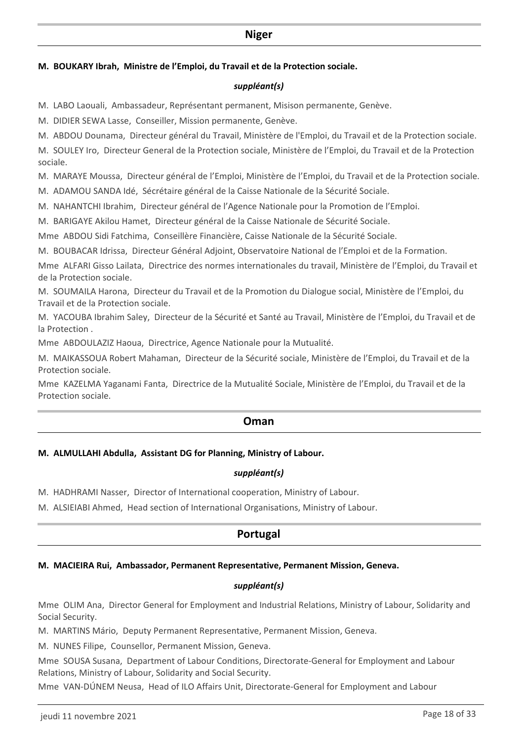## Niger

**M. BOUKARY Ibrah, Ministre de l’Emploi, du Travail et de la Protection sociale.**

*suppléant(s)*

M. LABO Laouali, Ambassadeur, Représentant permanent, Misison permanente, Genève.

M. DIDIER SEWA Lasse, Conseiller, Mission permanente, Genève.

M. ABDOU Dounama, Directeur général du Travail, Ministère de l'Emploi, du Travail et de la Protection sociale.

M. SOULEY Iro, Directeur General de la Protection sociale, Ministère de l’Emploi, du Travail et de la Protection sociale.

M. MARAYE Moussa, Directeur général de l’Emploi, Ministère de l’Emploi, du Travail et de la Protection sociale.

M. ADAMOU SANDA Idé, Sécrétaire général de la Caisse Nationale de la Sécurité Sociale.

M. NAHANTCHI Ibrahim, Directeur général de l’Agence Nationale pour la Promotion de l’Emploi.

M. BARIGAYE Akilou Hamet, Directeur général de la Caisse Nationale de Sécurité Sociale.

Mme ABDOU Sidi Fatchima, Conseillère Financière, Caisse Nationale de la Sécurité Sociale.

M. BOUBACAR Idrissa, Directeur Général Adjoint, Observatoire National de l’Emploi et de la Formation.

Mme ALFARI Gisso Lailata, Directrice des normes internationales du travail, Ministère de l’Emploi, du Travail et de la Protection sociale.

M. SOUMAILA Harona, Directeur du Travail et de la Promotion du Dialogue social, Ministère de l’Emploi, du Travail et de la Protection sociale.

M. YACOUBA Ibrahim Saley, Directeur de la Sécurité et Santé au Travail, Ministère de l’Emploi, du Travail et de la Protection .

Mme ABDOULAZIZ Haoua, Directrice, Agence Nationale pour la Mutualité.

M. MAIKASSOUA Robert Mahaman, Directeur de la Sécurité sociale, Ministère de l’Emploi, du Travail et de la Protection sociale.

Mme KAZELMA Yaganami Fanta, Directrice de la Mutualité Sociale, Ministère de l’Emploi, du Travail et de la Protection sociale.

## Oman

**M. ALMULLAHI Abdulla, Assistant DG for Planning, Ministry of Labour.**

*suppléant(s)*

M. HADHRAMI Nasser, Director of International cooperation, Ministry of Labour.

M. ALSIEIABI Ahmed, Head section of International Organisations, Ministry of Labour.

## Portugal

**M. MACIEIRA Rui, Ambassador, Permanent Representative, Permanent Mission, Geneva.**

*suppléant(s)*

Mme OLIM Ana, Director General for Employment and Industrial Relations, Ministry of Labour, Solidarity and Social Security.

M. MARTINS Mário, Deputy Permanent Representative, Permanent Mission, Geneva.

M. NUNES Filipe, Counsellor, Permanent Mission, Geneva.

Mme SOUSA Susana, Department of Labour Conditions, Directorate-General for Employment and Labour Relations, Ministry of Labour, Solidarity and Social Security.

Mme VAN-DÚNEM Neusa, Head of ILO Affairs Unit, Directorate-General for Employment and Labour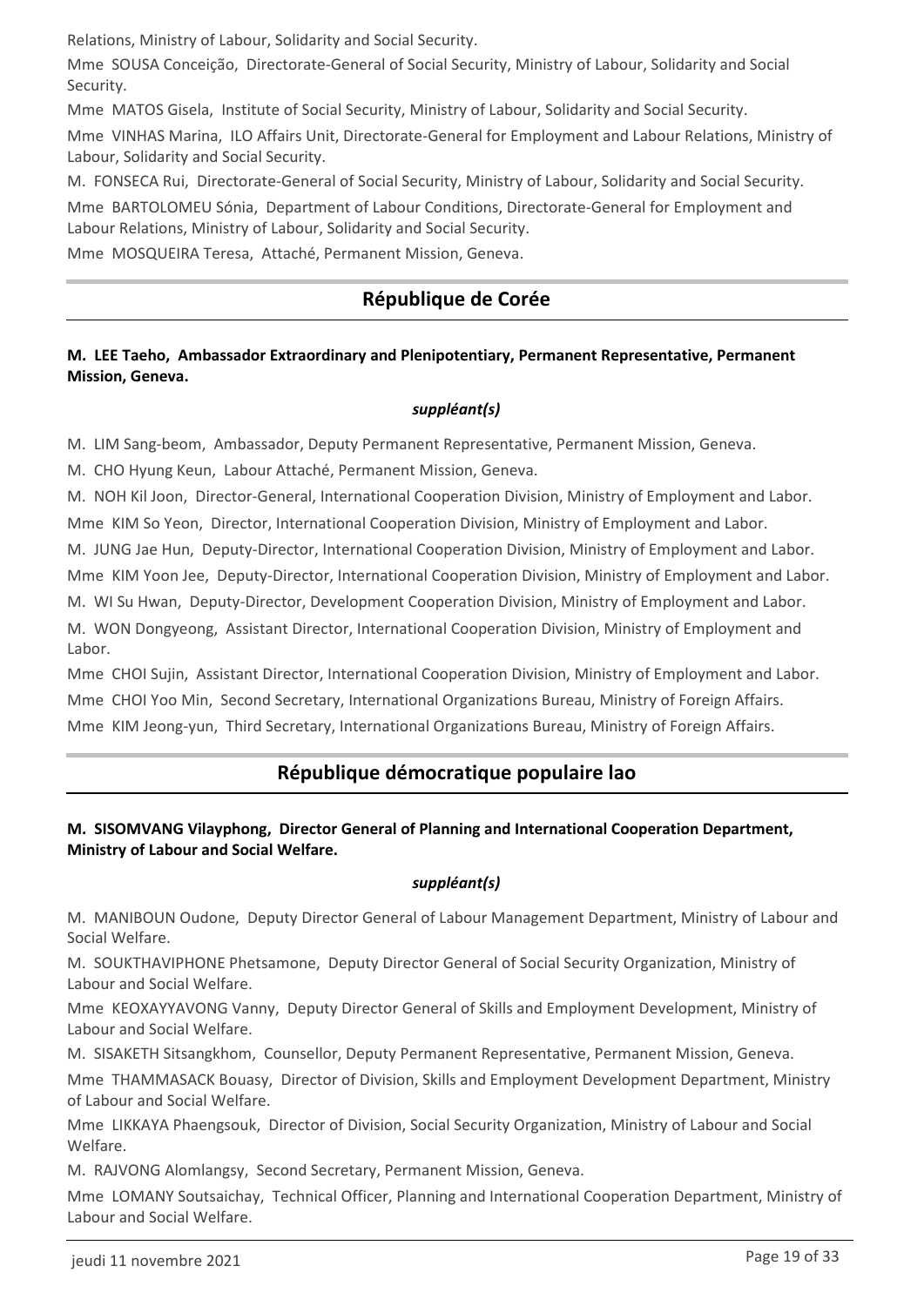Relations, Ministry of Labour, Solidarity and Social Security.

Mme SOUSA Conceição, Directorate-General of Social Security, Ministry of Labour, Solidarity and Social Security.

Mme MATOS Gisela, Institute of Social Security, Ministry of Labour, Solidarity and Social Security.

Mme VINHAS Marina, ILO Affairs Unit, Directorate-General for Employment and Labour Relations, Ministry of Labour, Solidarity and Social Security.

M. FONSECA Rui, Directorate-General of Social Security, Ministry of Labour, Solidarity and Social Security.

Mme BARTOLOMEU Sónia, Department of Labour Conditions, Directorate-General for Employment and Labour Relations, Ministry of Labour, Solidarity and Social Security.

Mme MOSQUEIRA Teresa, Attaché, Permanent Mission, Geneva.

## République de Corée

**M. LEE Taeho, Ambassador Extraordinary and Plenipotentiary, Permanent Representative, Permanent Mission, Geneva.**

***suppléant(s)***

M. LIM Sang-beom, Ambassador, Deputy Permanent Representative, Permanent Mission, Geneva.

M. CHO Hyung Keun, Labour Attaché, Permanent Mission, Geneva.

M. NOH Kil Joon, Director-General, International Cooperation Division, Ministry of Employment and Labor.

Mme KIM So Yeon, Director, International Cooperation Division, Ministry of Employment and Labor.

M. JUNG Jae Hun, Deputy-Director, International Cooperation Division, Ministry of Employment and Labor.

Mme KIM Yoon Jee, Deputy-Director, International Cooperation Division, Ministry of Employment and Labor.

M. WI Su Hwan, Deputy-Director, Development Cooperation Division, Ministry of Employment and Labor.

M. WON Dongyeong, Assistant Director, International Cooperation Division, Ministry of Employment and Labor.

Mme CHOI Sujin, Assistant Director, International Cooperation Division, Ministry of Employment and Labor.

Mme CHOI Yoo Min, Second Secretary, International Organizations Bureau, Ministry of Foreign Affairs.

Mme KIM Jeong-yun, Third Secretary, International Organizations Bureau, Ministry of Foreign Affairs.

## République démocratique populaire lao

**M. SISOMVANG Vilayphong, Director General of Planning and International Cooperation Department, Ministry of Labour and Social Welfare.**

***suppléant(s)***

M. MANIBOUN Oudone, Deputy Director General of Labour Management Department, Ministry of Labour and Social Welfare.

M. SOUKTHAVIPHONE Phetsamone, Deputy Director General of Social Security Organization, Ministry of Labour and Social Welfare.

Mme KEOXAYYAVONG Vanny, Deputy Director General of Skills and Employment Development, Ministry of Labour and Social Welfare.

M. SISAKETH Sitsangkhom, Counsellor, Deputy Permanent Representative, Permanent Mission, Geneva.

Mme THAMMASACK Bouasy, Director of Division, Skills and Employment Development Department, Ministry of Labour and Social Welfare.

Mme LIKKAYA Phaengsouk, Director of Division, Social Security Organization, Ministry of Labour and Social Welfare.

M. RAJVONG Alomlangsy, Second Secretary, Permanent Mission, Geneva.

Mme LOMANY Soutsaichay, Technical Officer, Planning and International Cooperation Department, Ministry of Labour and Social Welfare.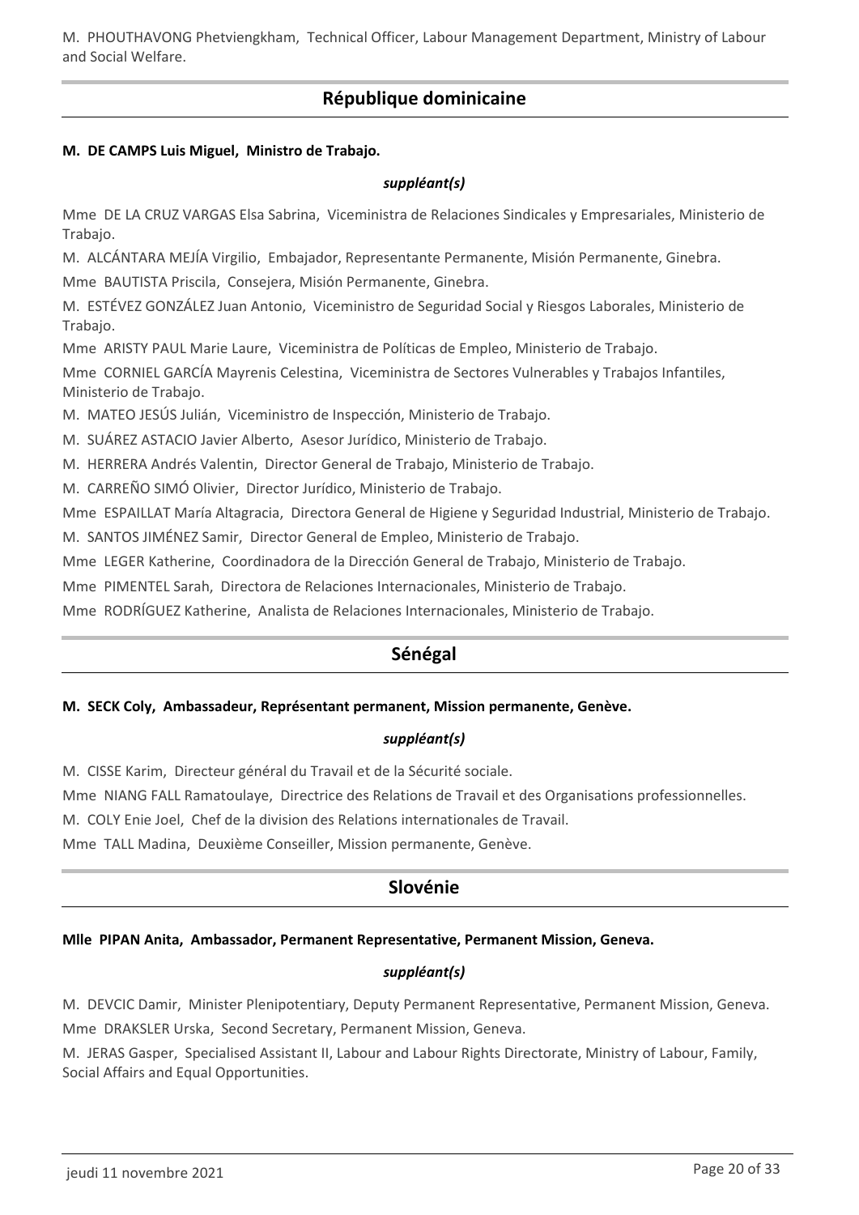M. PHOUTHAVONG Phetviengkham, Technical Officer, Labour Management Department, Ministry of Labour and Social Welfare.

## République dominicaine

**M. DE CAMPS Luis Miguel, Ministro de Trabajo.**

***suppléant(s)***

Mme DE LA CRUZ VARGAS Elsa Sabrina, Viceministra de Relaciones Sindicales y Empresariales, Ministerio de Trabajo.

M. ALCÁNTARA MEJÍA Virgilio, Embajador, Representante Permanente, Misión Permanente, Ginebra.

Mme BAUTISTA Priscila, Consejera, Misión Permanente, Ginebra.

M. ESTÉVEZ GONZÁLEZ Juan Antonio, Viceministro de Seguridad Social y Riesgos Laborales, Ministerio de Trabajo.

Mme ARISTY PAUL Marie Laure, Viceministra de Políticas de Empleo, Ministerio de Trabajo.

Mme CORNIEL GARCÍA Mayrenis Celestina, Viceministra de Sectores Vulnerables y Trabajos Infantiles, Ministerio de Trabajo.

M. MATEO JESÚS Julián, Viceministro de Inspección, Ministerio de Trabajo.

M. SUÁREZ ASTACIO Javier Alberto, Asesor Jurídico, Ministerio de Trabajo.

M. HERRERA Andrés Valentin, Director General de Trabajo, Ministerio de Trabajo.

M. CARREÑO SIMÓ Olivier, Director Jurídico, Ministerio de Trabajo.

Mme ESPAILLAT María Altagracia, Directora General de Higiene y Seguridad Industrial, Ministerio de Trabajo.

M. SANTOS JIMÉNEZ Samir, Director General de Empleo, Ministerio de Trabajo.

Mme LEGER Katherine, Coordinadora de la Dirección General de Trabajo, Ministerio de Trabajo.

Mme PIMENTEL Sarah, Directora de Relaciones Internacionales, Ministerio de Trabajo.

Mme RODRÍGUEZ Katherine, Analista de Relaciones Internacionales, Ministerio de Trabajo.

## Sénégal

**M. SECK Coly, Ambassadeur, Représentant permanent, Mission permanente, Genève.**

***suppléant(s)***

M. CISSE Karim, Directeur général du Travail et de la Sécurité sociale.

Mme NIANG FALL Ramatoulaye, Directrice des Relations de Travail et des Organisations professionnelles.

M. COLY Enie Joel, Chef de la division des Relations internationales de Travail.

Mme TALL Madina, Deuxième Conseiller, Mission permanente, Genève.

## Slovénie

**Mlle PIPAN Anita, Ambassador, Permanent Representative, Permanent Mission, Geneva.**

***suppléant(s)***

M. DEVCIC Damir, Minister Plenipotentiary, Deputy Permanent Representative, Permanent Mission, Geneva.

Mme DRAKSLER Urska, Second Secretary, Permanent Mission, Geneva.

M. JERAS Gasper, Specialised Assistant II, Labour and Labour Rights Directorate, Ministry of Labour, Family, Social Affairs and Equal Opportunities.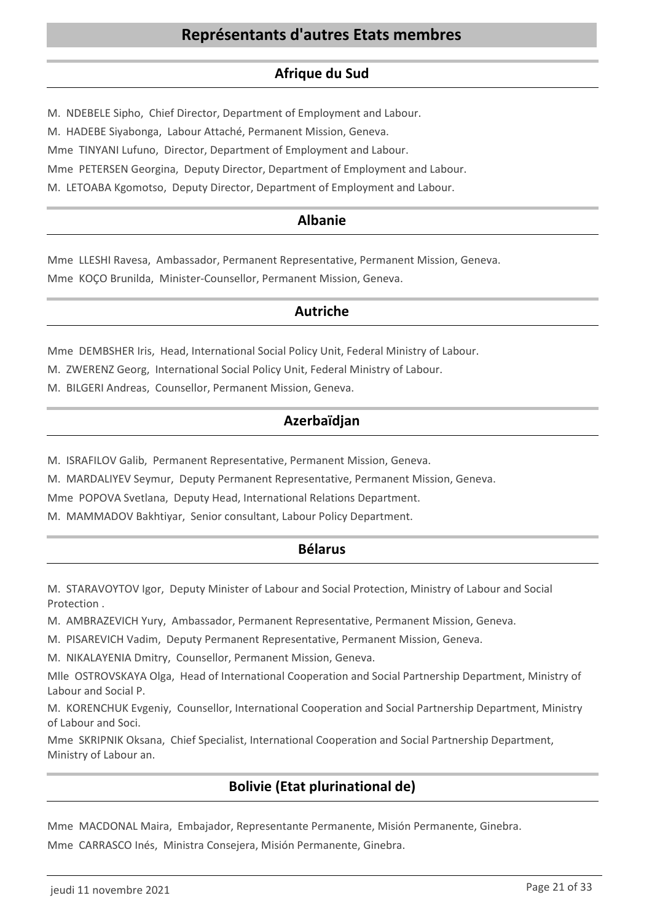# Représentants d'autres Etats membres

## Afrique du Sud

M. NDEBELE Sipho, Chief Director, Department of Employment and Labour.

M. HADEBE Siyabonga, Labour Attaché, Permanent Mission, Geneva.

Mme TINYANI Lufuno, Director, Department of Employment and Labour.

Mme PETERSEN Georgina, Deputy Director, Department of Employment and Labour.

M. LETOABA Kgomotso, Deputy Director, Department of Employment and Labour.

## Albanie

Mme LLESHI Ravesa, Ambassador, Permanent Representative, Permanent Mission, Geneva.

Mme KOÇO Brunilda, Minister-Counsellor, Permanent Mission, Geneva.

## Autriche

Mme DEMBSHER Iris, Head, International Social Policy Unit, Federal Ministry of Labour.

M. ZWERENZ Georg, International Social Policy Unit, Federal Ministry of Labour.

M. BILGERI Andreas, Counsellor, Permanent Mission, Geneva.

## Azerbaïdjan

M. ISRAFILOV Galib, Permanent Representative, Permanent Mission, Geneva.

M. MARDALIYEV Seymur, Deputy Permanent Representative, Permanent Mission, Geneva.

Mme POPOVA Svetlana, Deputy Head, International Relations Department.

M. MAMMADOV Bakhtiyar, Senior consultant, Labour Policy Department.

## Bélarus

M. STARAVOYTOV Igor, Deputy Minister of Labour and Social Protection, Ministry of Labour and Social Protection .

M. AMBRAZEVICH Yury, Ambassador, Permanent Representative, Permanent Mission, Geneva.

M. PISAREVICH Vadim, Deputy Permanent Representative, Permanent Mission, Geneva.

M. NIKALAYENIA Dmitry, Counsellor, Permanent Mission, Geneva.

Mlle OSTROVSKAYA Olga, Head of International Cooperation and Social Partnership Department, Ministry of Labour and Social P.

M. KORENCHUK Evgeniy, Counsellor, International Cooperation and Social Partnership Department, Ministry of Labour and Soci.

Mme SKRIPNIK Oksana, Chief Specialist, International Cooperation and Social Partnership Department, Ministry of Labour an.

## Bolivie (Etat plurinational de)

Mme MACDONAL Maira, Embajador, Representante Permanente, Misión Permanente, Ginebra.

Mme CARRASCO Inés, Ministra Consejera, Misión Permanente, Ginebra.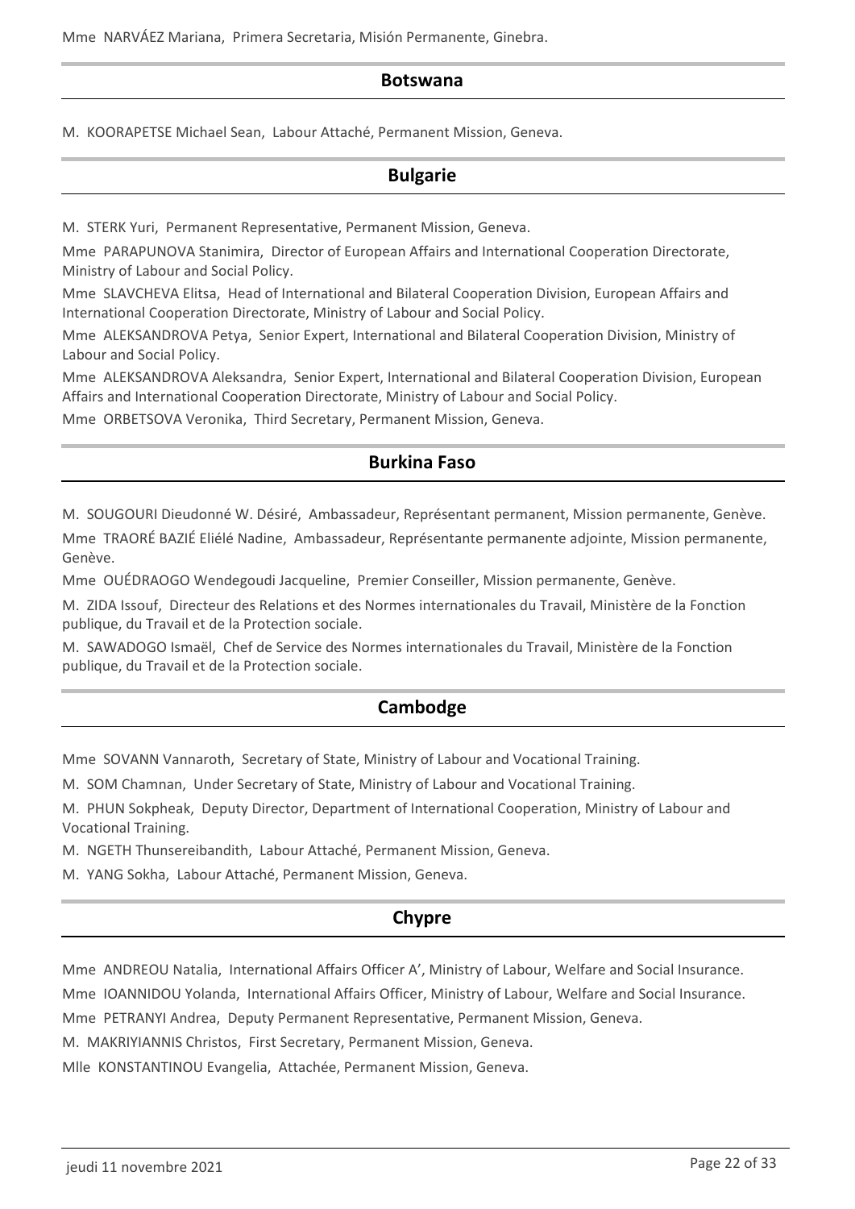Mme NARVÁEZ Mariana, Primera Secretaria, Misión Permanente, Ginebra.

## Botswana

M. KOORAPETSE Michael Sean, Labour Attaché, Permanent Mission, Geneva.

## Bulgarie

M. STERK Yuri, Permanent Representative, Permanent Mission, Geneva.

Mme PARAPUNOVA Stanimira, Director of European Affairs and International Cooperation Directorate, Ministry of Labour and Social Policy.

Mme SLAVCHEVA Elitsa, Head of International and Bilateral Cooperation Division, European Affairs and International Cooperation Directorate, Ministry of Labour and Social Policy.

Mme ALEKSANDROVA Petya, Senior Expert, International and Bilateral Cooperation Division, Ministry of Labour and Social Policy.

Mme ALEKSANDROVA Aleksandra, Senior Expert, International and Bilateral Cooperation Division, European Affairs and International Cooperation Directorate, Ministry of Labour and Social Policy.

Mme ORBETSOVA Veronika, Third Secretary, Permanent Mission, Geneva.

## Burkina Faso

M. SOUGOURI Dieudonné W. Désiré, Ambassadeur, Représentant permanent, Mission permanente, Genève.

Mme TRAORÉ BAZIÉ Eliélé Nadine, Ambassadeur, Représentante permanente adjointe, Mission permanente, Genève.

Mme OUÉDRAOGO Wendegoudi Jacqueline, Premier Conseiller, Mission permanente, Genève.

M. ZIDA Issouf, Directeur des Relations et des Normes internationales du Travail, Ministère de la Fonction publique, du Travail et de la Protection sociale.

M. SAWADOGO Ismaël, Chef de Service des Normes internationales du Travail, Ministère de la Fonction publique, du Travail et de la Protection sociale.

## Cambodge

Mme SOVANN Vannaroth, Secretary of State, Ministry of Labour and Vocational Training.

M. SOM Chamnan, Under Secretary of State, Ministry of Labour and Vocational Training.

M. PHUN Sokpheak, Deputy Director, Department of International Cooperation, Ministry of Labour and Vocational Training.

M. NGETH Thunsereibandith, Labour Attaché, Permanent Mission, Geneva.

M. YANG Sokha, Labour Attaché, Permanent Mission, Geneva.

## Chypre

Mme ANDREOU Natalia, International Affairs Officer A', Ministry of Labour, Welfare and Social Insurance.

Mme IOANNIDOU Yolanda, International Affairs Officer, Ministry of Labour, Welfare and Social Insurance.

Mme PETRANYI Andrea, Deputy Permanent Representative, Permanent Mission, Geneva.

M. MAKRIYIANNIS Christos, First Secretary, Permanent Mission, Geneva.

Mlle KONSTANTINOU Evangelia, Attachée, Permanent Mission, Geneva.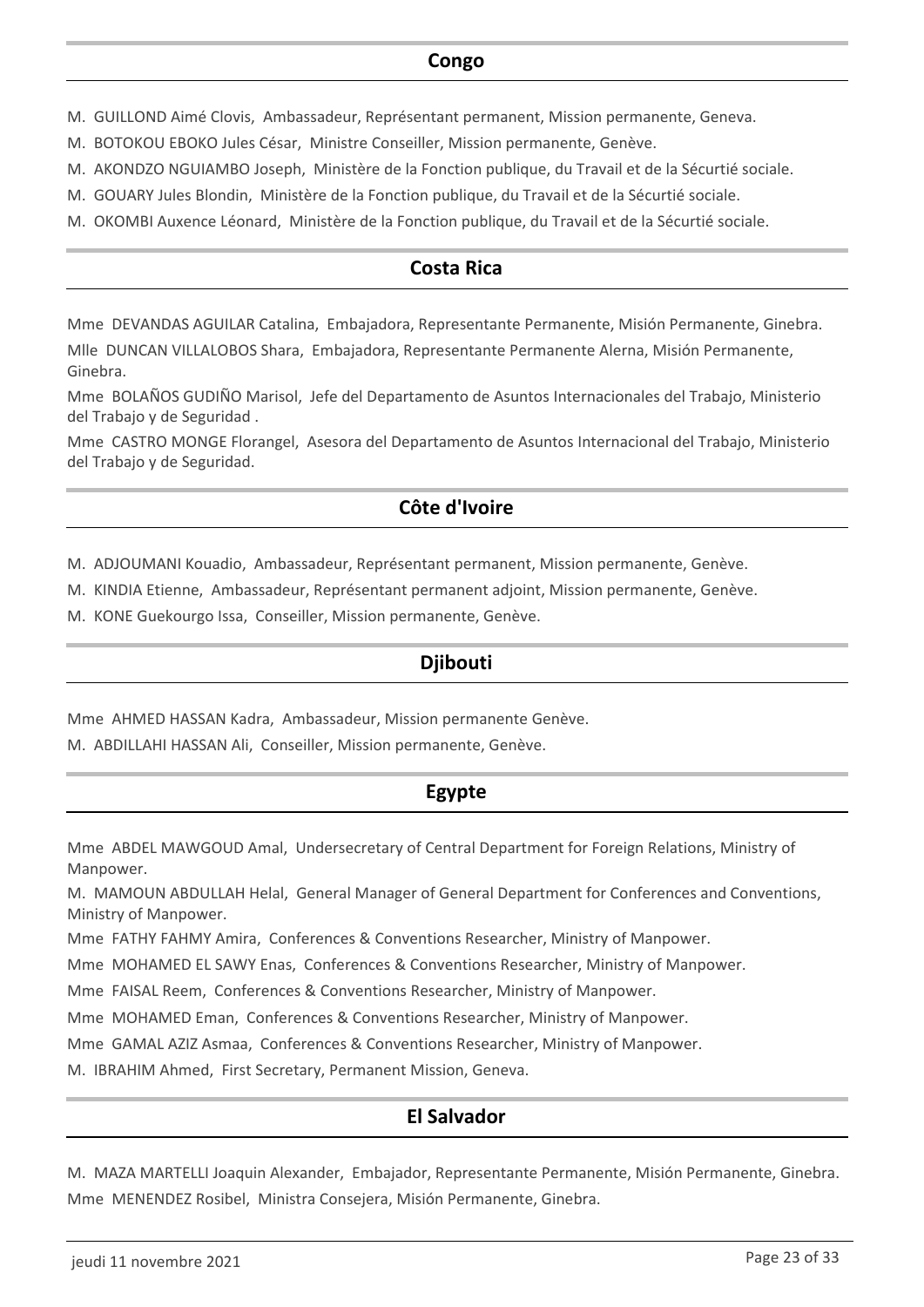## Congo

M. GUILLOND Aimé Clovis, Ambassadeur, Représentant permanent, Mission permanente, Geneva.

M. BOTOKOU EBOKO Jules César, Ministre Conseiller, Mission permanente, Genève.

M. AKONDZO NGUIAMBO Joseph, Ministère de la Fonction publique, du Travail et de la Sécurtié sociale.

M. GOUARY Jules Blondin, Ministère de la Fonction publique, du Travail et de la Sécurtié sociale.

M. OKOMBI Auxence Léonard, Ministère de la Fonction publique, du Travail et de la Sécurtié sociale.

## Costa Rica

Mme DEVANDAS AGUILAR Catalina, Embajadora, Representante Permanente, Misión Permanente, Ginebra.

Mlle DUNCAN VILLALOBOS Shara, Embajadora, Representante Permanente Alerna, Misión Permanente, Ginebra.

Mme BOLAÑOS GUDIÑO Marisol, Jefe del Departamento de Asuntos Internacionales del Trabajo, Ministerio del Trabajo y de Seguridad .

Mme CASTRO MONGE Florangel, Asesora del Departamento de Asuntos Internacional del Trabajo, Ministerio del Trabajo y de Seguridad.

## Côte d'Ivoire

M. ADJOUMANI Kouadio, Ambassadeur, Représentant permanent, Mission permanente, Genève.

M. KINDIA Etienne, Ambassadeur, Représentant permanent adjoint, Mission permanente, Genève.

M. KONE Guekourgo Issa, Conseiller, Mission permanente, Genève.

## Djibouti

Mme AHMED HASSAN Kadra, Ambassadeur, Mission permanente Genève.

M. ABDILLAHI HASSAN Ali, Conseiller, Mission permanente, Genève.

## Egypte

Mme ABDEL MAWGOUD Amal, Undersecretary of Central Department for Foreign Relations, Ministry of Manpower.

M. MAMOUN ABDULLAH Helal, General Manager of General Department for Conferences and Conventions, Ministry of Manpower.

Mme FATHY FAHMY Amira, Conferences & Conventions Researcher, Ministry of Manpower.

Mme MOHAMED EL SAWY Enas, Conferences & Conventions Researcher, Ministry of Manpower.

Mme FAISAL Reem, Conferences & Conventions Researcher, Ministry of Manpower.

Mme MOHAMED Eman, Conferences & Conventions Researcher, Ministry of Manpower.

Mme GAMAL AZIZ Asmaa, Conferences & Conventions Researcher, Ministry of Manpower.

M. IBRAHIM Ahmed, First Secretary, Permanent Mission, Geneva.

## El Salvador

M. MAZA MARTELLI Joaquin Alexander, Embajador, Representante Permanente, Misión Permanente, Ginebra.

Mme MENENDEZ Rosibel, Ministra Consejera, Misión Permanente, Ginebra.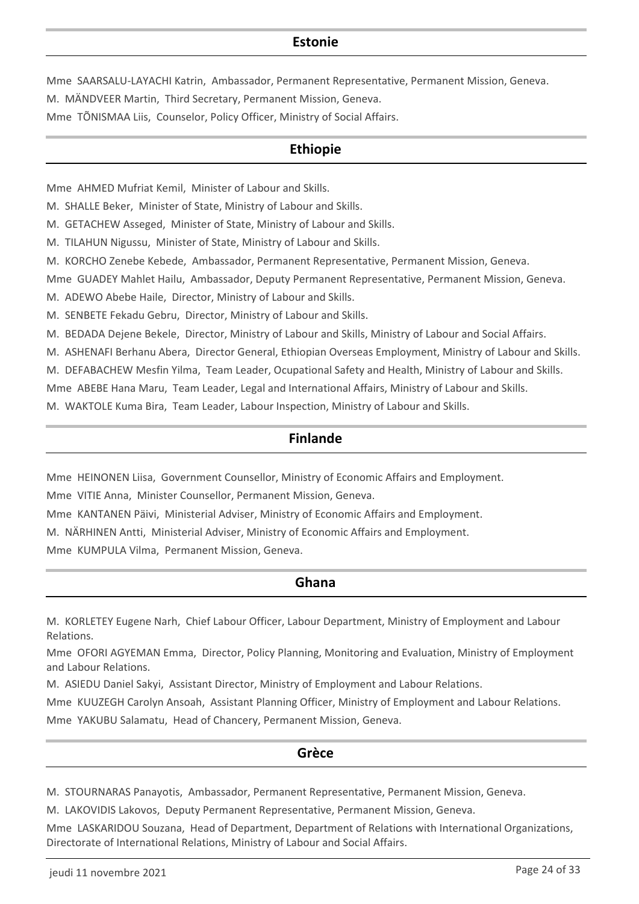## Estonie

Mme SAARSALU-LAYACHI Katrin, Ambassador, Permanent Representative, Permanent Mission, Geneva.

M. MÄNDVEER Martin, Third Secretary, Permanent Mission, Geneva.

Mme TÕNISMAA Liis, Counselor, Policy Officer, Ministry of Social Affairs.

## Ethiopie

Mme AHMED Mufriat Kemil, Minister of Labour and Skills.

M. SHALLE Beker, Minister of State, Ministry of Labour and Skills.

M. GETACHEW Asseged, Minister of State, Ministry of Labour and Skills.

M. TILAHUN Nigussu, Minister of State, Ministry of Labour and Skills.

M. KORCHO Zenebe Kebede, Ambassador, Permanent Representative, Permanent Mission, Geneva.

Mme GUADEY Mahlet Hailu, Ambassador, Deputy Permanent Representative, Permanent Mission, Geneva.

M. ADEWO Abebe Haile, Director, Ministry of Labour and Skills.

M. SENBETE Fekadu Gebru, Director, Ministry of Labour and Skills.

M. BEDADA Dejene Bekele, Director, Ministry of Labour and Skills, Ministry of Labour and Social Affairs.

M. ASHENAFI Berhanu Abera, Director General, Ethiopian Overseas Employment, Ministry of Labour and Skills.

M. DEFABACHEW Mesfin Yilma, Team Leader, Ocupational Safety and Health, Ministry of Labour and Skills.

Mme ABEBE Hana Maru, Team Leader, Legal and International Affairs, Ministry of Labour and Skills.

M. WAKTOLE Kuma Bira, Team Leader, Labour Inspection, Ministry of Labour and Skills.

## Finlande

Mme HEINONEN Liisa, Government Counsellor, Ministry of Economic Affairs and Employment.

Mme VITIE Anna, Minister Counsellor, Permanent Mission, Geneva.

Mme KANTANEN Päivi, Ministerial Adviser, Ministry of Economic Affairs and Employment.

M. NÄRHINEN Antti, Ministerial Adviser, Ministry of Economic Affairs and Employment.

Mme KUMPULA Vilma, Permanent Mission, Geneva.

## Ghana

M. KORLETEY Eugene Narh, Chief Labour Officer, Labour Department, Ministry of Employment and Labour Relations.

Mme OFORI AGYEMAN Emma, Director, Policy Planning, Monitoring and Evaluation, Ministry of Employment and Labour Relations.

M. ASIEDU Daniel Sakyi, Assistant Director, Ministry of Employment and Labour Relations.

Mme KUUZEGH Carolyn Ansoah, Assistant Planning Officer, Ministry of Employment and Labour Relations.

Mme YAKUBU Salamatu, Head of Chancery, Permanent Mission, Geneva.

## Grèce

M. STOURNARAS Panayotis, Ambassador, Permanent Representative, Permanent Mission, Geneva.

M. LAKOVIDIS Lakovos, Deputy Permanent Representative, Permanent Mission, Geneva.

Mme LASKARIDOU Souzana, Head of Department, Department of Relations with International Organizations, Directorate of International Relations, Ministry of Labour and Social Affairs.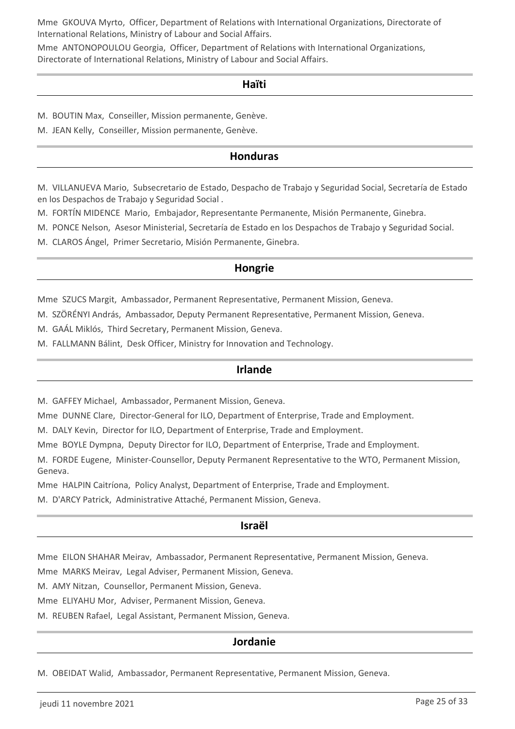Mme  GKOUVA Myrto,  Officer, Department of Relations with International Organizations, Directorate of International Relations, Ministry of Labour and Social Affairs.

Mme  ANTONOPOULOU Georgia,  Officer, Department of Relations with International Organizations, Directorate of International Relations, Ministry of Labour and Social Affairs.

## Haïti

M.  BOUTIN Max,  Conseiller, Mission permanente, Genève.

M.  JEAN Kelly,  Conseiller, Mission permanente, Genève.

## Honduras

M.  VILLANUEVA Mario,  Subsecretario de Estado, Despacho de Trabajo y Seguridad Social, Secretaría de Estado en los Despachos de Trabajo y Seguridad Social .

M.  FORTÍN MIDENCE  Mario,  Embajador, Representante Permanente, Misión Permanente, Ginebra.

M.  PONCE Nelson,  Asesor Ministerial, Secretaría de Estado en los Despachos de Trabajo y Seguridad Social.

M.  CLAROS Ángel,  Primer Secretario, Misión Permanente, Ginebra.

## Hongrie

Mme  SZUCS Margit,  Ambassador, Permanent Representative, Permanent Mission, Geneva.

M.  SZÖRÉNYI András,  Ambassador, Deputy Permanent Representative, Permanent Mission, Geneva.

M.  GAÁL Miklós,  Third Secretary, Permanent Mission, Geneva.

M.  FALLMANN Bálint,  Desk Officer, Ministry for Innovation and Technology.

## Irlande

M.  GAFFEY Michael,  Ambassador, Permanent Mission, Geneva.

Mme  DUNNE Clare,  Director-General for ILO, Department of Enterprise, Trade and Employment.

M.  DALY Kevin,  Director for ILO, Department of Enterprise, Trade and Employment.

Mme  BOYLE Dympna,  Deputy Director for ILO, Department of Enterprise, Trade and Employment.

M.  FORDE Eugene,  Minister-Counsellor, Deputy Permanent Representative to the WTO, Permanent Mission, Geneva.

Mme  HALPIN Caitríona,  Policy Analyst, Department of Enterprise, Trade and Employment.

M.  D'ARCY Patrick,  Administrative Attaché, Permanent Mission, Geneva.

## Israël

Mme  EILON SHAHAR Meirav,  Ambassador, Permanent Representative, Permanent Mission, Geneva.

Mme  MARKS Meirav,  Legal Adviser, Permanent Mission, Geneva.

M.  AMY Nitzan,  Counsellor, Permanent Mission, Geneva.

Mme  ELIYAHU Mor,  Adviser, Permanent Mission, Geneva.

M.  REUBEN Rafael,  Legal Assistant, Permanent Mission, Geneva.

## Jordanie

M.  OBEIDAT Walid,  Ambassador, Permanent Representative, Permanent Mission, Geneva.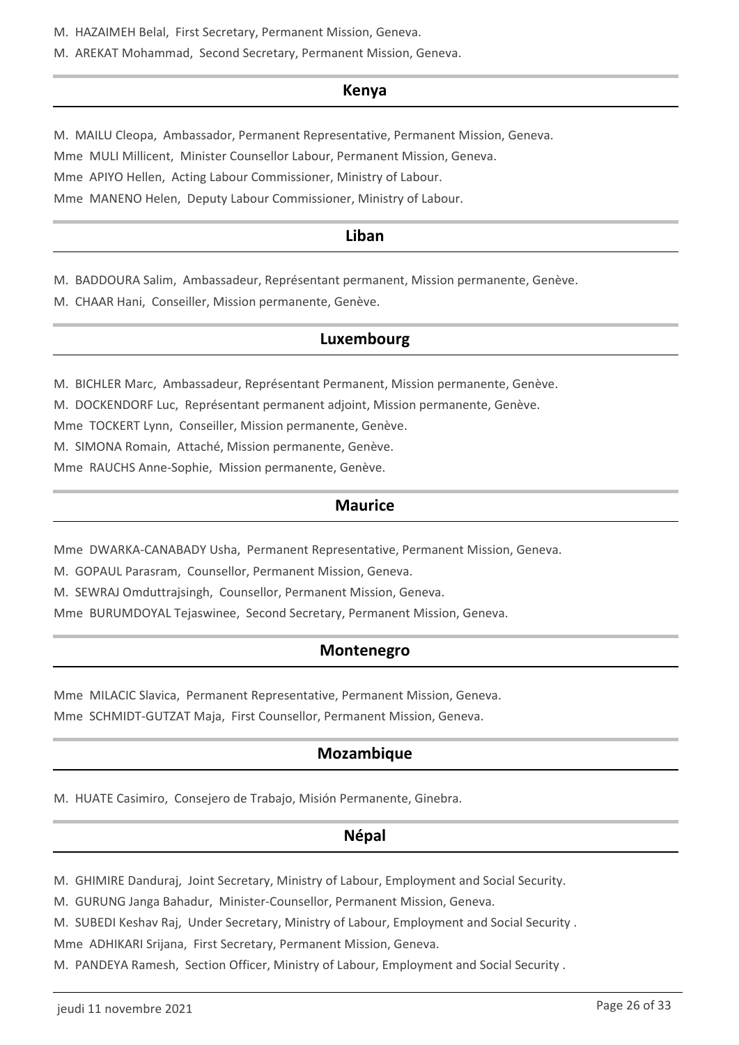M. HAZAIMEH Belal, First Secretary, Permanent Mission, Geneva.

M. AREKAT Mohammad, Second Secretary, Permanent Mission, Geneva.

## Kenya

M. MAILU Cleopa, Ambassador, Permanent Representative, Permanent Mission, Geneva.

Mme MULI Millicent, Minister Counsellor Labour, Permanent Mission, Geneva.

Mme APIYO Hellen, Acting Labour Commissioner, Ministry of Labour.

Mme MANENO Helen, Deputy Labour Commissioner, Ministry of Labour.

## Liban

M. BADDOURA Salim, Ambassadeur, Représentant permanent, Mission permanente, Genève.

M. CHAAR Hani, Conseiller, Mission permanente, Genève.

## Luxembourg

M. BICHLER Marc, Ambassadeur, Représentant Permanent, Mission permanente, Genève.

M. DOCKENDORF Luc, Représentant permanent adjoint, Mission permanente, Genève.

Mme TOCKERT Lynn, Conseiller, Mission permanente, Genève.

M. SIMONA Romain, Attaché, Mission permanente, Genève.

Mme RAUCHS Anne-Sophie, Mission permanente, Genève.

## Maurice

Mme DWARKA-CANABADY Usha, Permanent Representative, Permanent Mission, Geneva.

M. GOPAUL Parasram, Counsellor, Permanent Mission, Geneva.

M. SEWRAJ Omduttrajsingh, Counsellor, Permanent Mission, Geneva.

Mme BURUMDOYAL Tejaswinee, Second Secretary, Permanent Mission, Geneva.

## Montenegro

Mme MILACIC Slavica, Permanent Representative, Permanent Mission, Geneva.

Mme SCHMIDT-GUTZAT Maja, First Counsellor, Permanent Mission, Geneva.

## Mozambique

M. HUATE Casimiro, Consejero de Trabajo, Misión Permanente, Ginebra.

## Népal

M. GHIMIRE Danduraj, Joint Secretary, Ministry of Labour, Employment and Social Security.

M. GURUNG Janga Bahadur, Minister-Counsellor, Permanent Mission, Geneva.

M. SUBEDI Keshav Raj, Under Secretary, Ministry of Labour, Employment and Social Security .

Mme ADHIKARI Srijana, First Secretary, Permanent Mission, Geneva.

M. PANDEYA Ramesh, Section Officer, Ministry of Labour, Employment and Social Security .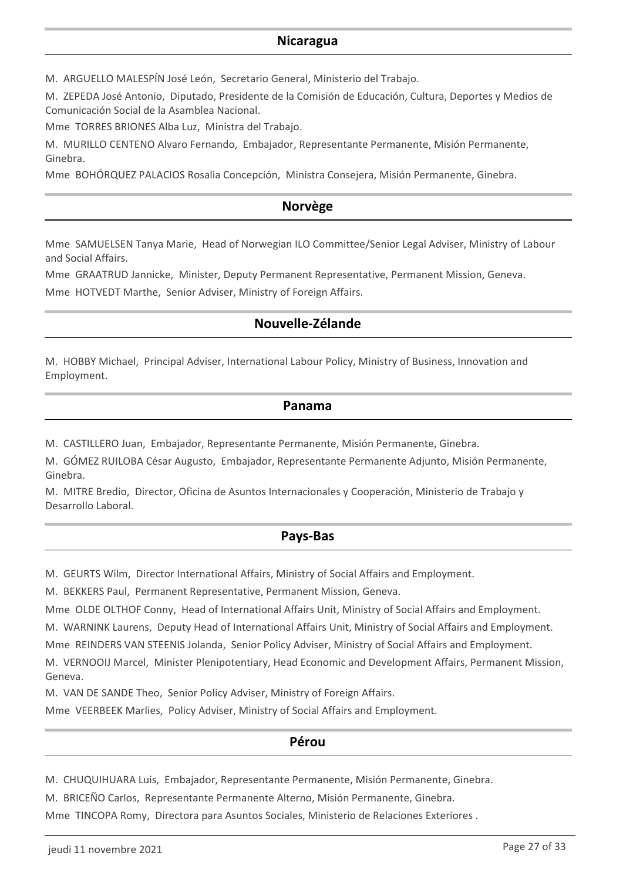## Nicaragua

M. ARGUELLO MALESPÍN José León, Secretario General, Ministerio del Trabajo.

M. ZEPEDA José Antonio, Diputado, Presidente de la Comisión de Educación, Cultura, Deportes y Medios de Comunicación Social de la Asamblea Nacional.

Mme TORRES BRIONES Alba Luz, Ministra del Trabajo.

M. MURILLO CENTENO Alvaro Fernando, Embajador, Representante Permanente, Misión Permanente, Ginebra.

Mme BOHÓRQUEZ PALACIOS Rosalia Concepción, Ministra Consejera, Misión Permanente, Ginebra.

## Norvège

Mme SAMUELSEN Tanya Marie, Head of Norwegian ILO Committee/Senior Legal Adviser, Ministry of Labour and Social Affairs.

Mme GRAATRUD Jannicke, Minister, Deputy Permanent Representative, Permanent Mission, Geneva.

Mme HOTVEDT Marthe, Senior Adviser, Ministry of Foreign Affairs.

## Nouvelle-Zélande

M. HOBBY Michael, Principal Adviser, International Labour Policy, Ministry of Business, Innovation and Employment.

## Panama

M. CASTILLERO Juan, Embajador, Representante Permanente, Misión Permanente, Ginebra.

M. GÓMEZ RUILOBA César Augusto, Embajador, Representante Permanente Adjunto, Misión Permanente, Ginebra.

M. MITRE Bredio, Director, Oficina de Asuntos Internacionales y Cooperación, Ministerio de Trabajo y Desarrollo Laboral.

## Pays-Bas

M. GEURTS Wilm, Director International Affairs, Ministry of Social Affairs and Employment.

M. BEKKERS Paul, Permanent Representative, Permanent Mission, Geneva.

Mme OLDE OLTHOF Conny, Head of International Affairs Unit, Ministry of Social Affairs and Employment.

M. WARNINK Laurens, Deputy Head of International Affairs Unit, Ministry of Social Affairs and Employment.

Mme REINDERS VAN STEENIS Jolanda, Senior Policy Adviser, Ministry of Social Affairs and Employment.

M. VERNOOIJ Marcel, Minister Plenipotentiary, Head Economic and Development Affairs, Permanent Mission, Geneva.

M. VAN DE SANDE Theo, Senior Policy Adviser, Ministry of Foreign Affairs.

Mme VEERBEEK Marlies, Policy Adviser, Ministry of Social Affairs and Employment.

## Pérou

M. CHUQUIHUARA Luis, Embajador, Representante Permanente, Misión Permanente, Ginebra.

M. BRICEÑO Carlos, Representante Permanente Alterno, Misión Permanente, Ginebra.

Mme TINCOPA Romy, Directora para Asuntos Sociales, Ministerio de Relaciones Exteriores .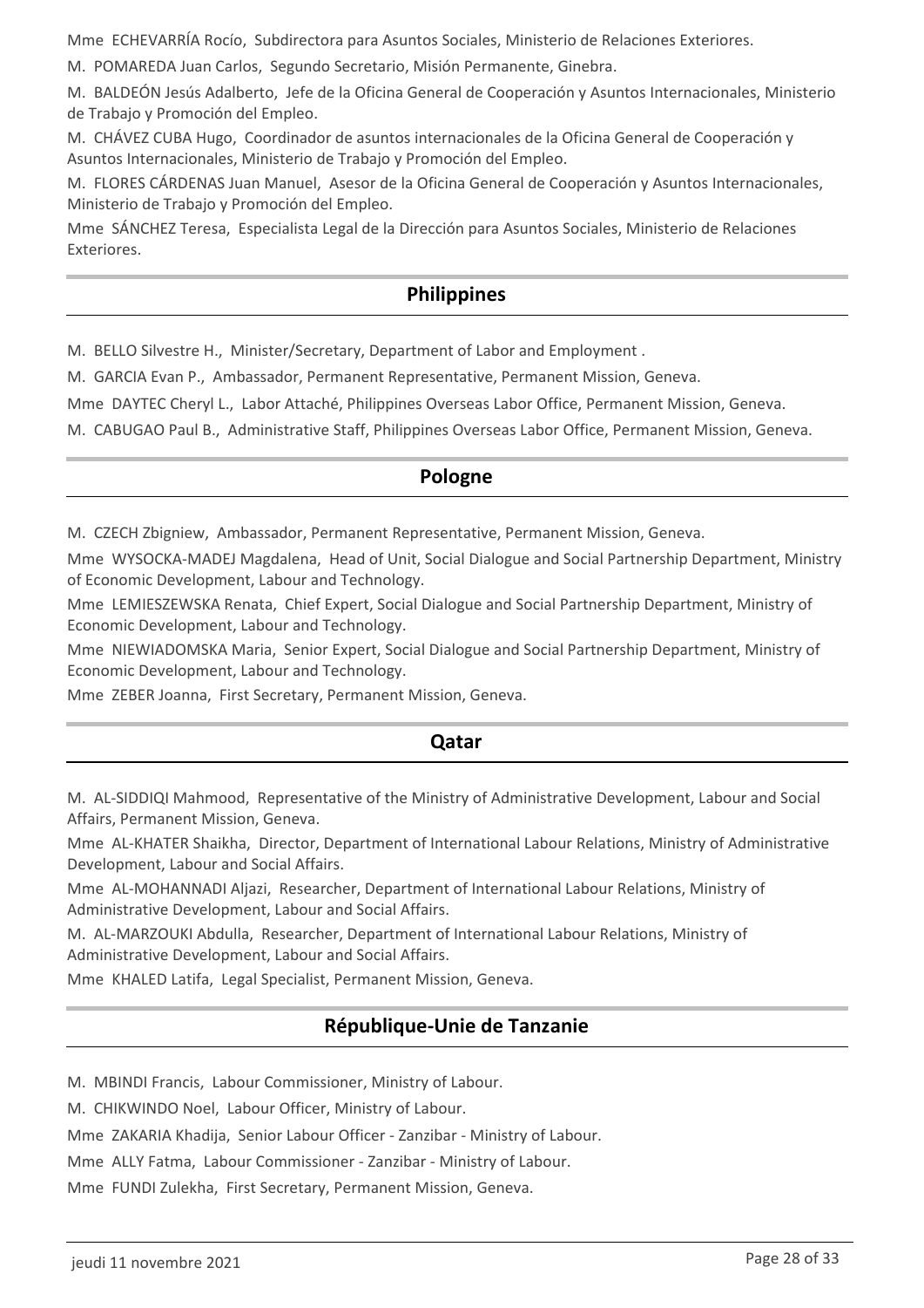Mme ECHEVARRÍA Rocío, Subdirectora para Asuntos Sociales, Ministerio de Relaciones Exteriores.

M. POMAREDA Juan Carlos, Segundo Secretario, Misión Permanente, Ginebra.

M. BALDEÓN Jesús Adalberto, Jefe de la Oficina General de Cooperación y Asuntos Internacionales, Ministerio de Trabajo y Promoción del Empleo.

M. CHÁVEZ CUBA Hugo, Coordinador de asuntos internacionales de la Oficina General de Cooperación y Asuntos Internacionales, Ministerio de Trabajo y Promoción del Empleo.

M. FLORES CÁRDENAS Juan Manuel, Asesor de la Oficina General de Cooperación y Asuntos Internacionales, Ministerio de Trabajo y Promoción del Empleo.

Mme SÁNCHEZ Teresa, Especialista Legal de la Dirección para Asuntos Sociales, Ministerio de Relaciones Exteriores.

## Philippines

M. BELLO Silvestre H., Minister/Secretary, Department of Labor and Employment .

M. GARCIA Evan P., Ambassador, Permanent Representative, Permanent Mission, Geneva.

Mme DAYTEC Cheryl L., Labor Attaché, Philippines Overseas Labor Office, Permanent Mission, Geneva.

M. CABUGAO Paul B., Administrative Staff, Philippines Overseas Labor Office, Permanent Mission, Geneva.

## Pologne

M. CZECH Zbigniew, Ambassador, Permanent Representative, Permanent Mission, Geneva.

Mme WYSOCKA-MADEJ Magdalena, Head of Unit, Social Dialogue and Social Partnership Department, Ministry of Economic Development, Labour and Technology.

Mme LEMIESZEWSKA Renata, Chief Expert, Social Dialogue and Social Partnership Department, Ministry of Economic Development, Labour and Technology.

Mme NIEWIADOMSKA Maria, Senior Expert, Social Dialogue and Social Partnership Department, Ministry of Economic Development, Labour and Technology.

Mme ZEBER Joanna, First Secretary, Permanent Mission, Geneva.

## Qatar

M. AL-SIDDIQI Mahmood, Representative of the Ministry of Administrative Development, Labour and Social Affairs, Permanent Mission, Geneva.

Mme AL-KHATER Shaikha, Director, Department of International Labour Relations, Ministry of Administrative Development, Labour and Social Affairs.

Mme AL-MOHANNADI Aljazi, Researcher, Department of International Labour Relations, Ministry of Administrative Development, Labour and Social Affairs.

M. AL-MARZOUKI Abdulla, Researcher, Department of International Labour Relations, Ministry of Administrative Development, Labour and Social Affairs.

Mme KHALED Latifa, Legal Specialist, Permanent Mission, Geneva.

## République-Unie de Tanzanie

M. MBINDI Francis, Labour Commissioner, Ministry of Labour.

M. CHIKWINDO Noel, Labour Officer, Ministry of Labour.

Mme ZAKARIA Khadija, Senior Labour Officer - Zanzibar - Ministry of Labour.

Mme ALLY Fatma, Labour Commissioner - Zanzibar - Ministry of Labour.

Mme FUNDI Zulekha, First Secretary, Permanent Mission, Geneva.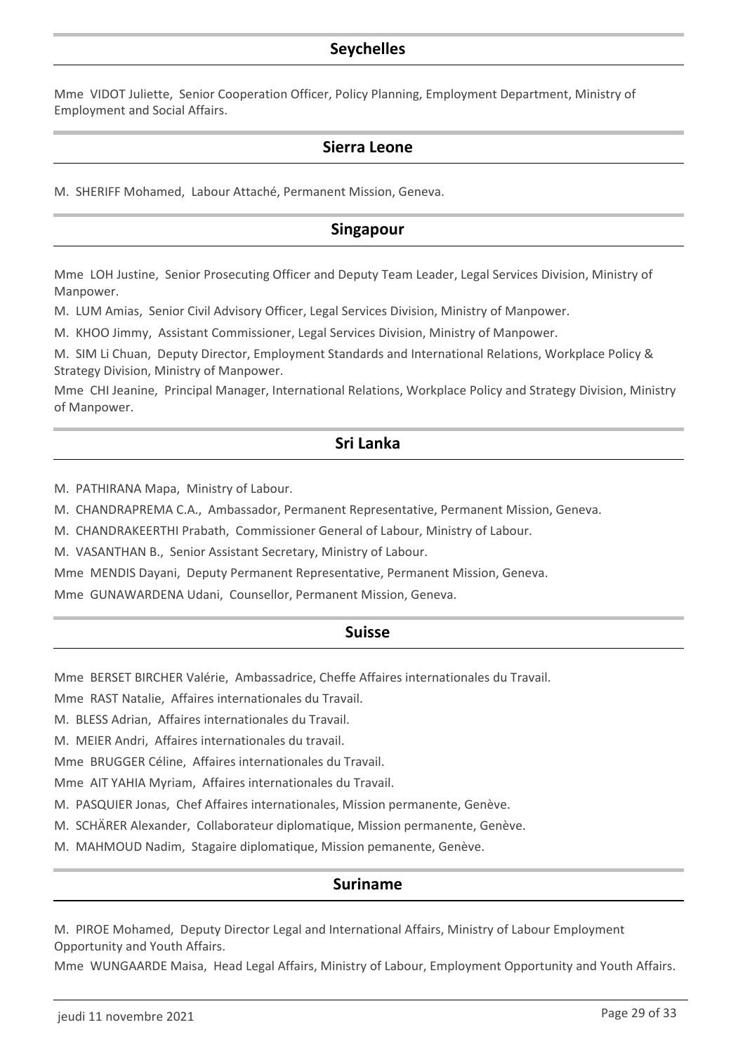## Seychelles

Mme VIDOT Juliette, Senior Cooperation Officer, Policy Planning, Employment Department, Ministry of Employment and Social Affairs.

## Sierra Leone

M. SHERIFF Mohamed, Labour Attaché, Permanent Mission, Geneva.

## Singapour

Mme LOH Justine, Senior Prosecuting Officer and Deputy Team Leader, Legal Services Division, Ministry of Manpower.

M. LUM Amias, Senior Civil Advisory Officer, Legal Services Division, Ministry of Manpower.

M. KHOO Jimmy, Assistant Commissioner, Legal Services Division, Ministry of Manpower.

M. SIM Li Chuan, Deputy Director, Employment Standards and International Relations, Workplace Policy & Strategy Division, Ministry of Manpower.

Mme CHI Jeanine, Principal Manager, International Relations, Workplace Policy and Strategy Division, Ministry of Manpower.

## Sri Lanka

M. PATHIRANA Mapa, Ministry of Labour.

M. CHANDRAPREMA C.A., Ambassador, Permanent Representative, Permanent Mission, Geneva.

M. CHANDRAKEERTHI Prabath, Commissioner General of Labour, Ministry of Labour.

M. VASANTHAN B., Senior Assistant Secretary, Ministry of Labour.

Mme MENDIS Dayani, Deputy Permanent Representative, Permanent Mission, Geneva.

Mme GUNAWARDENA Udani, Counsellor, Permanent Mission, Geneva.

## Suisse

Mme BERSET BIRCHER Valérie, Ambassadrice, Cheffe Affaires internationales du Travail.

Mme RAST Natalie, Affaires internationales du Travail.

M. BLESS Adrian, Affaires internationales du Travail.

M. MEIER Andri, Affaires internationales du travail.

Mme BRUGGER Céline, Affaires internationales du Travail.

Mme AIT YAHIA Myriam, Affaires internationales du Travail.

M. PASQUIER Jonas, Chef Affaires internationales, Mission permanente, Genève.

M. SCHÄRER Alexander, Collaborateur diplomatique, Mission permanente, Genève.

M. MAHMOUD Nadim, Stagaire diplomatique, Mission pemanente, Genève.

## Suriname

M. PIROE Mohamed, Deputy Director Legal and International Affairs, Ministry of Labour Employment Opportunity and Youth Affairs.

Mme WUNGAARDE Maisa, Head Legal Affairs, Ministry of Labour, Employment Opportunity and Youth Affairs.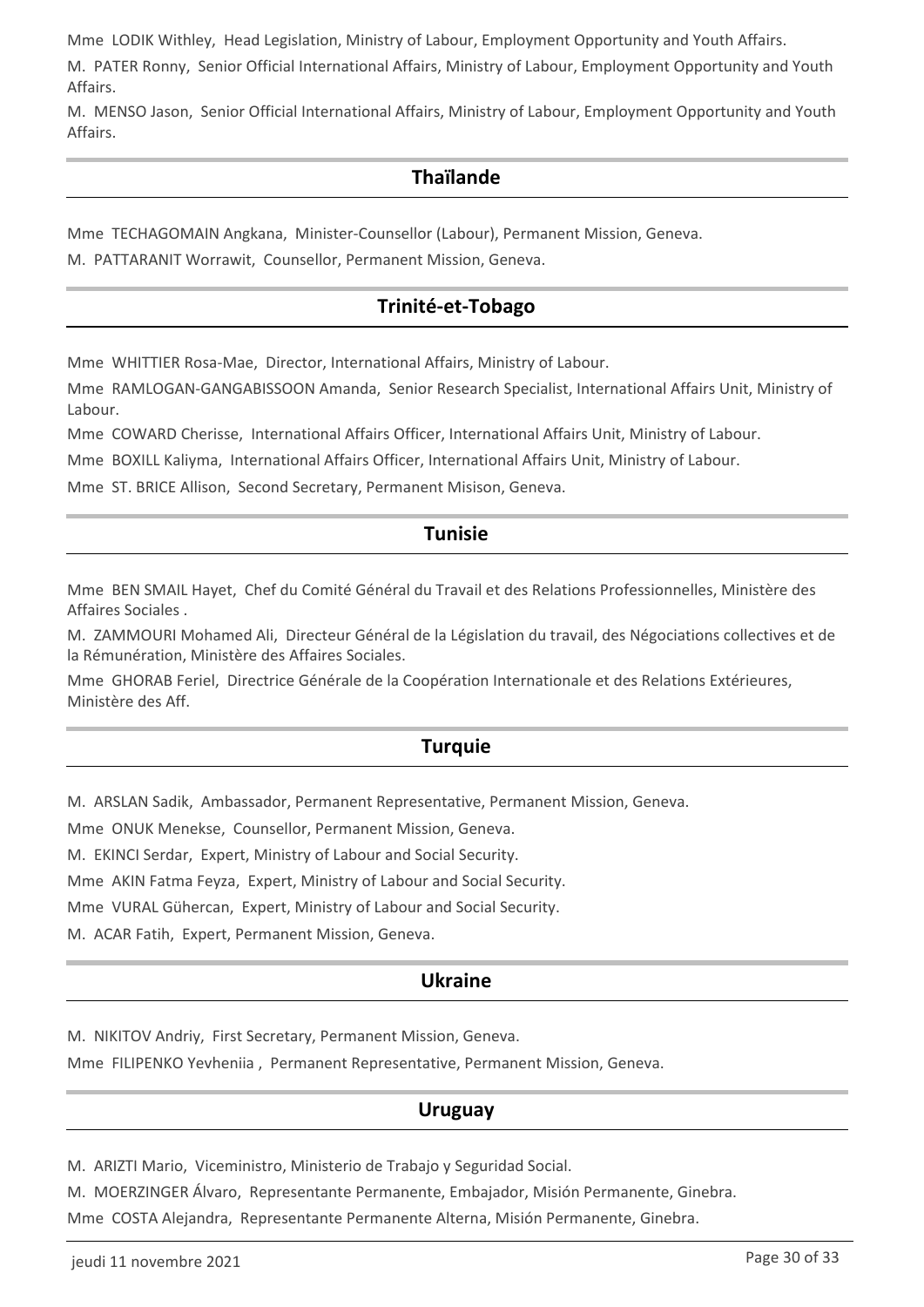Mme LODIK Withley, Head Legislation, Ministry of Labour, Employment Opportunity and Youth Affairs.

M. PATER Ronny, Senior Official International Affairs, Ministry of Labour, Employment Opportunity and Youth Affairs.

M. MENSO Jason, Senior Official International Affairs, Ministry of Labour, Employment Opportunity and Youth Affairs.

## Thaïlande

Mme TECHAGOMAIN Angkana, Minister-Counsellor (Labour), Permanent Mission, Geneva.

M. PATTARANIT Worrawit, Counsellor, Permanent Mission, Geneva.

## Trinité-et-Tobago

Mme WHITTIER Rosa-Mae, Director, International Affairs, Ministry of Labour.

Mme RAMLOGAN-GANGABISSOON Amanda, Senior Research Specialist, International Affairs Unit, Ministry of Labour.

Mme COWARD Cherisse, International Affairs Officer, International Affairs Unit, Ministry of Labour.

Mme BOXILL Kaliyma, International Affairs Officer, International Affairs Unit, Ministry of Labour.

Mme ST. BRICE Allison, Second Secretary, Permanent Misison, Geneva.

## Tunisie

Mme BEN SMAIL Hayet, Chef du Comité Général du Travail et des Relations Professionnelles, Ministère des Affaires Sociales .

M. ZAMMOURI Mohamed Ali, Directeur Général de la Législation du travail, des Négociations collectives et de la Rémunération, Ministère des Affaires Sociales.

Mme GHORAB Feriel, Directrice Générale de la Coopération Internationale et des Relations Extérieures, Ministère des Aff.

## Turquie

M. ARSLAN Sadik, Ambassador, Permanent Representative, Permanent Mission, Geneva.

Mme ONUK Menekse, Counsellor, Permanent Mission, Geneva.

M. EKINCI Serdar, Expert, Ministry of Labour and Social Security.

Mme AKIN Fatma Feyza, Expert, Ministry of Labour and Social Security.

Mme VURAL Gühercan, Expert, Ministry of Labour and Social Security.

M. ACAR Fatih, Expert, Permanent Mission, Geneva.

## Ukraine

M. NIKITOV Andriy, First Secretary, Permanent Mission, Geneva.

Mme FILIPENKO Yevheniia , Permanent Representative, Permanent Mission, Geneva.

## Uruguay

M. ARIZTI Mario, Viceministro, Ministerio de Trabajo y Seguridad Social.

M. MOERZINGER Álvaro, Representante Permanente, Embajador, Misión Permanente, Ginebra.

Mme COSTA Alejandra, Representante Permanente Alterna, Misión Permanente, Ginebra.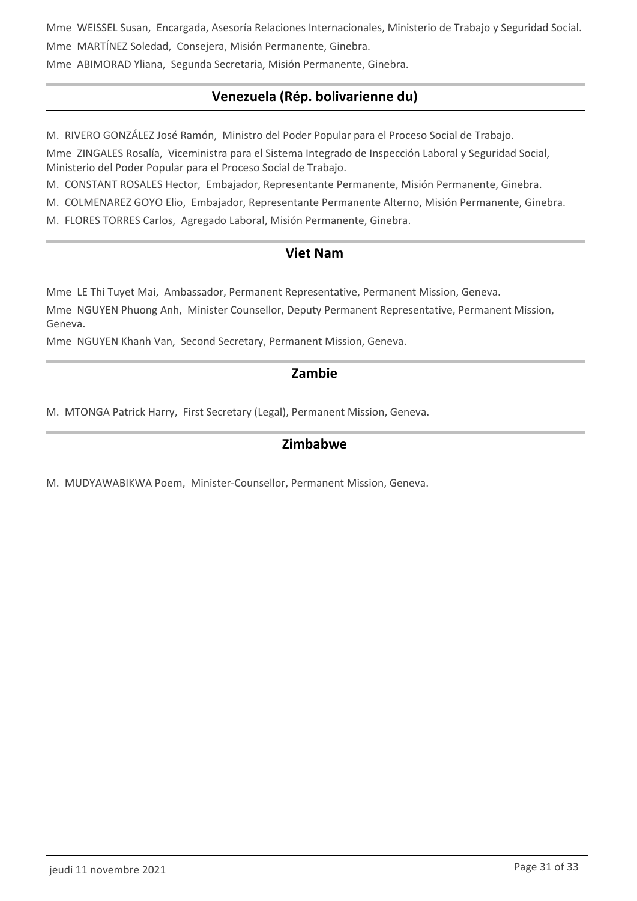Mme WEISSEL Susan, Encargada, Asesoría Relaciones Internacionales, Ministerio de Trabajo y Seguridad Social.

Mme MARTÍNEZ Soledad, Consejera, Misión Permanente, Ginebra.

Mme ABIMORAD Yliana, Segunda Secretaria, Misión Permanente, Ginebra.

## Venezuela (Rép. bolivarienne du)

M. RIVERO GONZÁLEZ José Ramón, Ministro del Poder Popular para el Proceso Social de Trabajo.

Mme ZINGALES Rosalía, Viceministra para el Sistema Integrado de Inspección Laboral y Seguridad Social, Ministerio del Poder Popular para el Proceso Social de Trabajo.

M. CONSTANT ROSALES Hector, Embajador, Representante Permanente, Misión Permanente, Ginebra.

M. COLMENAREZ GOYO Elio, Embajador, Representante Permanente Alterno, Misión Permanente, Ginebra.

M. FLORES TORRES Carlos, Agregado Laboral, Misión Permanente, Ginebra.

## Viet Nam

Mme LE Thi Tuyet Mai, Ambassador, Permanent Representative, Permanent Mission, Geneva.

Mme NGUYEN Phuong Anh, Minister Counsellor, Deputy Permanent Representative, Permanent Mission, Geneva.

Mme NGUYEN Khanh Van, Second Secretary, Permanent Mission, Geneva.

## Zambie

M. MTONGA Patrick Harry, First Secretary (Legal), Permanent Mission, Geneva.

## Zimbabwe

M. MUDYAWABIKWA Poem, Minister-Counsellor, Permanent Mission, Geneva.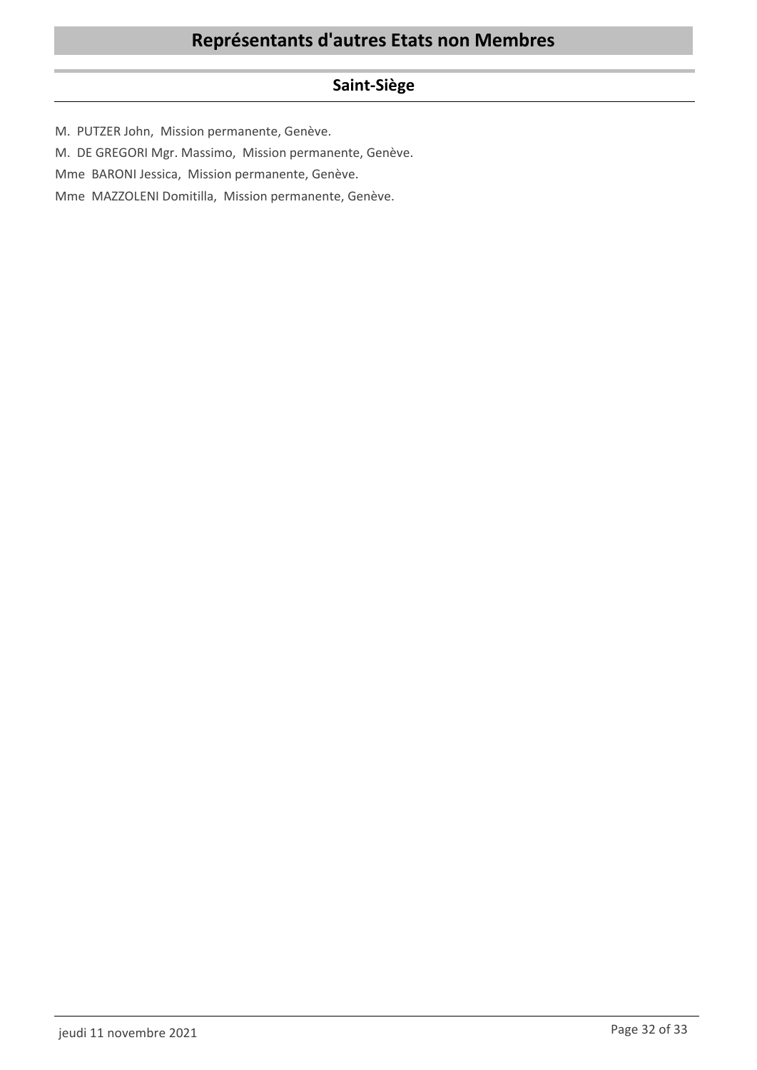# Représentants d'autres Etats non Membres

## Saint-Siège

M. PUTZER John, Mission permanente, Genève.

M. DE GREGORI Mgr. Massimo, Mission permanente, Genève.

Mme BARONI Jessica, Mission permanente, Genève.

Mme MAZZOLENI Domitilla, Mission permanente, Genève.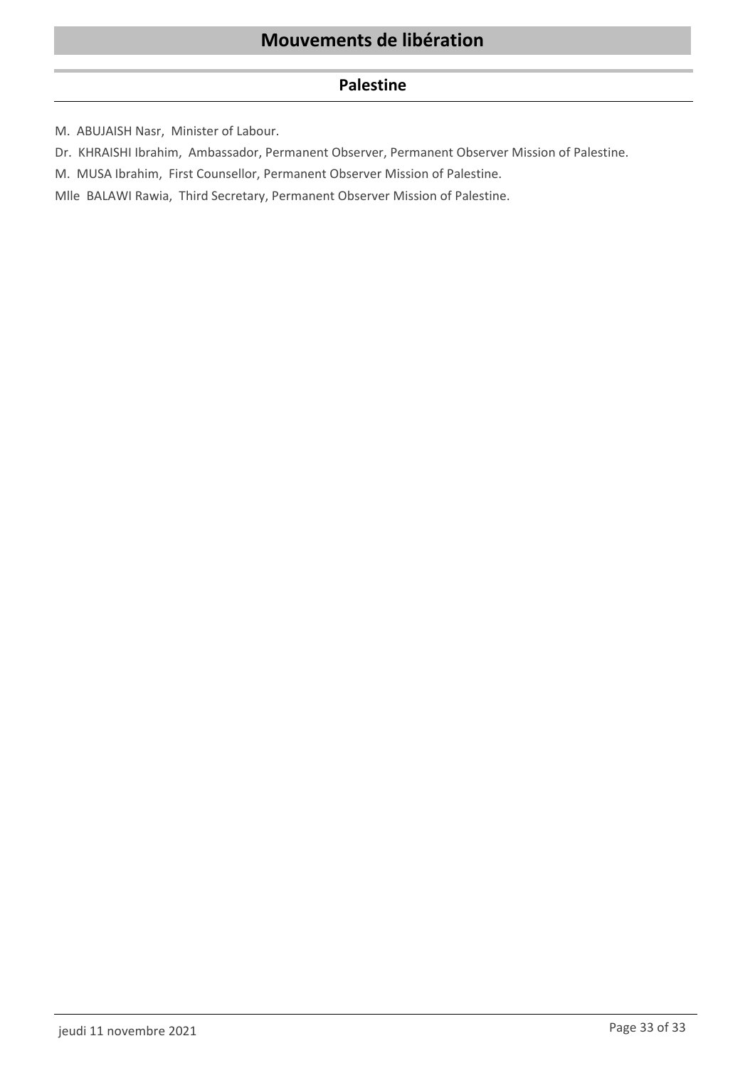# Mouvements de libération

## Palestine

M. ABUJAISH Nasr, Minister of Labour.

Dr. KHRAISHI Ibrahim, Ambassador, Permanent Observer, Permanent Observer Mission of Palestine.

M. MUSA Ibrahim, First Counsellor, Permanent Observer Mission of Palestine.

Mlle BALAWI Rawia, Third Secretary, Permanent Observer Mission of Palestine.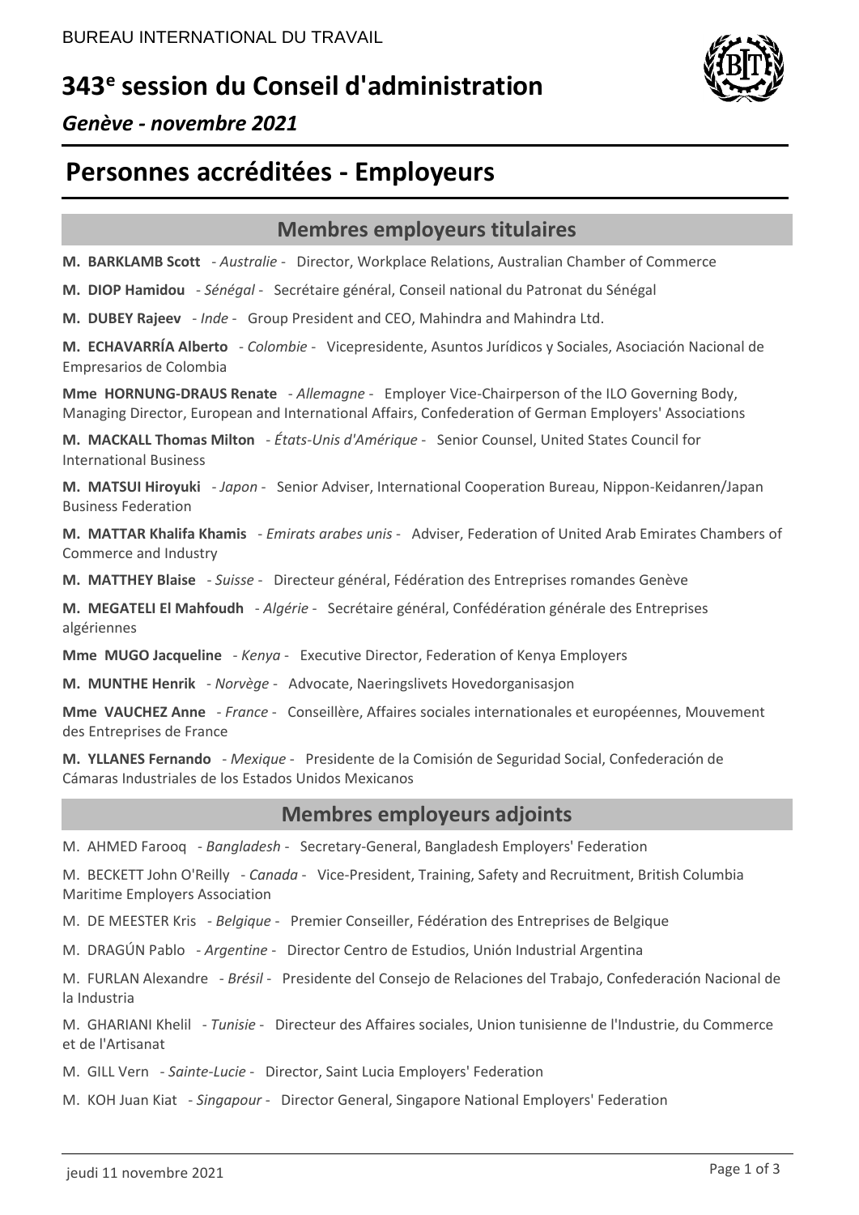BUREAU INTERNATIONAL DU TRAVAIL

# 343e session du Conseil d'administration

*Genève - novembre 2021*

# Personnes accréditées - Employeurs

## Membres employeurs titulaires

**M. BARKLAMB Scott** - *Australie* - Director, Workplace Relations, Australian Chamber of Commerce

**M. DIOP Hamidou** - *Sénégal* - Secrétaire général, Conseil national du Patronat du Sénégal

**M. DUBEY Rajeev** - *Inde* - Group President and CEO, Mahindra and Mahindra Ltd.

**M. ECHAVARRÍA Alberto** - *Colombie* - Vicepresidente, Asuntos Jurídicos y Sociales, Asociación Nacional de Empresarios de Colombia

**Mme HORNUNG-DRAUS Renate** - *Allemagne* - Employer Vice-Chairperson of the ILO Governing Body, Managing Director, European and International Affairs, Confederation of German Employers' Associations

**M. MACKALL Thomas Milton** - *États-Unis d'Amérique* - Senior Counsel, United States Council for International Business

**M. MATSUI Hiroyuki** - *Japon* - Senior Adviser, International Cooperation Bureau, Nippon-Keidanren/Japan Business Federation

**M. MATTAR Khalifa Khamis** - *Emirats arabes unis* - Adviser, Federation of United Arab Emirates Chambers of Commerce and Industry

**M. MATTHEY Blaise** - *Suisse* - Directeur général, Fédération des Entreprises romandes Genève

**M. MEGATELI El Mahfoudh** - *Algérie* - Secrétaire général, Confédération générale des Entreprises algériennes

**Mme MUGO Jacqueline** - *Kenya* - Executive Director, Federation of Kenya Employers

**M. MUNTHE Henrik** - *Norvège* - Advocate, Naeringslivets Hovedorganisasjon

**Mme VAUCHEZ Anne** - *France* - Conseillère, Affaires sociales internationales et européennes, Mouvement des Entreprises de France

**M. YLLANES Fernando** - *Mexique* - Presidente de la Comisión de Seguridad Social, Confederación de Cámaras Industriales de los Estados Unidos Mexicanos

## Membres employeurs adjoints

M. AHMED Farooq - *Bangladesh* - Secretary-General, Bangladesh Employers' Federation

M. BECKETT John O'Reilly - *Canada* - Vice-President, Training, Safety and Recruitment, British Columbia Maritime Employers Association

M. DE MEESTER Kris - *Belgique* - Premier Conseiller, Fédération des Entreprises de Belgique

M. DRAGÚN Pablo - *Argentine* - Director Centro de Estudios, Unión Industrial Argentina

M. FURLAN Alexandre - *Brésil* - Presidente del Consejo de Relaciones del Trabajo, Confederación Nacional de la Industria

M. GHARIANI Khelil - *Tunisie* - Directeur des Affaires sociales, Union tunisienne de l'Industrie, du Commerce et de l'Artisanat

M. GILL Vern - *Sainte-Lucie* - Director, Saint Lucia Employers' Federation

M. KOH Juan Kiat - *Singapour* - Director General, Singapore National Employers' Federation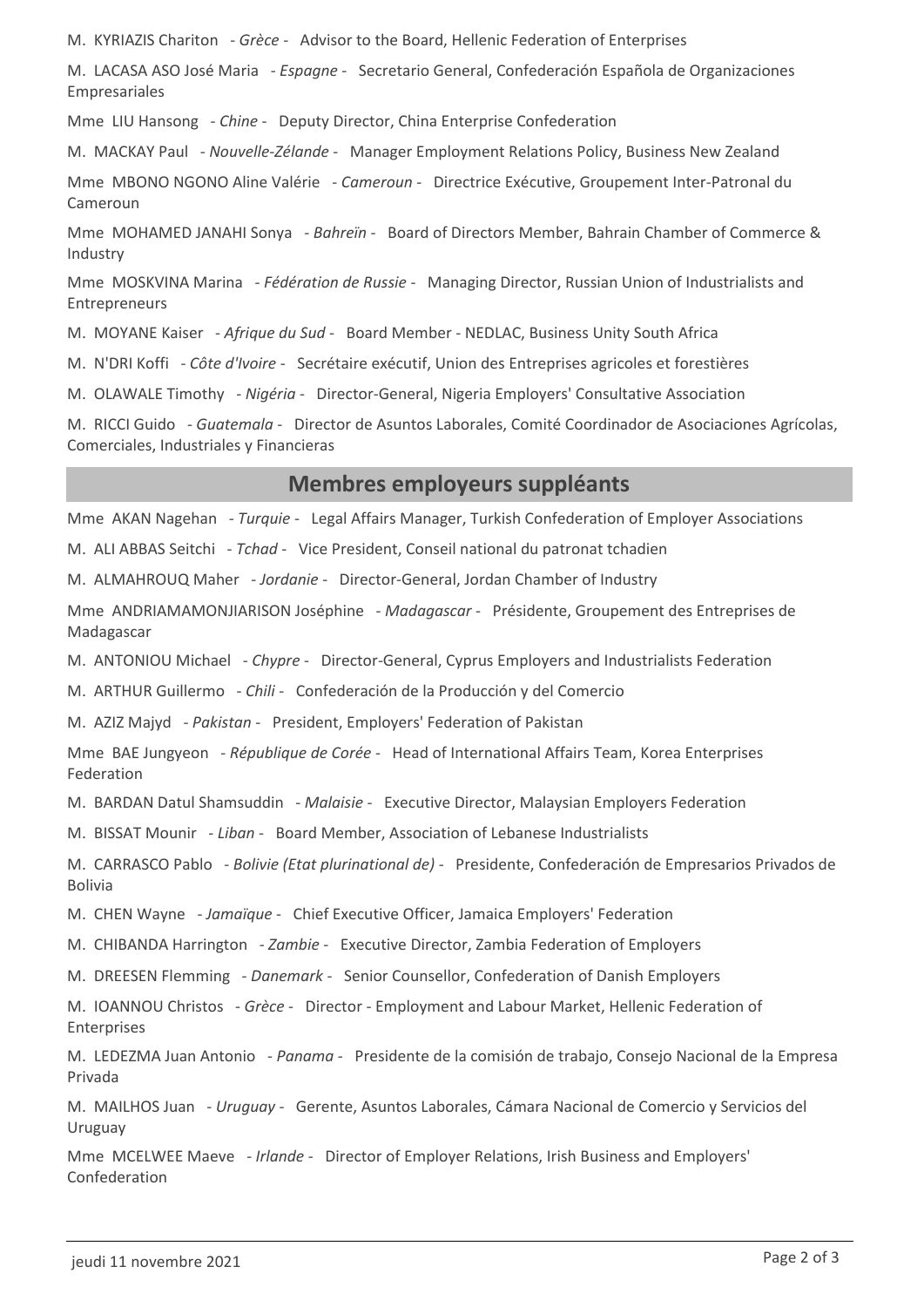M. KYRIAZIS Chariton - *Grèce* - Advisor to the Board, Hellenic Federation of Enterprises

M. LACASA ASO José Maria - *Espagne* - Secretario General, Confederación Española de Organizaciones Empresariales

Mme LIU Hansong - *Chine* - Deputy Director, China Enterprise Confederation

M. MACKAY Paul - *Nouvelle-Zélande* - Manager Employment Relations Policy, Business New Zealand

Mme MBONO NGONO Aline Valérie - *Cameroun* - Directrice Exécutive, Groupement Inter-Patronal du Cameroun

Mme MOHAMED JANAHI Sonya - *Bahreïn* - Board of Directors Member, Bahrain Chamber of Commerce & Industry

Mme MOSKVINA Marina - *Fédération de Russie* - Managing Director, Russian Union of Industrialists and Entrepreneurs

M. MOYANE Kaiser - *Afrique du Sud* - Board Member - NEDLAC, Business Unity South Africa

M. N'DRI Koffi - *Côte d'Ivoire* - Secrétaire exécutif, Union des Entreprises agricoles et forestières

M. OLAWALE Timothy - *Nigéria* - Director-General, Nigeria Employers' Consultative Association

M. RICCI Guido - *Guatemala* - Director de Asuntos Laborales, Comité Coordinador de Asociaciones Agrícolas, Comerciales, Industriales y Financieras

## Membres employeurs suppléants

Mme AKAN Nagehan - *Turquie* - Legal Affairs Manager, Turkish Confederation of Employer Associations

M. ALI ABBAS Seitchi - *Tchad* - Vice President, Conseil national du patronat tchadien

M. ALMAHROUQ Maher - *Jordanie* - Director-General, Jordan Chamber of Industry

Mme ANDRIAMAMONJIARISON Joséphine - *Madagascar* - Présidente, Groupement des Entreprises de Madagascar

M. ANTONIOU Michael - *Chypre* - Director-General, Cyprus Employers and Industrialists Federation

M. ARTHUR Guillermo - *Chili* - Confederación de la Producción y del Comercio

M. AZIZ Majyd - *Pakistan* - President, Employers' Federation of Pakistan

Mme BAE Jungyeon - *République de Corée* - Head of International Affairs Team, Korea Enterprises Federation

M. BARDAN Datul Shamsuddin - *Malaisie* - Executive Director, Malaysian Employers Federation

M. BISSAT Mounir - *Liban* - Board Member, Association of Lebanese Industrialists

M. CARRASCO Pablo - *Bolivie (Etat plurinational de)* - Presidente, Confederación de Empresarios Privados de Bolivia

M. CHEN Wayne - *Jamaïque* - Chief Executive Officer, Jamaica Employers' Federation

M. CHIBANDA Harrington - *Zambie* - Executive Director, Zambia Federation of Employers

M. DREESEN Flemming - *Danemark* - Senior Counsellor, Confederation of Danish Employers

M. IOANNOU Christos - *Grèce* - Director - Employment and Labour Market, Hellenic Federation of Enterprises

M. LEDEZMA Juan Antonio - *Panama* - Presidente de la comisión de trabajo, Consejo Nacional de la Empresa Privada

M. MAILHOS Juan - *Uruguay* - Gerente, Asuntos Laborales, Cámara Nacional de Comercio y Servicios del Uruguay

Mme MCELWEE Maeve - *Irlande* - Director of Employer Relations, Irish Business and Employers' Confederation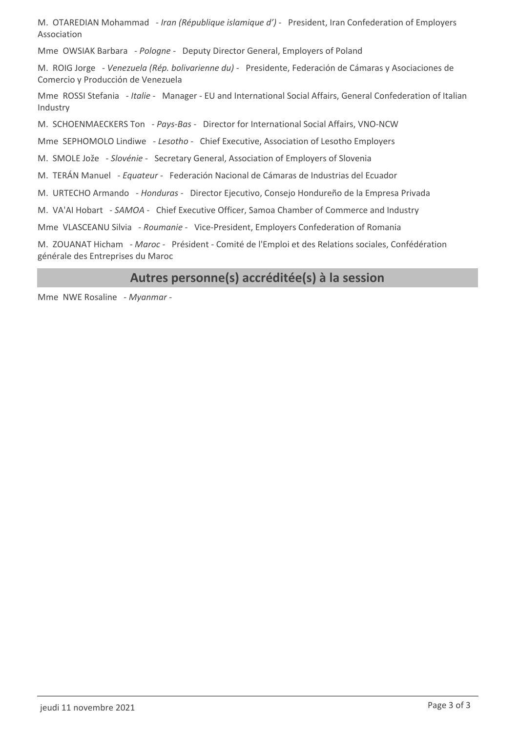M. OTAREDIAN Mohammad - *Iran (République islamique d')* - President, Iran Confederation of Employers Association

Mme OWSIAK Barbara - *Pologne* - Deputy Director General, Employers of Poland

M. ROIG Jorge - *Venezuela (Rép. bolivarienne du)* - Presidente, Federación de Cámaras y Asociaciones de Comercio y Producción de Venezuela

Mme ROSSI Stefania - *Italie* - Manager - EU and International Social Affairs, General Confederation of Italian Industry

M. SCHOENMAECKERS Ton - *Pays-Bas* - Director for International Social Affairs, VNO-NCW

Mme SEPHOMOLO Lindiwe - *Lesotho* - Chief Executive, Association of Lesotho Employers

M. SMOLE Jože - *Slovénie* - Secretary General, Association of Employers of Slovenia

M. TERÁN Manuel - *Equateur* - Federación Nacional de Cámaras de Industrias del Ecuador

M. URTECHO Armando - *Honduras* - Director Ejecutivo, Consejo Hondureño de la Empresa Privada

M. VA'AI Hobart - *SAMOA* - Chief Executive Officer, Samoa Chamber of Commerce and Industry

Mme VLASCEANU Silvia - *Roumanie* - Vice-President, Employers Confederation of Romania

M. ZOUANAT Hicham - *Maroc* - Président - Comité de l'Emploi et des Relations sociales, Confédération générale des Entreprises du Maroc

## Autres personne(s) accréditée(s) à la session

Mme NWE Rosaline - *Myanmar* -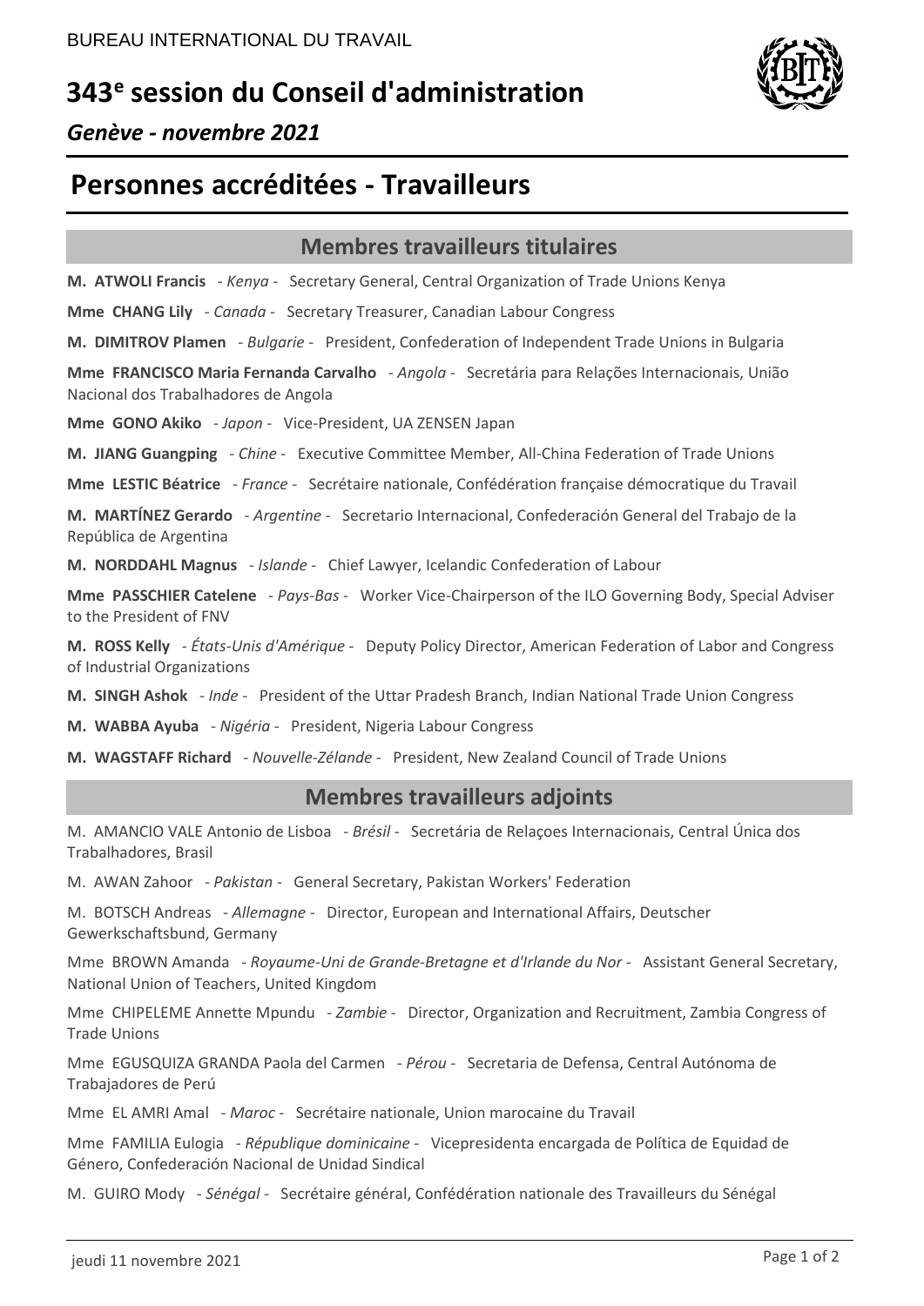BUREAU INTERNATIONAL DU TRAVAIL

# 343e session du Conseil d'administration

*Genève - novembre 2021*

# Personnes accréditées - Travailleurs

## Membres travailleurs titulaires

**M. ATWOLI Francis** - *Kenya* - Secretary General, Central Organization of Trade Unions Kenya

**Mme CHANG Lily** - *Canada* - Secretary Treasurer, Canadian Labour Congress

**M. DIMITROV Plamen** - *Bulgarie* - President, Confederation of Independent Trade Unions in Bulgaria

**Mme FRANCISCO Maria Fernanda Carvalho** - *Angola* - Secretária para Relações Internacionais, União Nacional dos Trabalhadores de Angola

**Mme GONO Akiko** - *Japon* - Vice-President, UA ZENSEN Japan

**M. JIANG Guangping** - *Chine* - Executive Committee Member, All-China Federation of Trade Unions

**Mme LESTIC Béatrice** - *France* - Secrétaire nationale, Confédération française démocratique du Travail

**M. MARTÍNEZ Gerardo** - *Argentine* - Secretario Internacional, Confederación General del Trabajo de la República de Argentina

**M. NORDDAHL Magnus** - *Islande* - Chief Lawyer, Icelandic Confederation of Labour

**Mme PASSCHIER Catelene** - *Pays-Bas* - Worker Vice-Chairperson of the ILO Governing Body, Special Adviser to the President of FNV

**M. ROSS Kelly** - *États-Unis d'Amérique* - Deputy Policy Director, American Federation of Labor and Congress of Industrial Organizations

**M. SINGH Ashok** - *Inde* - President of the Uttar Pradesh Branch, Indian National Trade Union Congress

**M. WABBA Ayuba** - *Nigéria* - President, Nigeria Labour Congress

**M. WAGSTAFF Richard** - *Nouvelle-Zélande* - President, New Zealand Council of Trade Unions

## Membres travailleurs adjoints

M. AMANCIO VALE Antonio de Lisboa - *Brésil* - Secretária de Relaçoes Internacionais, Central Única dos Trabalhadores, Brasil

M. AWAN Zahoor - *Pakistan* - General Secretary, Pakistan Workers' Federation

M. BOTSCH Andreas - *Allemagne* - Director, European and International Affairs, Deutscher Gewerkschaftsbund, Germany

Mme BROWN Amanda - *Royaume-Uni de Grande-Bretagne et d'Irlande du Nor* - Assistant General Secretary, National Union of Teachers, United Kingdom

Mme CHIPELEME Annette Mpundu - *Zambie* - Director, Organization and Recruitment, Zambia Congress of Trade Unions

Mme EGUSQUIZA GRANDA Paola del Carmen - *Pérou* - Secretaria de Defensa, Central Autónoma de Trabajadores de Perú

Mme EL AMRI Amal - *Maroc* - Secrétaire nationale, Union marocaine du Travail

Mme FAMILIA Eulogia - *République dominicaine* - Vicepresidenta encargada de Política de Equidad de Género, Confederación Nacional de Unidad Sindical

M. GUIRO Mody - *Sénégal* - Secrétaire général, Confédération nationale des Travailleurs du Sénégal

jeudi 11 novembre 2021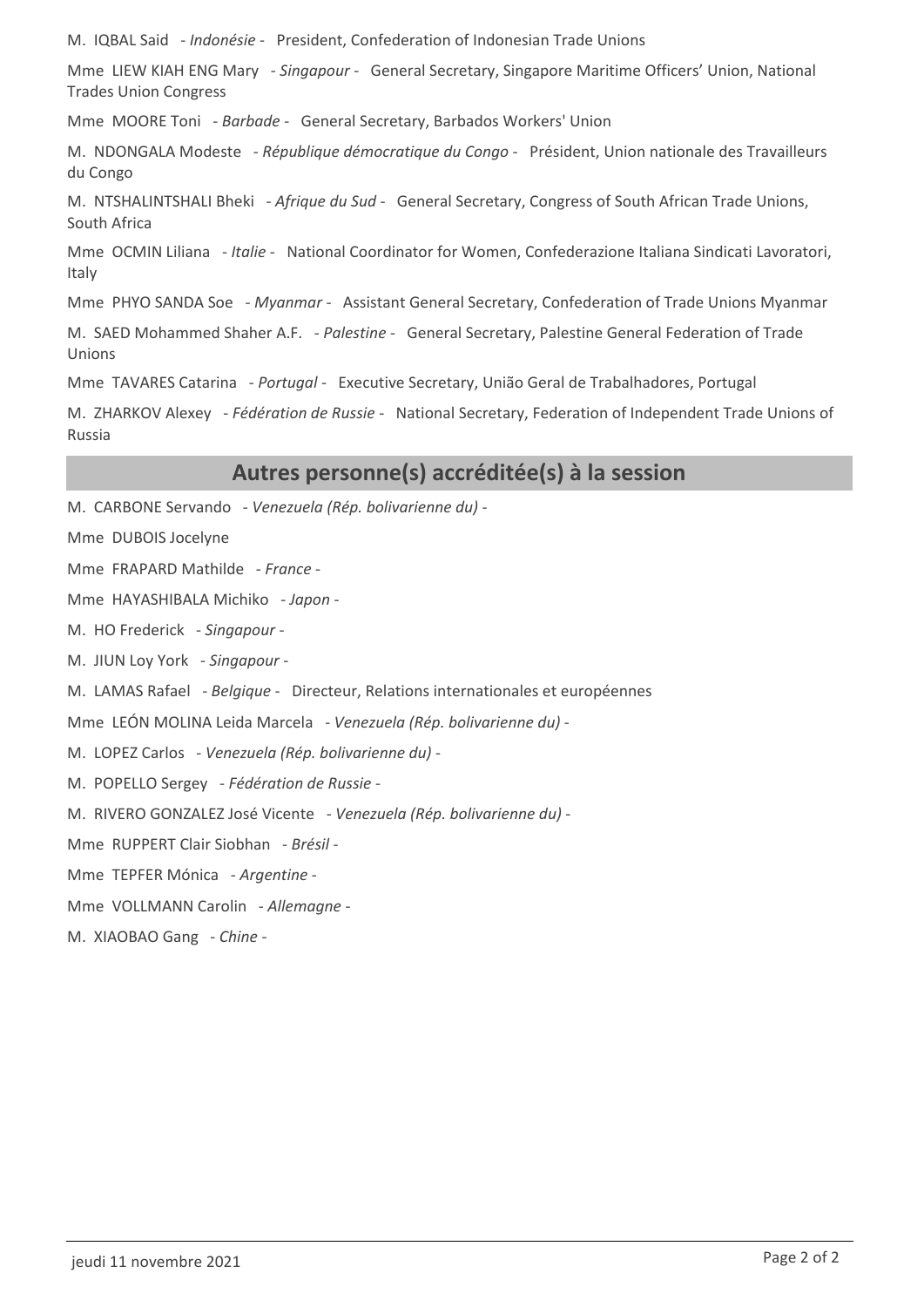M. IQBAL Said - *Indonésie* - President, Confederation of Indonesian Trade Unions

Mme LIEW KIAH ENG Mary - *Singapour* - General Secretary, Singapore Maritime Officers' Union, National Trades Union Congress

Mme MOORE Toni - *Barbade* - General Secretary, Barbados Workers' Union

M. NDONGALA Modeste - *République démocratique du Congo* - Président, Union nationale des Travailleurs du Congo

M. NTSHALINTSHALI Bheki - *Afrique du Sud* - General Secretary, Congress of South African Trade Unions, South Africa

Mme OCMIN Liliana - *Italie* - National Coordinator for Women, Confederazione Italiana Sindicati Lavoratori, Italy

Mme PHYO SANDA Soe - *Myanmar* - Assistant General Secretary, Confederation of Trade Unions Myanmar

M. SAED Mohammed Shaher A.F. - *Palestine* - General Secretary, Palestine General Federation of Trade Unions

Mme TAVARES Catarina - *Portugal* - Executive Secretary, União Geral de Trabalhadores, Portugal

M. ZHARKOV Alexey - *Fédération de Russie* - National Secretary, Federation of Independent Trade Unions of Russia

## Autres personne(s) accréditée(s) à la session

M. CARBONE Servando - *Venezuela (Rép. bolivarienne du)* -

Mme DUBOIS Jocelyne

Mme FRAPARD Mathilde - *France* -

Mme HAYASHIBALA Michiko - *Japon* -

M. HO Frederick - *Singapour* -

M. JIUN Loy York - *Singapour* -

M. LAMAS Rafael - *Belgique* - Directeur, Relations internationales et européennes

Mme LEÓN MOLINA Leida Marcela - *Venezuela (Rép. bolivarienne du)* -

M. LOPEZ Carlos - *Venezuela (Rép. bolivarienne du)* -

M. POPELLO Sergey - *Fédération de Russie* -

M. RIVERO GONZALEZ José Vicente - *Venezuela (Rép. bolivarienne du)* -

Mme RUPPERT Clair Siobhan - *Brésil* -

Mme TEPFER Mónica - *Argentine* -

Mme VOLLMANN Carolin - *Allemagne* -

M. XIAOBAO Gang - *Chine* -

jeudi 11 novembre 2021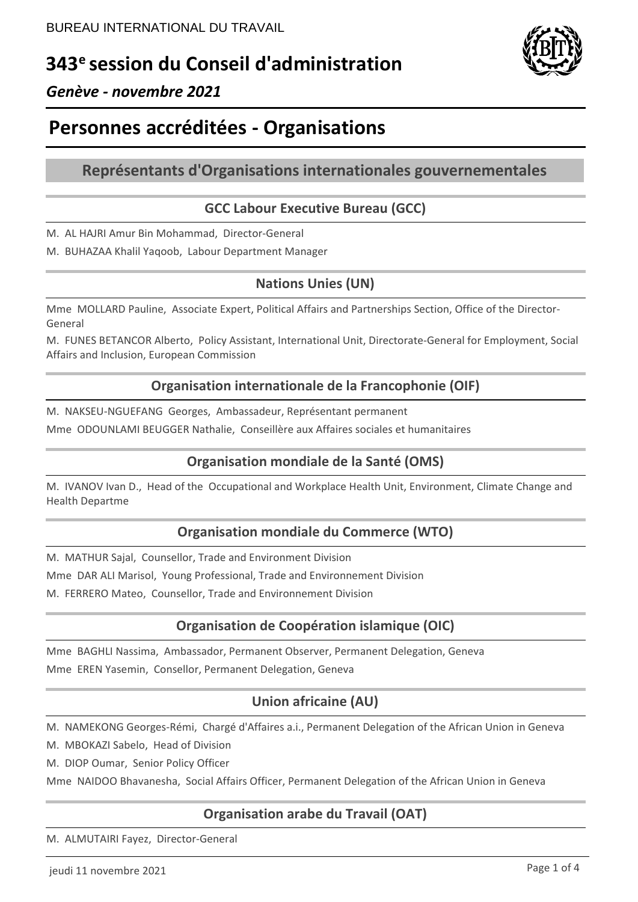BUREAU INTERNATIONAL DU TRAVAIL

# 343[e] session du Conseil d'administration

*Genève - novembre 2021*

# Personnes accréditées - Organisations

## Représentants d'Organisations internationales gouvernementales

### GCC Labour Executive Bureau (GCC)

M. AL HAJRI Amur Bin Mohammad, Director-General

M. BUHAZAA Khalil Yaqoob, Labour Department Manager

### Nations Unies (UN)

Mme MOLLARD Pauline, Associate Expert, Political Affairs and Partnerships Section, Office of the Director-General

M. FUNES BETANCOR Alberto, Policy Assistant, International Unit, Directorate-General for Employment, Social Affairs and Inclusion, European Commission

### Organisation internationale de la Francophonie (OIF)

M. NAKSEU-NGUEFANG Georges, Ambassadeur, Représentant permanent

Mme ODOUNLAMI BEUGGER Nathalie, Conseillère aux Affaires sociales et humanitaires

### Organisation mondiale de la Santé (OMS)

M. IVANOV Ivan D., Head of the Occupational and Workplace Health Unit, Environment, Climate Change and Health Departme

### Organisation mondiale du Commerce (WTO)

M. MATHUR Sajal, Counsellor, Trade and Environment Division

Mme DAR ALI Marisol, Young Professional, Trade and Environnement Division

M. FERRERO Mateo, Counsellor, Trade and Environnement Division

### Organisation de Coopération islamique (OIC)

Mme BAGHLI Nassima, Ambassador, Permanent Observer, Permanent Delegation, Geneva

Mme EREN Yasemin, Consellor, Permanent Delegation, Geneva

### Union africaine (AU)

M. NAMEKONG Georges-Rémi, Chargé d'Affaires a.i., Permanent Delegation of the African Union in Geneva

M. MBOKAZI Sabelo, Head of Division

M. DIOP Oumar, Senior Policy Officer

Mme NAIDOO Bhavanesha, Social Affairs Officer, Permanent Delegation of the African Union in Geneva

### Organisation arabe du Travail (OAT)

M. ALMUTAIRI Fayez, Director-General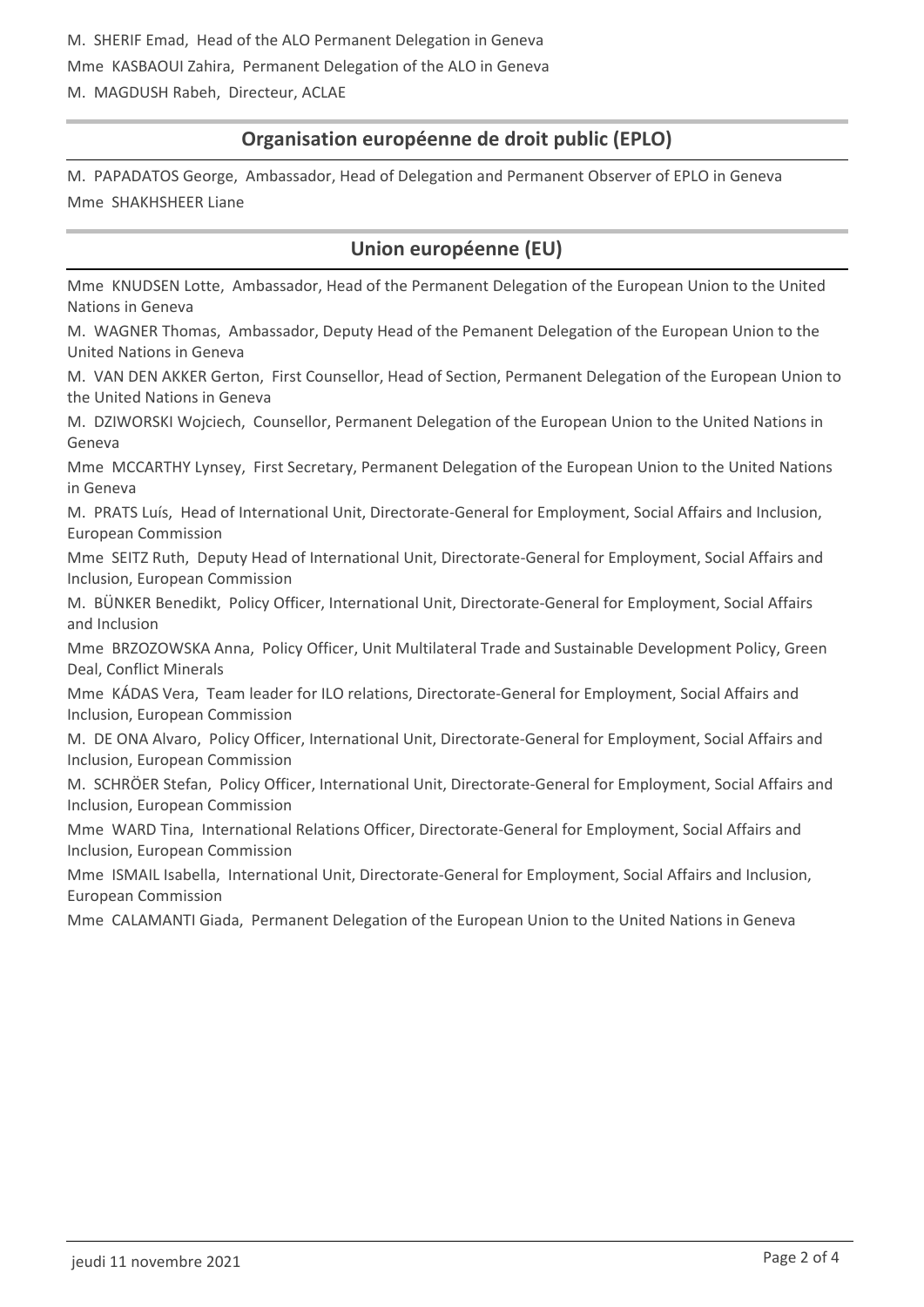M. SHERIF Emad, Head of the ALO Permanent Delegation in Geneva

Mme KASBAOUI Zahira, Permanent Delegation of the ALO in Geneva

M. MAGDUSH Rabeh, Directeur, ACLAE

## Organisation européenne de droit public (EPLO)

M. PAPADATOS George, Ambassador, Head of Delegation and Permanent Observer of EPLO in Geneva

Mme SHAKHSHEER Liane

## Union européenne (EU)

Mme KNUDSEN Lotte, Ambassador, Head of the Permanent Delegation of the European Union to the United Nations in Geneva

M. WAGNER Thomas, Ambassador, Deputy Head of the Pemanent Delegation of the European Union to the United Nations in Geneva

M. VAN DEN AKKER Gerton, First Counsellor, Head of Section, Permanent Delegation of the European Union to the United Nations in Geneva

M. DZIWORSKI Wojciech, Counsellor, Permanent Delegation of the European Union to the United Nations in Geneva

Mme MCCARTHY Lynsey, First Secretary, Permanent Delegation of the European Union to the United Nations in Geneva

M. PRATS Luís, Head of International Unit, Directorate-General for Employment, Social Affairs and Inclusion, European Commission

Mme SEITZ Ruth, Deputy Head of International Unit, Directorate-General for Employment, Social Affairs and Inclusion, European Commission

M. BÜNKER Benedikt, Policy Officer, International Unit, Directorate-General for Employment, Social Affairs and Inclusion

Mme BRZOZOWSKA Anna, Policy Officer, Unit Multilateral Trade and Sustainable Development Policy, Green Deal, Conflict Minerals

Mme KÁDAS Vera, Team leader for ILO relations, Directorate-General for Employment, Social Affairs and Inclusion, European Commission

M. DE ONA Alvaro, Policy Officer, International Unit, Directorate-General for Employment, Social Affairs and Inclusion, European Commission

M. SCHRÖER Stefan, Policy Officer, International Unit, Directorate-General for Employment, Social Affairs and Inclusion, European Commission

Mme WARD Tina, International Relations Officer, Directorate-General for Employment, Social Affairs and Inclusion, European Commission

Mme ISMAIL Isabella, International Unit, Directorate-General for Employment, Social Affairs and Inclusion, European Commission

Mme CALAMANTI Giada, Permanent Delegation of the European Union to the United Nations in Geneva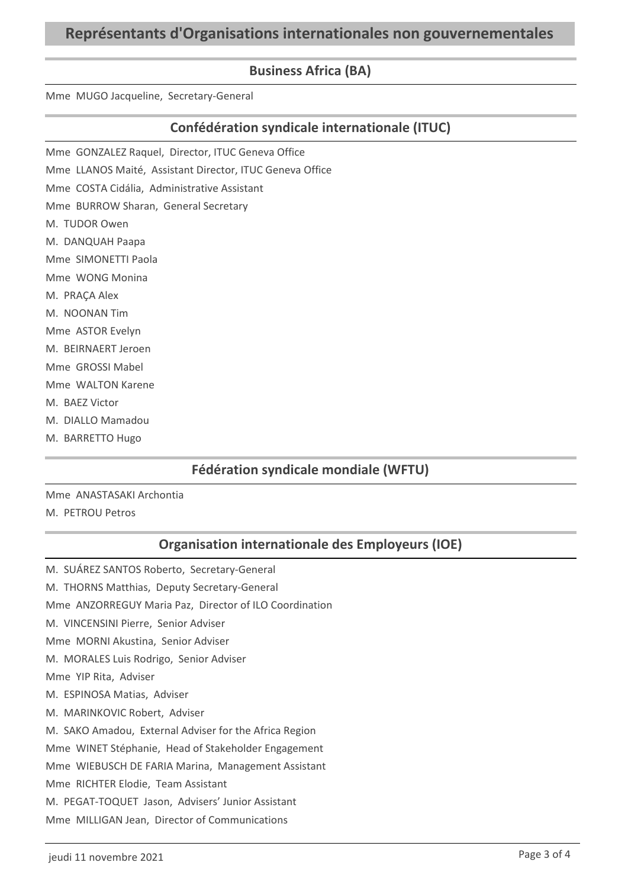# Représentants d'Organisations internationales non gouvernementales

## Business Africa (BA)

Mme MUGO Jacqueline, Secretary-General

## Confédération syndicale internationale (ITUC)

Mme GONZALEZ Raquel, Director, ITUC Geneva Office

Mme LLANOS Maité, Assistant Director, ITUC Geneva Office

Mme COSTA Cidália, Administrative Assistant

Mme BURROW Sharan, General Secretary

M. TUDOR Owen

M. DANQUAH Paapa

Mme SIMONETTI Paola

Mme WONG Monina

M. PRAÇA Alex

M. NOONAN Tim

Mme ASTOR Evelyn

M. BEIRNAERT Jeroen

Mme GROSSI Mabel

Mme WALTON Karene

M. BAEZ Victor

M. DIALLO Mamadou

M. BARRETTO Hugo

## Fédération syndicale mondiale (WFTU)

Mme ANASTASAKI Archontia

M. PETROU Petros

## Organisation internationale des Employeurs (IOE)

M. SUÁREZ SANTOS Roberto, Secretary-General

M. THORNS Matthias, Deputy Secretary-General

Mme ANZORREGUY Maria Paz, Director of ILO Coordination

M. VINCENSINI Pierre, Senior Adviser

Mme MORNI Akustina, Senior Adviser

M. MORALES Luis Rodrigo, Senior Adviser

Mme YIP Rita, Adviser

M. ESPINOSA Matias, Adviser

M. MARINKOVIC Robert, Adviser

M. SAKO Amadou, External Adviser for the Africa Region

Mme WINET Stéphanie, Head of Stakeholder Engagement

Mme WIEBUSCH DE FARIA Marina, Management Assistant

Mme RICHTER Elodie, Team Assistant

M. PEGAT-TOQUET Jason, Advisers' Junior Assistant

Mme MILLIGAN Jean, Director of Communications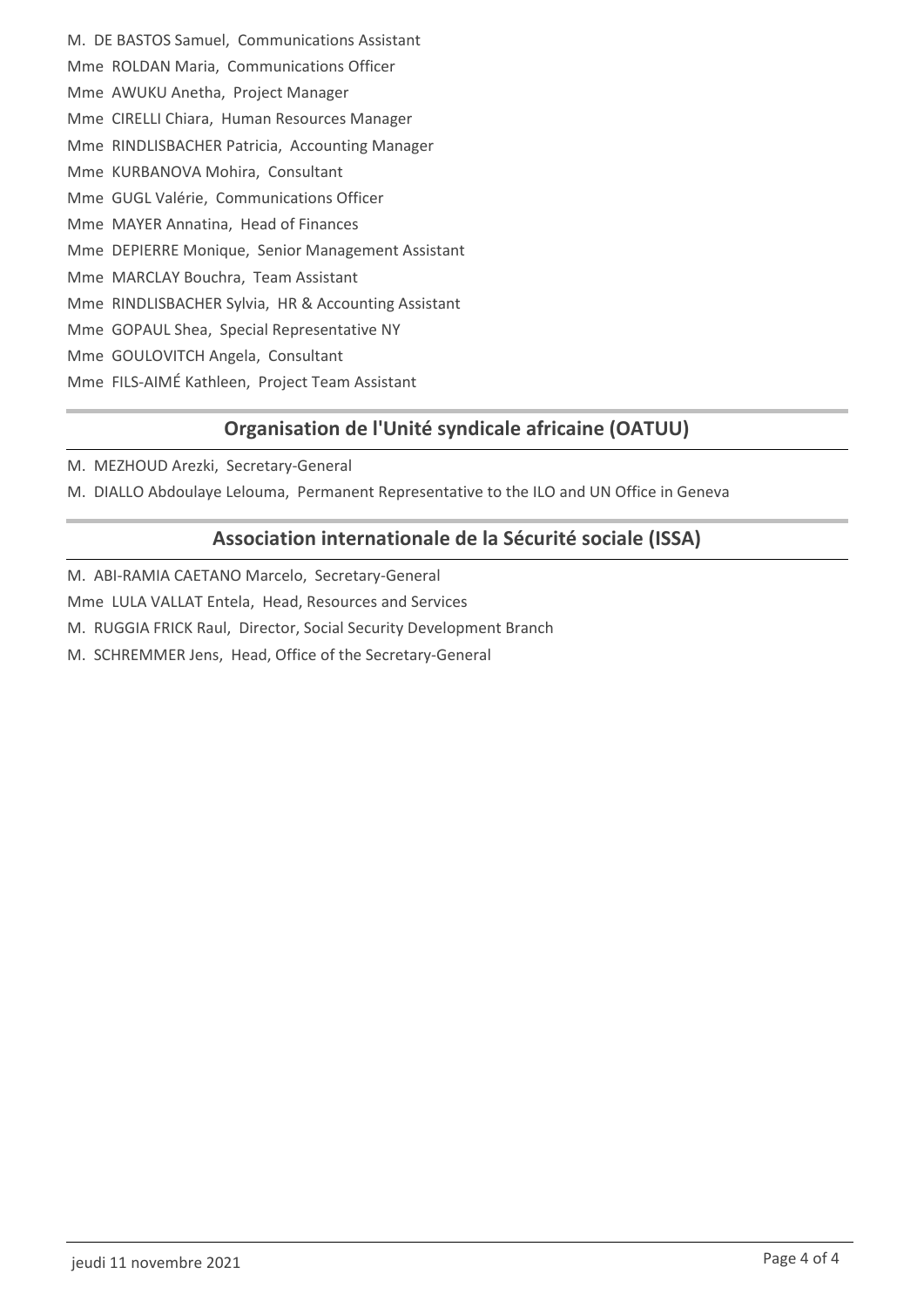M. DE BASTOS Samuel, Communications Assistant

Mme ROLDAN Maria, Communications Officer

Mme AWUKU Anetha, Project Manager

Mme CIRELLI Chiara, Human Resources Manager

Mme RINDLISBACHER Patricia, Accounting Manager

Mme KURBANOVA Mohira, Consultant

Mme GUGL Valérie, Communications Officer

Mme MAYER Annatina, Head of Finances

Mme DEPIERRE Monique, Senior Management Assistant

Mme MARCLAY Bouchra, Team Assistant

Mme RINDLISBACHER Sylvia, HR & Accounting Assistant

Mme GOPAUL Shea, Special Representative NY

Mme GOULOVITCH Angela, Consultant

Mme FILS-AIMÉ Kathleen, Project Team Assistant

## Organisation de l'Unité syndicale africaine (OATUU)

M. MEZHOUD Arezki, Secretary-General

M. DIALLO Abdoulaye Lelouma, Permanent Representative to the ILO and UN Office in Geneva

## Association internationale de la Sécurité sociale (ISSA)

M. ABI-RAMIA CAETANO Marcelo, Secretary-General

Mme LULA VALLAT Entela, Head, Resources and Services

M. RUGGIA FRICK Raul, Director, Social Security Development Branch

M. SCHREMMER Jens, Head, Office of the Secretary-General